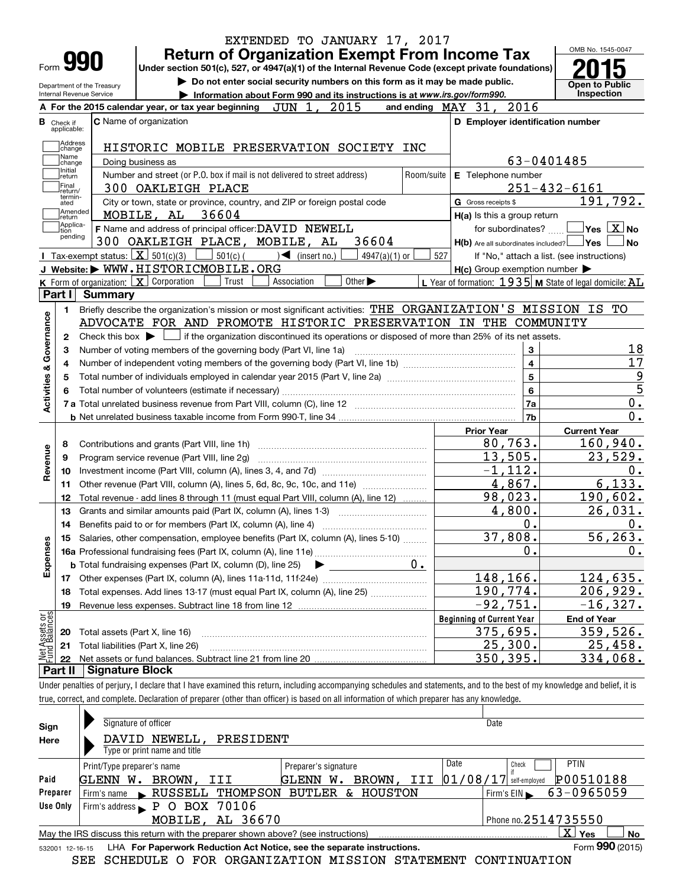EXTENDED TO JANUARY 17, 2017

Form **990**

# Return of Organization Exempt From Income Tax

**Under section 501(c), 527, or 4947(a)(1) of the Internal Revenue Code (except private foundations)**

▶ Do not enter social security numbers on this form as it may be made public.

▶ Information about Form 990 and its instructions is at www.irs.gov/form990.

Department of the Treasury
Internal Revenue Service

OMB No. 1545-0047

**2015**

**Open to Public Inspection**

**A** For the 2015 calendar year, or tax year beginning JUN 1, 2015 and ending MAY 31, 2016

**B** Check if applicable: Address change, Name change, Initial return, Final return/terminated, Amended return, Application pending

**C** Name of organization: HISTORIC MOBILE PRESERVATION SOCIETY INC

Doing business as

Number and street (or P.O. box if mail is not delivered to street address): 300 OAKLEIGH PLACE — Room/suite

City or town, state or province, country, and ZIP or foreign postal code: MOBILE, AL 36604

**D** Employer identification number: 63-0401485

**E** Telephone number: 251-432-6161

**G** Gross receipts $ 191,792.

**F** Name and address of principal officer: DAVID NEWELL, 300 OAKLEIGH PLACE, MOBILE, AL 36604

**H(a)** Is this a group return for subordinates? ☐ Yes ☒ No

**H(b)** Are all subordinates included? ☐ Yes ☐ No — If "No," attach a list. (see instructions)

**H(c)** Group exemption number ▶

**I** Tax-exempt status: ☒ 501(c)(3) ☐ 501(c) ( ) ◀ (insert no.) ☐ 4947(a)(1) or ☐ 527

**J** Website: ▶ WWW.HISTORICMOBILE.ORG

**K** Form of organization: ☒ Corporation ☐ Trust ☐ Association ☐ Other ▶

**L** Year of formation: 1935 **M** State of legal domicile: AL

## Part I Summary

**Activities & Governance**

1. Briefly describe the organization's mission or most significant activities: THE ORGANIZATION'S MISSION IS TO ADVOCATE FOR AND PROMOTE HISTORIC PRESERVATION IN THE COMMUNITY
2. Check this box ▶ ☐ if the organization discontinued its operations or disposed of more than 25% of its net assets.

| | | | |
|---|---|---|---|
| 3 | Number of voting members of the governing body (Part VI, line 1a) | 3 | 18 |
| 4 | Number of independent voting members of the governing body (Part VI, line 1b) | 4 | 17 |
| 5 | Total number of individuals employed in calendar year 2015 (Part V, line 2a) | 5 | 9 |
| 6 | Total number of volunteers (estimate if necessary) | 6 | 5 |
| 7a | Total unrelated business revenue from Part VIII, column (C), line 12 | 7a | 0. |
| b | Net unrelated business taxable income from Form 990-T, line 34 | 7b | 0. |

| | | Prior Year | Current Year |
|---|---|---|---|
| **Revenue** | | | |
| 8 | Contributions and grants (Part VIII, line 1h) | 80,763. | 160,940. |
| 9 | Program service revenue (Part VIII, line 2g) | 13,505. | 23,529. |
| 10 | Investment income (Part VIII, column (A), lines 3, 4, and 7d) | -1,112. | 0. |
| 11 | Other revenue (Part VIII, column (A), lines 5, 6d, 8c, 9c, 10c, and 11e) | 4,867. | 6,133. |
| 12 | Total revenue - add lines 8 through 11 (must equal Part VIII, column (A), line 12) | 98,023. | 190,602. |
| **Expenses** | | | |
| 13 | Grants and similar amounts paid (Part IX, column (A), lines 1-3) | 4,800. | 26,031. |
| 14 | Benefits paid to or for members (Part IX, column (A), line 4) | 0. | 0. |
| 15 | Salaries, other compensation, employee benefits (Part IX, column (A), lines 5-10) | 37,808. | 56,263. |
| 16a | Professional fundraising fees (Part IX, column (A), line 11e) | 0. | 0. |
| b | Total fundraising expenses (Part IX, column (D), line 25) ▶ 0. | | |
| 17 | Other expenses (Part IX, column (A), lines 11a-11d, 11f-24e) | 148,166. | 124,635. |
| 18 | Total expenses. Add lines 13-17 (must equal Part IX, column (A), line 25) | 190,774. | 206,929. |
| 19 | Revenue less expenses. Subtract line 18 from line 12 | -92,751. | -16,327. |
| **Net Assets or Fund Balances** | | **Beginning of Current Year** | **End of Year** |
| 20 | Total assets (Part X, line 16) | 375,695. | 359,526. |
| 21 | Total liabilities (Part X, line 26) | 25,300. | 25,458. |
| 22 | Net assets or fund balances. Subtract line 21 from line 20 | 350,395. | 334,068. |

## Part II Signature Block

Under penalties of perjury, I declare that I have examined this return, including accompanying schedules and statements, and to the best of my knowledge and belief, it is true, correct, and complete. Declaration of preparer (other than officer) is based on all information of which preparer has any knowledge.

**Sign Here**

Signature of officer — Date

DAVID NEWELL, PRESIDENT
Type or print name and title

**Paid Preparer Use Only**

| Print/Type preparer's name | Preparer's signature | Date | Check ☐ if self-employed | PTIN |
|---|---|---|---|---|
| GLENN W. BROWN, III | GLENN W. BROWN, III | 01/08/17 | | P00510188 |

Firm's name ▶ RUSSELL THOMPSON BUTLER & HOUSTON — Firm's EIN ▶ 63-0965059

Firm's address ▶ P O BOX 70106, MOBILE, AL 36670 — Phone no. 2514735550

May the IRS discuss this return with the preparer shown above? (see instructions) ☒ Yes ☐ No

532001 12-16-15 LHA For Paperwork Reduction Act Notice, see the separate instructions. Form **990** (2015)

SEE SCHEDULE O FOR ORGANIZATION MISSION STATEMENT CONTINUATION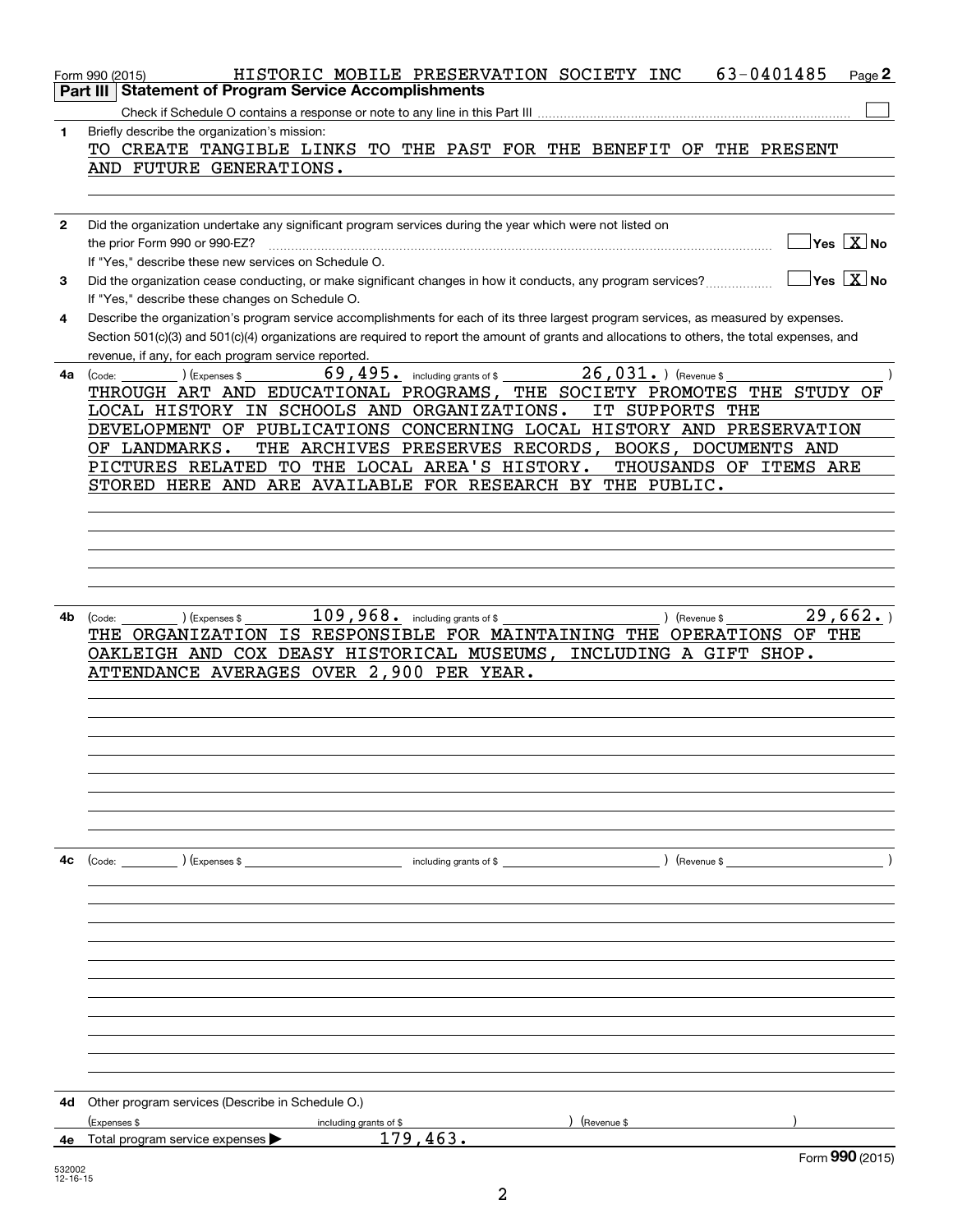Form 990 (2015) HISTORIC MOBILE PRESERVATION SOCIETY INC 63-0401485 Page 2

## Part III Statement of Program Service Accomplishments

Check if Schedule O contains a response or note to any line in this Part III [ ]

**1** Briefly describe the organization's mission:

TO CREATE TANGIBLE LINKS TO THE PAST FOR THE BENEFIT OF THE PRESENT AND FUTURE GENERATIONS.

**2** Did the organization undertake any significant program services during the year which were not listed on the prior Form 990 or 990-EZ? [ ] Yes [X] No

If "Yes," describe these new services on Schedule O.

**3** Did the organization cease conducting, or make significant changes in how it conducts, any program services? [ ] Yes [X] No

If "Yes," describe these changes on Schedule O.

**4** Describe the organization's program service accomplishments for each of its three largest program services, as measured by expenses. Section 501(c)(3) and 501(c)(4) organizations are required to report the amount of grants and allocations to others, the total expenses, and revenue, if any, for each program service reported.

**4a** (Code: ) (Expenses $ 69,495. including grants of $ 26,031. ) (Revenue $ )

THROUGH ART AND EDUCATIONAL PROGRAMS, THE SOCIETY PROMOTES THE STUDY OF LOCAL HISTORY IN SCHOOLS AND ORGANIZATIONS. IT SUPPORTS THE DEVELOPMENT OF PUBLICATIONS CONCERNING LOCAL HISTORY AND PRESERVATION OF LANDMARKS. THE ARCHIVES PRESERVES RECORDS, BOOKS, DOCUMENTS AND PICTURES RELATED TO THE LOCAL AREA'S HISTORY. THOUSANDS OF ITEMS ARE STORED HERE AND ARE AVAILABLE FOR RESEARCH BY THE PUBLIC.

**4b** (Code: ) (Expenses $ 109,968. including grants of $ ) (Revenue $ 29,662. )

THE ORGANIZATION IS RESPONSIBLE FOR MAINTAINING THE OPERATIONS OF THE OAKLEIGH AND COX DEASY HISTORICAL MUSEUMS, INCLUDING A GIFT SHOP. ATTENDANCE AVERAGES OVER 2,900 PER YEAR.

**4c** (Code: ) (Expenses $ including grants of $ ) (Revenue $ )

**4d** Other program services (Describe in Schedule O.)

(Expenses $ including grants of $ ) (Revenue $ )

**4e** Total program service expenses ▶ 179,463.

Form **990** (2015)

532002 12-16-15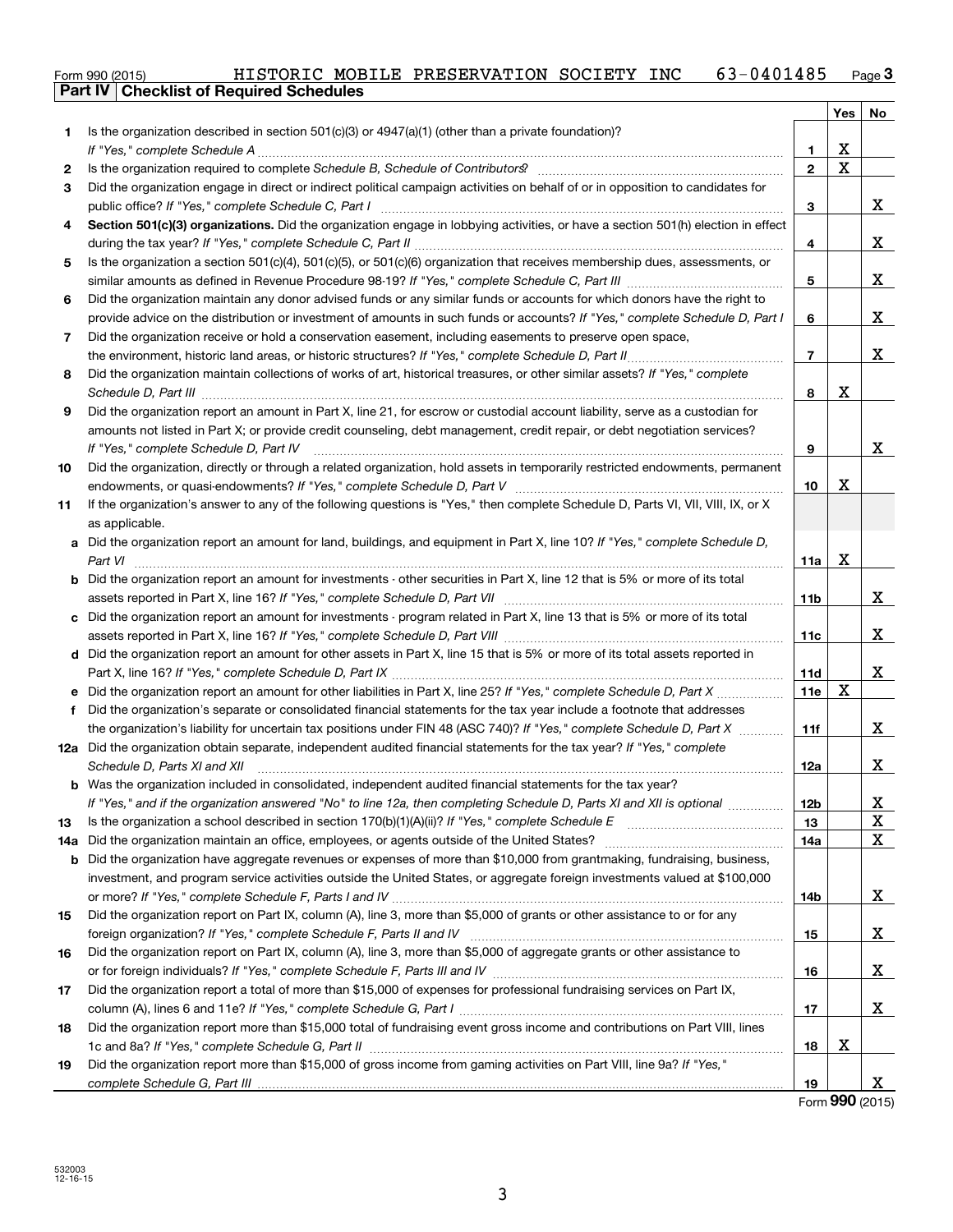Form 990 (2015) HISTORIC MOBILE PRESERVATION SOCIETY INC 63-0401485 Page **3**

## Part IV Checklist of Required Schedules

| | | | Yes | No |
|---|---|---|---|---|
| 1 | Is the organization described in section 501(c)(3) or 4947(a)(1) (other than a private foundation)? *If "Yes," complete Schedule A* | 1 | X | |
| 2 | Is the organization required to complete *Schedule B, Schedule of Contributors*? | 2 | X | |
| 3 | Did the organization engage in direct or indirect political campaign activities on behalf of or in opposition to candidates for public office? *If "Yes," complete Schedule C, Part I* | 3 | | X |
| 4 | **Section 501(c)(3) organizations.** Did the organization engage in lobbying activities, or have a section 501(h) election in effect during the tax year? *If "Yes," complete Schedule C, Part II* | 4 | | X |
| 5 | Is the organization a section 501(c)(4), 501(c)(5), or 501(c)(6) organization that receives membership dues, assessments, or similar amounts as defined in Revenue Procedure 98-19? *If "Yes," complete Schedule C, Part III* | 5 | | X |
| 6 | Did the organization maintain any donor advised funds or any similar funds or accounts for which donors have the right to provide advice on the distribution or investment of amounts in such funds or accounts? *If "Yes," complete Schedule D, Part I* | 6 | | X |
| 7 | Did the organization receive or hold a conservation easement, including easements to preserve open space, the environment, historic land areas, or historic structures? *If "Yes," complete Schedule D, Part II* | 7 | | X |
| 8 | Did the organization maintain collections of works of art, historical treasures, or other similar assets? *If "Yes," complete Schedule D, Part III* | 8 | X | |
| 9 | Did the organization report an amount in Part X, line 21, for escrow or custodial account liability, serve as a custodian for amounts not listed in Part X; or provide credit counseling, debt management, credit repair, or debt negotiation services? *If "Yes," complete Schedule D, Part IV* | 9 | | X |
| 10 | Did the organization, directly or through a related organization, hold assets in temporarily restricted endowments, permanent endowments, or quasi-endowments? *If "Yes," complete Schedule D, Part V* | 10 | X | |
| 11 | If the organization's answer to any of the following questions is "Yes," then complete Schedule D, Parts VI, VII, VIII, IX, or X as applicable. | | | |
| a | Did the organization report an amount for land, buildings, and equipment in Part X, line 10? *If "Yes," complete Schedule D, Part VI* | 11a | X | |
| b | Did the organization report an amount for investments - other securities in Part X, line 12 that is 5% or more of its total assets reported in Part X, line 16? *If "Yes," complete Schedule D, Part VII* | 11b | | X |
| c | Did the organization report an amount for investments - program related in Part X, line 13 that is 5% or more of its total assets reported in Part X, line 16? *If "Yes," complete Schedule D, Part VIII* | 11c | | X |
| d | Did the organization report an amount for other assets in Part X, line 15 that is 5% or more of its total assets reported in Part X, line 16? *If "Yes," complete Schedule D, Part IX* | 11d | | X |
| e | Did the organization report an amount for other liabilities in Part X, line 25? *If "Yes," complete Schedule D, Part X* | 11e | X | |
| f | Did the organization's separate or consolidated financial statements for the tax year include a footnote that addresses the organization's liability for uncertain tax positions under FIN 48 (ASC 740)? *If "Yes," complete Schedule D, Part X* | 11f | | X |
| 12a | Did the organization obtain separate, independent audited financial statements for the tax year? *If "Yes," complete Schedule D, Parts XI and XII* | 12a | | X |
| b | Was the organization included in consolidated, independent audited financial statements for the tax year? *If "Yes," and if the organization answered "No" to line 12a, then completing Schedule D, Parts XI and XII is optional* | 12b | | X |
| 13 | Is the organization a school described in section 170(b)(1)(A)(ii)? *If "Yes," complete Schedule E* | 13 | | X |
| 14a | Did the organization maintain an office, employees, or agents outside of the United States? | 14a | | X |
| b | Did the organization have aggregate revenues or expenses of more than $10,000 from grantmaking, fundraising, business, investment, and program service activities outside the United States, or aggregate foreign investments valued at $100,000 or more? *If "Yes," complete Schedule F, Parts I and IV* | 14b | | X |
| 15 | Did the organization report on Part IX, column (A), line 3, more than $5,000 of grants or other assistance to or for any foreign organization? *If "Yes," complete Schedule F, Parts II and IV* | 15 | | X |
| 16 | Did the organization report on Part IX, column (A), line 3, more than $5,000 of aggregate grants or other assistance to or for foreign individuals? *If "Yes," complete Schedule F, Parts III and IV* | 16 | | X |
| 17 | Did the organization report a total of more than $15,000 of expenses for professional fundraising services on Part IX, column (A), lines 6 and 11e? *If "Yes," complete Schedule G, Part I* | 17 | | X |
| 18 | Did the organization report more than $15,000 total of fundraising event gross income and contributions on Part VIII, lines 1c and 8a? *If "Yes," complete Schedule G, Part II* | 18 | X | |
| 19 | Did the organization report more than $15,000 of gross income from gaming activities on Part VIII, line 9a? *If "Yes," complete Schedule G, Part III* | 19 | | X |

Form **990** (2015)

532003 12-16-15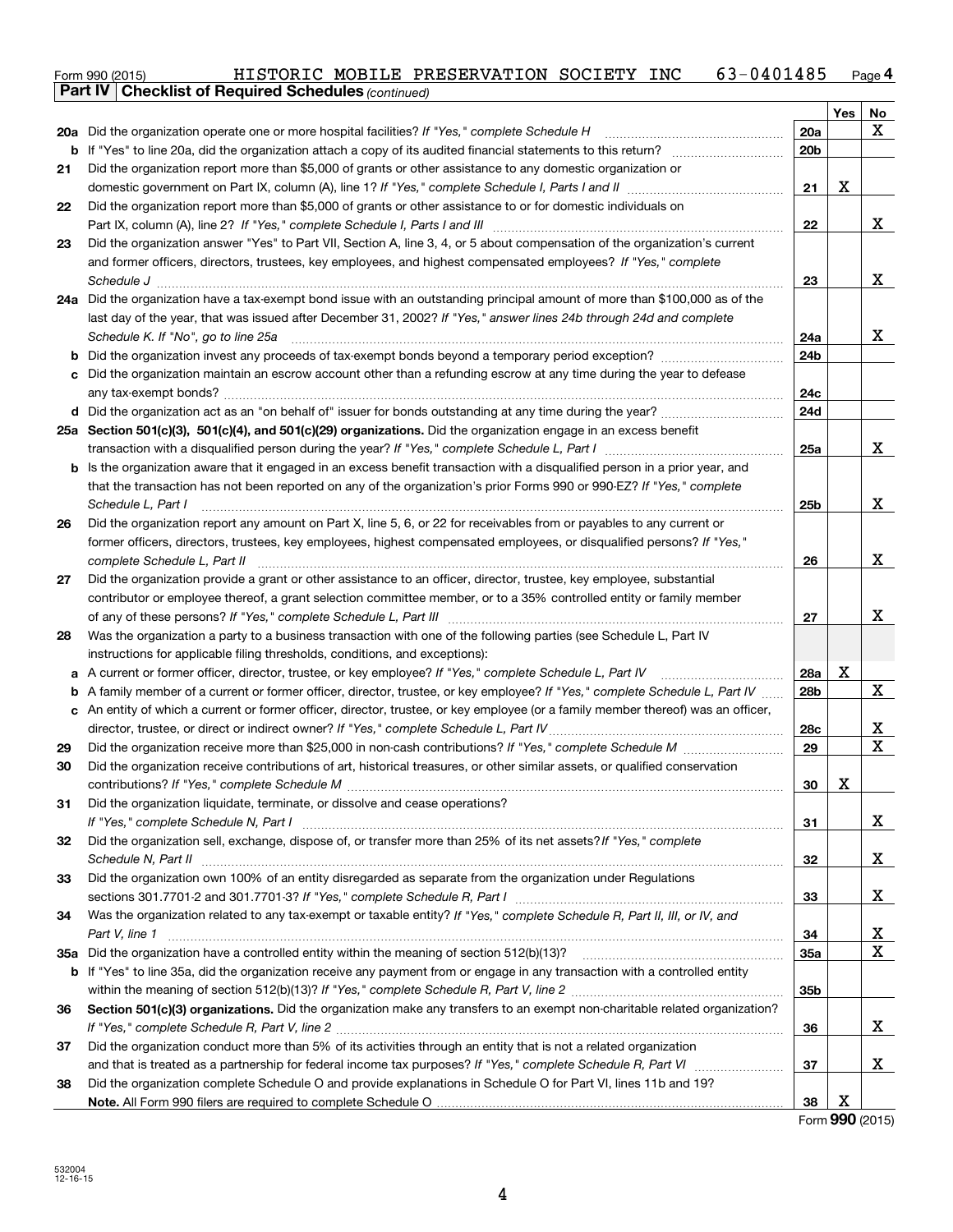Form 990 (2015) HISTORIC MOBILE PRESERVATION SOCIETY INC 63-0401485 Page 4

**Part IV | Checklist of Required Schedules** *(continued)*

| | | | Yes | No |
|---|---|---|---|---|
| 20a | Did the organization operate one or more hospital facilities? *If "Yes," complete Schedule H* | 20a | | X |
| b | If "Yes" to line 20a, did the organization attach a copy of its audited financial statements to this return? | 20b | | |
| 21 | Did the organization report more than $5,000 of grants or other assistance to any domestic organization or domestic government on Part IX, column (A), line 1? *If "Yes," complete Schedule I, Parts I and II* | 21 | X | |
| 22 | Did the organization report more than $5,000 of grants or other assistance to or for domestic individuals on Part IX, column (A), line 2? *If "Yes," complete Schedule I, Parts I and III* | 22 | | X |
| 23 | Did the organization answer "Yes" to Part VII, Section A, line 3, 4, or 5 about compensation of the organization's current and former officers, directors, trustees, key employees, and highest compensated employees? *If "Yes," complete Schedule J* | 23 | | X |
| 24a | Did the organization have a tax-exempt bond issue with an outstanding principal amount of more than $100,000 as of the last day of the year, that was issued after December 31, 2002? *If "Yes," answer lines 24b through 24d and complete Schedule K. If "No", go to line 25a* | 24a | | X |
| b | Did the organization invest any proceeds of tax-exempt bonds beyond a temporary period exception? | 24b | | |
| c | Did the organization maintain an escrow account other than a refunding escrow at any time during the year to defease any tax-exempt bonds? | 24c | | |
| d | Did the organization act as an "on behalf of" issuer for bonds outstanding at any time during the year? | 24d | | |
| 25a | **Section 501(c)(3), 501(c)(4), and 501(c)(29) organizations.** Did the organization engage in an excess benefit transaction with a disqualified person during the year? *If "Yes," complete Schedule L, Part I* | 25a | | X |
| b | Is the organization aware that it engaged in an excess benefit transaction with a disqualified person in a prior year, and that the transaction has not been reported on any of the organization's prior Forms 990 or 990-EZ? *If "Yes," complete Schedule L, Part I* | 25b | | X |
| 26 | Did the organization report any amount on Part X, line 5, 6, or 22 for receivables from or payables to any current or former officers, directors, trustees, key employees, highest compensated employees, or disqualified persons? *If "Yes," complete Schedule L, Part II* | 26 | | X |
| 27 | Did the organization provide a grant or other assistance to an officer, director, trustee, key employee, substantial contributor or employee thereof, a grant selection committee member, or to a 35% controlled entity or family member of any of these persons? *If "Yes," complete Schedule L, Part III* | 27 | | X |
| 28 | Was the organization a party to a business transaction with one of the following parties (see Schedule L, Part IV instructions for applicable filing thresholds, conditions, and exceptions): | | | |
| a | A current or former officer, director, trustee, or key employee? *If "Yes," complete Schedule L, Part IV* | 28a | X | |
| b | A family member of a current or former officer, director, trustee, or key employee? *If "Yes," complete Schedule L, Part IV* | 28b | | X |
| c | An entity of which a current or former officer, director, trustee, or key employee (or a family member thereof) was an officer, director, trustee, or direct or indirect owner? *If "Yes," complete Schedule L, Part IV* | 28c | | X |
| 29 | Did the organization receive more than $25,000 in non-cash contributions? *If "Yes," complete Schedule M* | 29 | | X |
| 30 | Did the organization receive contributions of art, historical treasures, or other similar assets, or qualified conservation contributions? *If "Yes," complete Schedule M* | 30 | X | |
| 31 | Did the organization liquidate, terminate, or dissolve and cease operations? *If "Yes," complete Schedule N, Part I* | 31 | | X |
| 32 | Did the organization sell, exchange, dispose of, or transfer more than 25% of its net assets? *If "Yes," complete Schedule N, Part II* | 32 | | X |
| 33 | Did the organization own 100% of an entity disregarded as separate from the organization under Regulations sections 301.7701-2 and 301.7701-3? *If "Yes," complete Schedule R, Part I* | 33 | | X |
| 34 | Was the organization related to any tax-exempt or taxable entity? *If "Yes," complete Schedule R, Part II, III, or IV, and Part V, line 1* | 34 | | X |
| 35a | Did the organization have a controlled entity within the meaning of section 512(b)(13)? | 35a | | X |
| b | If "Yes" to line 35a, did the organization receive any payment from or engage in any transaction with a controlled entity within the meaning of section 512(b)(13)? *If "Yes," complete Schedule R, Part V, line 2* | 35b | | |
| 36 | **Section 501(c)(3) organizations.** Did the organization make any transfers to an exempt non-charitable related organization? *If "Yes," complete Schedule R, Part V, line 2* | 36 | | X |
| 37 | Did the organization conduct more than 5% of its activities through an entity that is not a related organization and that is treated as a partnership for federal income tax purposes? *If "Yes," complete Schedule R, Part VI* | 37 | | X |
| 38 | Did the organization complete Schedule O and provide explanations in Schedule O for Part VI, lines 11b and 19? **Note.** All Form 990 filers are required to complete Schedule O | 38 | X | |

Form **990** (2015)

532004 12-16-15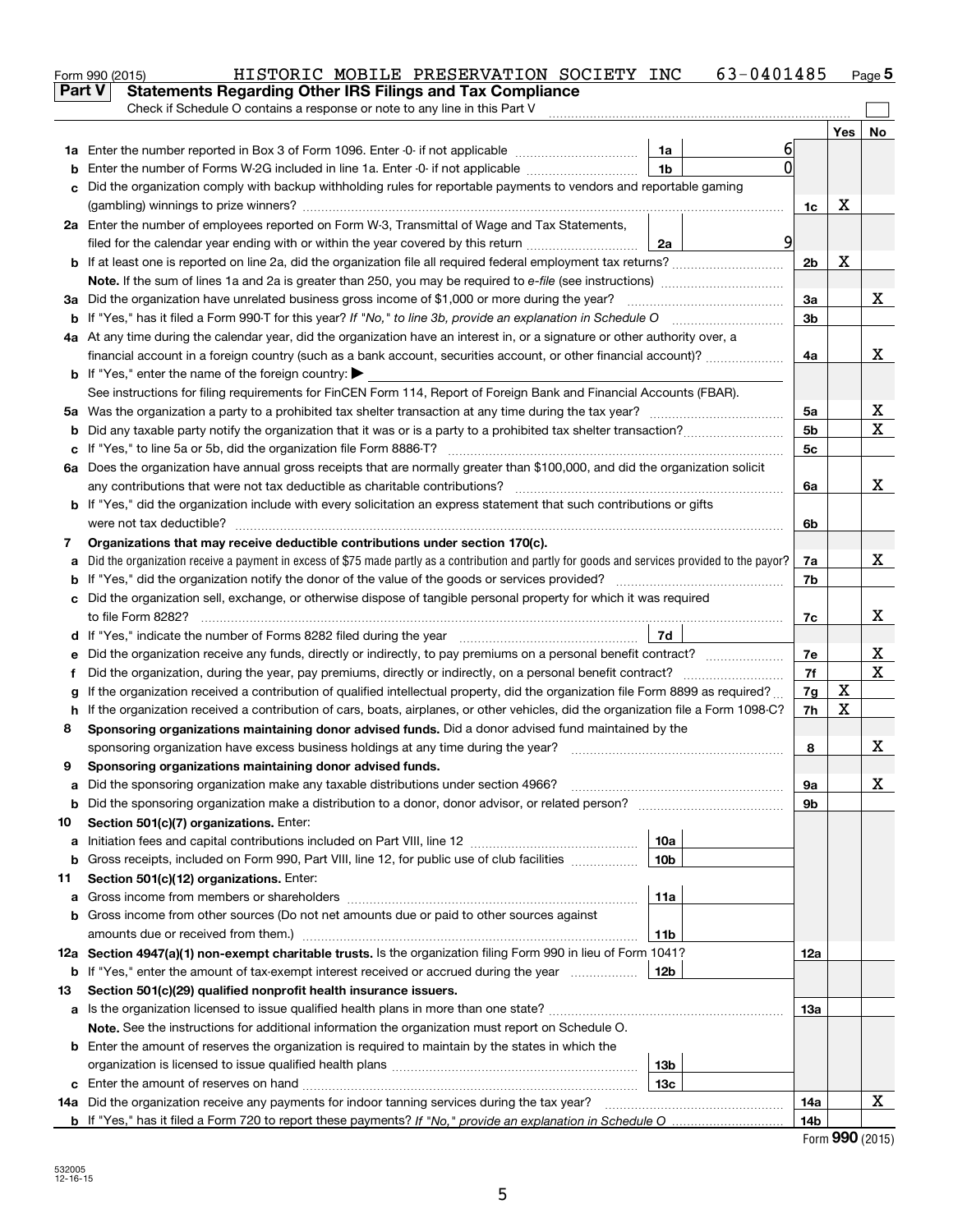Form 990 (2015) HISTORIC MOBILE PRESERVATION SOCIETY INC 63-0401485

## Part V Statements Regarding Other IRS Filings and Tax Compliance

Check if Schedule O contains a response or note to any line in this Part V

| | | | | | Yes | No |
|---|---|---|---|---|---|---|
| 1a | Enter the number reported in Box 3 of Form 1096. Enter -0- if not applicable | 1a | 6 | | | |
| b | Enter the number of Forms W-2G included in line 1a. Enter -0- if not applicable | 1b | 0 | | | |
| c | Did the organization comply with backup withholding rules for reportable payments to vendors and reportable gaming (gambling) winnings to prize winners? | | | 1c | X | |
| 2a | Enter the number of employees reported on Form W-3, Transmittal of Wage and Tax Statements, filed for the calendar year ending with or within the year covered by this return | 2a | 9 | | | |
| b | If at least one is reported on line 2a, did the organization file all required federal employment tax returns? | | | 2b | X | |
| | **Note.** If the sum of lines 1a and 2a is greater than 250, you may be required to *e-file* (see instructions) | | | | | |
| 3a | Did the organization have unrelated business gross income of $1,000 or more during the year? | | | 3a | | X |
| b | If "Yes," has it filed a Form 990-T for this year? *If "No," to line 3b, provide an explanation in Schedule O* | | | 3b | | |
| 4a | At any time during the calendar year, did the organization have an interest in, or a signature or other authority over, a financial account in a foreign country (such as a bank account, securities account, or other financial account)? | | | 4a | | X |
| b | If "Yes," enter the name of the foreign country: ▶ | | | | | |
| | See instructions for filing requirements for FinCEN Form 114, Report of Foreign Bank and Financial Accounts (FBAR). | | | | | |
| 5a | Was the organization a party to a prohibited tax shelter transaction at any time during the tax year? | | | 5a | | X |
| b | Did any taxable party notify the organization that it was or is a party to a prohibited tax shelter transaction? | | | 5b | | X |
| c | If "Yes," to line 5a or 5b, did the organization file Form 8886-T? | | | 5c | | |
| 6a | Does the organization have annual gross receipts that are normally greater than $100,000, and did the organization solicit any contributions that were not tax deductible as charitable contributions? | | | 6a | | X |
| b | If "Yes," did the organization include with every solicitation an express statement that such contributions or gifts were not tax deductible? | | | 6b | | |
| 7 | **Organizations that may receive deductible contributions under section 170(c).** | | | | | |
| a | Did the organization receive a payment in excess of $75 made partly as a contribution and partly for goods and services provided to the payor? | | | 7a | | X |
| b | If "Yes," did the organization notify the donor of the value of the goods or services provided? | | | 7b | | |
| c | Did the organization sell, exchange, or otherwise dispose of tangible personal property for which it was required to file Form 8282? | | | 7c | | X |
| d | If "Yes," indicate the number of Forms 8282 filed during the year | 7d | | | | |
| e | Did the organization receive any funds, directly or indirectly, to pay premiums on a personal benefit contract? | | | 7e | | X |
| f | Did the organization, during the year, pay premiums, directly or indirectly, on a personal benefit contract? | | | 7f | | X |
| g | If the organization received a contribution of qualified intellectual property, did the organization file Form 8899 as required? | | | 7g | X | |
| h | If the organization received a contribution of cars, boats, airplanes, or other vehicles, did the organization file a Form 1098-C? | | | 7h | X | |
| 8 | **Sponsoring organizations maintaining donor advised funds.** Did a donor advised fund maintained by the sponsoring organization have excess business holdings at any time during the year? | | | 8 | | X |
| 9 | **Sponsoring organizations maintaining donor advised funds.** | | | | | |
| a | Did the sponsoring organization make any taxable distributions under section 4966? | | | 9a | | X |
| b | Did the sponsoring organization make a distribution to a donor, donor advisor, or related person? | | | 9b | | |
| 10 | **Section 501(c)(7) organizations.** Enter: | | | | | |
| a | Initiation fees and capital contributions included on Part VIII, line 12 | 10a | | | | |
| b | Gross receipts, included on Form 990, Part VIII, line 12, for public use of club facilities | 10b | | | | |
| 11 | **Section 501(c)(12) organizations.** Enter: | | | | | |
| a | Gross income from members or shareholders | 11a | | | | |
| b | Gross income from other sources (Do not net amounts due or paid to other sources against amounts due or received from them.) | 11b | | | | |
| 12a | **Section 4947(a)(1) non-exempt charitable trusts.** Is the organization filing Form 990 in lieu of Form 1041? | | | 12a | | |
| b | If "Yes," enter the amount of tax-exempt interest received or accrued during the year | 12b | | | | |
| 13 | **Section 501(c)(29) qualified nonprofit health insurance issuers.** | | | | | |
| a | Is the organization licensed to issue qualified health plans in more than one state? | | | 13a | | |
| | **Note.** See the instructions for additional information the organization must report on Schedule O. | | | | | |
| b | Enter the amount of reserves the organization is required to maintain by the states in which the organization is licensed to issue qualified health plans | 13b | | | | |
| c | Enter the amount of reserves on hand | 13c | | | | |
| 14a | Did the organization receive any payments for indoor tanning services during the tax year? | | | 14a | | X |
| b | If "Yes," has it filed a Form 720 to report these payments? *If "No," provide an explanation in Schedule O* | | | 14b | | |

Form **990** (2015)

532005 12-16-15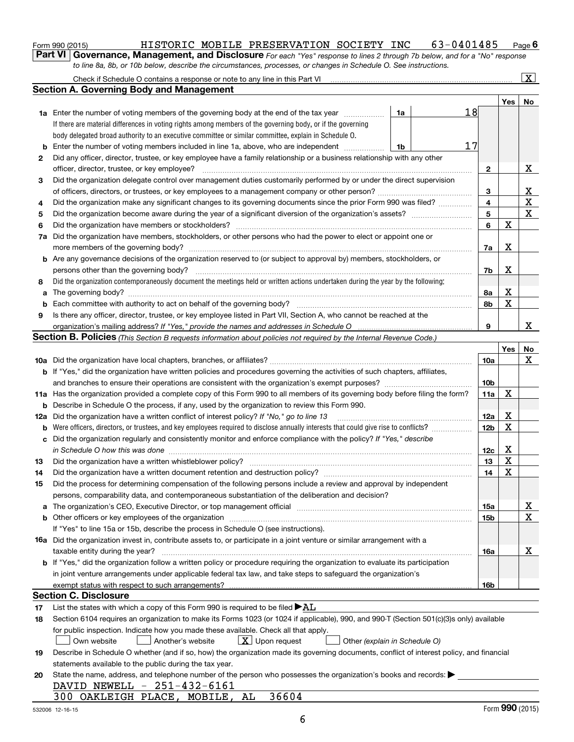Form 990 (2015) HISTORIC MOBILE PRESERVATION SOCIETY INC 63-0401485 Page 6

**Part VI Governance, Management, and Disclosure** *For each "Yes" response to lines 2 through 7b below, and for a "No" response to line 8a, 8b, or 10b below, describe the circumstances, processes, or changes in Schedule O. See instructions.*

Check if Schedule O contains a response or note to any line in this Part VI .......... [X]

## Section A. Governing Body and Management

| | | | | Yes | No |
|---|---|---|---|---|---|
| **1a** | Enter the number of voting members of the governing body at the end of the tax year ..... **1a** | 18 | | | |
| | If there are material differences in voting rights among members of the governing body, or if the governing body delegated broad authority to an executive committee or similar committee, explain in Schedule O. | | | | |
| **b** | Enter the number of voting members included in line 1a, above, who are independent ..... **1b** | 17 | | | |
| **2** | Did any officer, director, trustee, or key employee have a family relationship or a business relationship with any other officer, director, trustee, or key employee? | | **2** | | X |
| **3** | Did the organization delegate control over management duties customarily performed by or under the direct supervision of officers, directors, or trustees, or key employees to a management company or other person? | | **3** | | X |
| **4** | Did the organization make any significant changes to its governing documents since the prior Form 990 was filed? | | **4** | | X |
| **5** | Did the organization become aware during the year of a significant diversion of the organization's assets? | | **5** | | X |
| **6** | Did the organization have members or stockholders? | | **6** | X | |
| **7a** | Did the organization have members, stockholders, or other persons who had the power to elect or appoint one or more members of the governing body? | | **7a** | X | |
| **b** | Are any governance decisions of the organization reserved to (or subject to approval by) members, stockholders, or persons other than the governing body? | | **7b** | X | |
| **8** | Did the organization contemporaneously document the meetings held or written actions undertaken during the year by the following: | | | | |
| **a** | The governing body? | | **8a** | X | |
| **b** | Each committee with authority to act on behalf of the governing body? | | **8b** | X | |
| **9** | Is there any officer, director, trustee, or key employee listed in Part VII, Section A, who cannot be reached at the organization's mailing address? *If "Yes," provide the names and addresses in Schedule O* | | **9** | | X |

## Section B. Policies *(This Section B requests information about policies not required by the Internal Revenue Code.)*

| | | | Yes | No |
|---|---|---|---|---|
| **10a** | Did the organization have local chapters, branches, or affiliates? | **10a** | | X |
| **b** | If "Yes," did the organization have written policies and procedures governing the activities of such chapters, affiliates, and branches to ensure their operations are consistent with the organization's exempt purposes? | **10b** | | |
| **11a** | Has the organization provided a complete copy of this Form 990 to all members of its governing body before filing the form? | **11a** | X | |
| **b** | Describe in Schedule O the process, if any, used by the organization to review this Form 990. | | | |
| **12a** | Did the organization have a written conflict of interest policy? *If "No," go to line 13* | **12a** | X | |
| **b** | Were officers, directors, or trustees, and key employees required to disclose annually interests that could give rise to conflicts? | **12b** | X | |
| **c** | Did the organization regularly and consistently monitor and enforce compliance with the policy? *If "Yes," describe in Schedule O how this was done* | **12c** | X | |
| **13** | Did the organization have a written whistleblower policy? | **13** | X | |
| **14** | Did the organization have a written document retention and destruction policy? | **14** | X | |
| **15** | Did the process for determining compensation of the following persons include a review and approval by independent persons, comparability data, and contemporaneous substantiation of the deliberation and decision? | | | |
| **a** | The organization's CEO, Executive Director, or top management official | **15a** | | X |
| **b** | Other officers or key employees of the organization | **15b** | | X |
| | If "Yes" to line 15a or 15b, describe the process in Schedule O (see instructions). | | | |
| **16a** | Did the organization invest in, contribute assets to, or participate in a joint venture or similar arrangement with a taxable entity during the year? | **16a** | | X |
| **b** | If "Yes," did the organization follow a written policy or procedure requiring the organization to evaluate its participation in joint venture arrangements under applicable federal tax law, and take steps to safeguard the organization's exempt status with respect to such arrangements? | **16b** | | |

## Section C. Disclosure

**17** List the states with which a copy of this Form 990 is required to be filed ▶ AL

**18** Section 6104 requires an organization to make its Forms 1023 (or 1024 if applicable), 990, and 990-T (Section 501(c)(3)s only) available for public inspection. Indicate how you made these available. Check all that apply.

[ ] Own website [ ] Another's website [X] Upon request [ ] Other *(explain in Schedule O)*

**19** Describe in Schedule O whether (and if so, how) the organization made its governing documents, conflict of interest policy, and financial statements available to the public during the tax year.

**20** State the name, address, and telephone number of the person who possesses the organization's books and records: ▶

DAVID NEWELL - 251-432-6161
300 OAKLEIGH PLACE, MOBILE, AL 36604

532006 12-16-15 Form **990** (2015)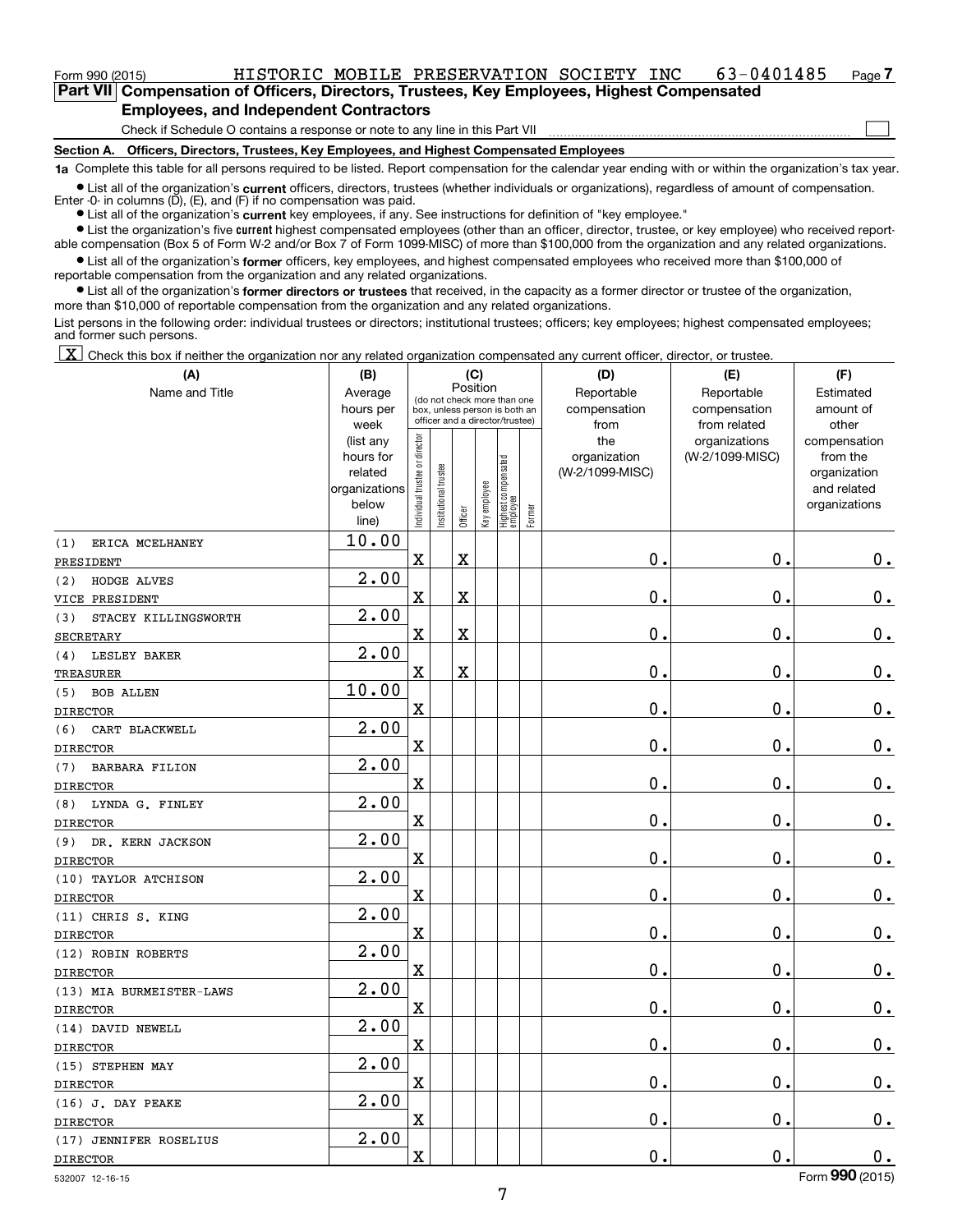Form 990 (2015) HISTORIC MOBILE PRESERVATION SOCIETY INC 63-0401485

**Part VII Compensation of Officers, Directors, Trustees, Key Employees, Highest Compensated Employees, and Independent Contractors**

Check if Schedule O contains a response or note to any line in this Part VII ☐

**Section A. Officers, Directors, Trustees, Key Employees, and Highest Compensated Employees**

**1a** Complete this table for all persons required to be listed. Report compensation for the calendar year ending with or within the organization's tax year.

- List all of the organization's **current** officers, directors, trustees (whether individuals or organizations), regardless of amount of compensation. Enter -0- in columns (D), (E), and (F) if no compensation was paid.
- List all of the organization's **current** key employees, if any. See instructions for definition of "key employee."
- List the organization's five **current** highest compensated employees (other than an officer, director, trustee, or key employee) who received reportable compensation (Box 5 of Form W-2 and/or Box 7 of Form 1099-MISC) of more than $100,000 from the organization and any related organizations.
- List all of the organization's **former** officers, key employees, and highest compensated employees who received more than $100,000 of reportable compensation from the organization and any related organizations.
- List all of the organization's **former directors or trustees** that received, in the capacity as a former director or trustee of the organization, more than $10,000 of reportable compensation from the organization and any related organizations.

List persons in the following order: individual trustees or directors; institutional trustees; officers; key employees; highest compensated employees; and former such persons.

☒ Check this box if neither the organization nor any related organization compensated any current officer, director, or trustee.

| (A) Name and Title | (B) Average hours per week (list any hours for related organizations below line) | (C) Position: Individual trustee or director | Institutional trustee | Officer | Key employee | Highest compensated employee | Former | (D) Reportable compensation from the organization (W-2/1099-MISC) | (E) Reportable compensation from related organizations (W-2/1099-MISC) | (F) Estimated amount of other compensation from the organization and related organizations |
|---|---|---|---|---|---|---|---|---|---|---|
| (1) ERICA MCELHANEY<br>PRESIDENT | 10.00 | X | | X | | | | 0. | 0. | 0. |
| (2) HODGE ALVES<br>VICE PRESIDENT | 2.00 | X | | X | | | | 0. | 0. | 0. |
| (3) STACEY KILLINGSWORTH<br>SECRETARY | 2.00 | X | | X | | | | 0. | 0. | 0. |
| (4) LESLEY BAKER<br>TREASURER | 2.00 | X | | X | | | | 0. | 0. | 0. |
| (5) BOB ALLEN<br>DIRECTOR | 10.00 | X | | | | | | 0. | 0. | 0. |
| (6) CART BLACKWELL<br>DIRECTOR | 2.00 | X | | | | | | 0. | 0. | 0. |
| (7) BARBARA FILION<br>DIRECTOR | 2.00 | X | | | | | | 0. | 0. | 0. |
| (8) LYNDA G. FINLEY<br>DIRECTOR | 2.00 | X | | | | | | 0. | 0. | 0. |
| (9) DR. KERN JACKSON<br>DIRECTOR | 2.00 | X | | | | | | 0. | 0. | 0. |
| (10) TAYLOR ATCHISON<br>DIRECTOR | 2.00 | X | | | | | | 0. | 0. | 0. |
| (11) CHRIS S. KING<br>DIRECTOR | 2.00 | X | | | | | | 0. | 0. | 0. |
| (12) ROBIN ROBERTS<br>DIRECTOR | 2.00 | X | | | | | | 0. | 0. | 0. |
| (13) MIA BURMEISTER-LAWS<br>DIRECTOR | 2.00 | X | | | | | | 0. | 0. | 0. |
| (14) DAVID NEWELL<br>DIRECTOR | 2.00 | X | | | | | | 0. | 0. | 0. |
| (15) STEPHEN MAY<br>DIRECTOR | 2.00 | X | | | | | | 0. | 0. | 0. |
| (16) J. DAY PEAKE<br>DIRECTOR | 2.00 | X | | | | | | 0. | 0. | 0. |
| (17) JENNIFER ROSELIUS<br>DIRECTOR | 2.00 | X | | | | | | 0. | 0. | 0. |

532007 12-16-15

Form **990** (2015)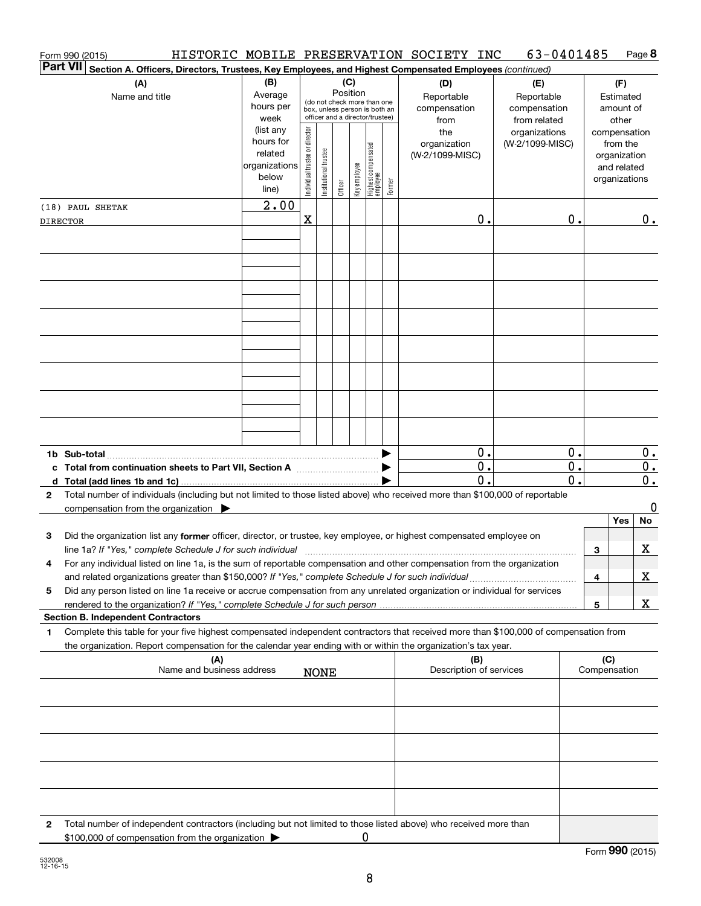Form 990 (2015) HISTORIC MOBILE PRESERVATION SOCIETY INC 63-0401485 Page **8**

**Part VII** **Section A. Officers, Directors, Trustees, Key Employees, and Highest Compensated Employees** *(continued)*

| (A) Name and title | (B) Average hours per week (list any hours for related organizations below line) | (C) Position: Individual trustee or director | Institutional trustee | Officer | Key employee | Highest compensated employee | Former | (D) Reportable compensation from the organization (W-2/1099-MISC) | (E) Reportable compensation from related organizations (W-2/1099-MISC) | (F) Estimated amount of other compensation from the organization and related organizations |
|---|---|---|---|---|---|---|---|---|---|---|
| (18) PAUL SHETAK DIRECTOR | 2.00 | X | | | | | | 0. | 0. | 0. |
| | | | | | | | | | | |
| | | | | | | | | | | |
| | | | | | | | | | | |
| | | | | | | | | | | |
| | | | | | | | | | | |
| | | | | | | | | | | |
| | | | | | | | | | | |
| | | | | | | | | | | |

| | (D) | (E) | (F) |
|---|---|---|---|
| **1b Sub-total** ▶ | 0. | 0. | 0. |
| **c Total from continuation sheets to Part VII, Section A** ▶ | 0. | 0. | 0. |
| **d Total (add lines 1b and 1c)** ▶ | 0. | 0. | 0. |

**2** Total number of individuals (including but not limited to those listed above) who received more than $100,000 of reportable compensation from the organization ▶ 0

| | | Yes | No |
|---|---|---|---|
| **3** Did the organization list any **former** officer, director, or trustee, key employee, or highest compensated employee on line 1a? *If "Yes," complete Schedule J for such individual* | 3 | | X |
| **4** For any individual listed on line 1a, is the sum of reportable compensation and other compensation from the organization and related organizations greater than $150,000? *If "Yes," complete Schedule J for such individual* | 4 | | X |
| **5** Did any person listed on line 1a receive or accrue compensation from any unrelated organization or individual for services rendered to the organization? *If "Yes," complete Schedule J for such person* | 5 | | X |

**Section B. Independent Contractors**

**1** Complete this table for your five highest compensated independent contractors that received more than $100,000 of compensation from the organization. Report compensation for the calendar year ending with or within the organization's tax year.

| (A) Name and business address | (B) Description of services | (C) Compensation |
|---|---|---|
| NONE | | |
| | | |
| | | |
| | | |
| | | |

**2** Total number of independent contractors (including but not limited to those listed above) who received more than $100,000 of compensation from the organization ▶ 0

Form **990** (2015)

532008 12-16-15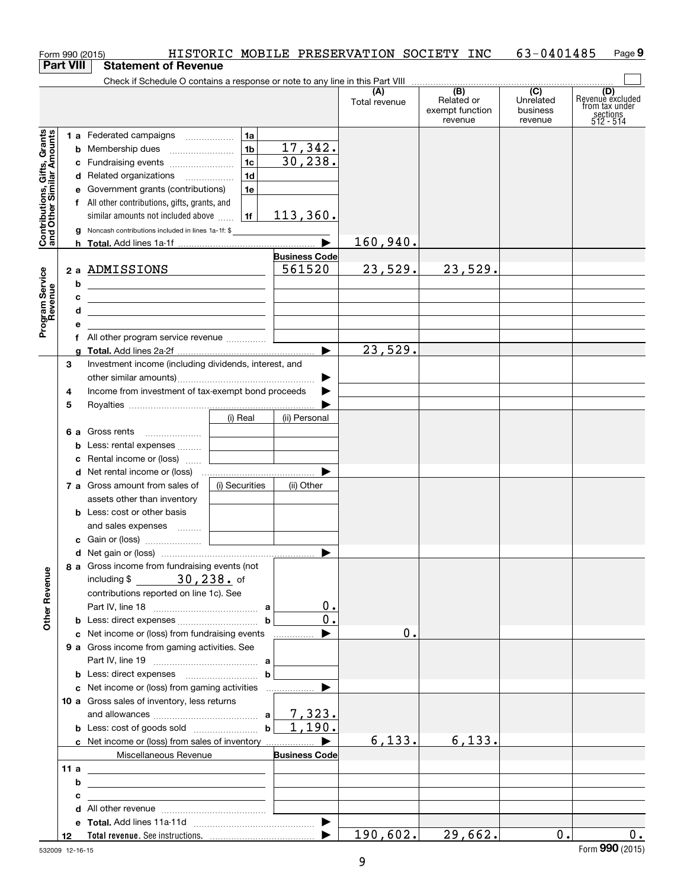Form 990 (2015) HISTORIC MOBILE PRESERVATION SOCIETY INC 63-0401485

**Part VIII Statement of Revenue**

Check if Schedule O contains a response or note to any line in this Part VIII

| | | | (A) Total revenue | (B) Related or exempt function revenue | (C) Unrelated business revenue | (D) Revenue excluded from tax under sections 512 - 514 |
|---|---|---|---|---|---|---|
| **Contributions, Gifts, Grants and Other Similar Amounts** | 1 a Federated campaigns | 1a | | | | |
| | b Membership dues | 1b 17,342. | | | | |
| | c Fundraising events | 1c 30,238. | | | | |
| | d Related organizations | 1d | | | | |
| | e Government grants (contributions) | 1e | | | | |
| | f All other contributions, gifts, grants, and similar amounts not included above | 1f 113,360. | | | | |
| | g Noncash contributions included in lines 1a-1f: $ | | | | | |
| | h **Total.** Add lines 1a-1f | ▶ | 160,940. | | | |
| **Program Service Revenue** | | **Business Code** | | | | |
| | 2 a ADMISSIONS | 561520 | 23,529. | 23,529. | | |
| | b | | | | | |
| | c | | | | | |
| | d | | | | | |
| | e | | | | | |
| | f All other program service revenue | | | | | |
| | g **Total.** Add lines 2a-2f | ▶ | 23,529. | | | |
| **Other Revenue** | 3 Investment income (including dividends, interest, and other similar amounts) | ▶ | | | | |
| | 4 Income from investment of tax-exempt bond proceeds | ▶ | | | | |
| | 5 Royalties | ▶ | | | | |
| | | (i) Real / (ii) Personal | | | | |
| | 6 a Gross rents | | | | | |
| | b Less: rental expenses | | | | | |
| | c Rental income or (loss) | | | | | |
| | d Net rental income or (loss) | ▶ | | | | |
| | | (i) Securities / (ii) Other | | | | |
| | 7 a Gross amount from sales of assets other than inventory | | | | | |
| | b Less: cost or other basis and sales expenses | | | | | |
| | c Gain or (loss) | | | | | |
| | d Net gain or (loss) | ▶ | | | | |
| | 8 a Gross income from fundraising events (not including $ 30,238. of contributions reported on line 1c). See Part IV, line 18 | a 0. | | | | |
| | b Less: direct expenses | b 0. | | | | |
| | c Net income or (loss) from fundraising events | ▶ | 0. | | | |
| | 9 a Gross income from gaming activities. See Part IV, line 19 | a | | | | |
| | b Less: direct expenses | b | | | | |
| | c Net income or (loss) from gaming activities | ▶ | | | | |
| | 10 a Gross sales of inventory, less returns and allowances | a 7,323. | | | | |
| | b Less: cost of goods sold | b 1,190. | | | | |
| | c Net income or (loss) from sales of inventory | ▶ | 6,133. | 6,133. | | |
| | Miscellaneous Revenue | **Business Code** | | | | |
| | 11 a | | | | | |
| | b | | | | | |
| | c | | | | | |
| | d All other revenue | | | | | |
| | e **Total.** Add lines 11a-11d | ▶ | | | | |
| | 12 **Total revenue.** See instructions. | ▶ | 190,602. | 29,662. | 0. | 0. |

532009 12-16-15

Form **990** (2015)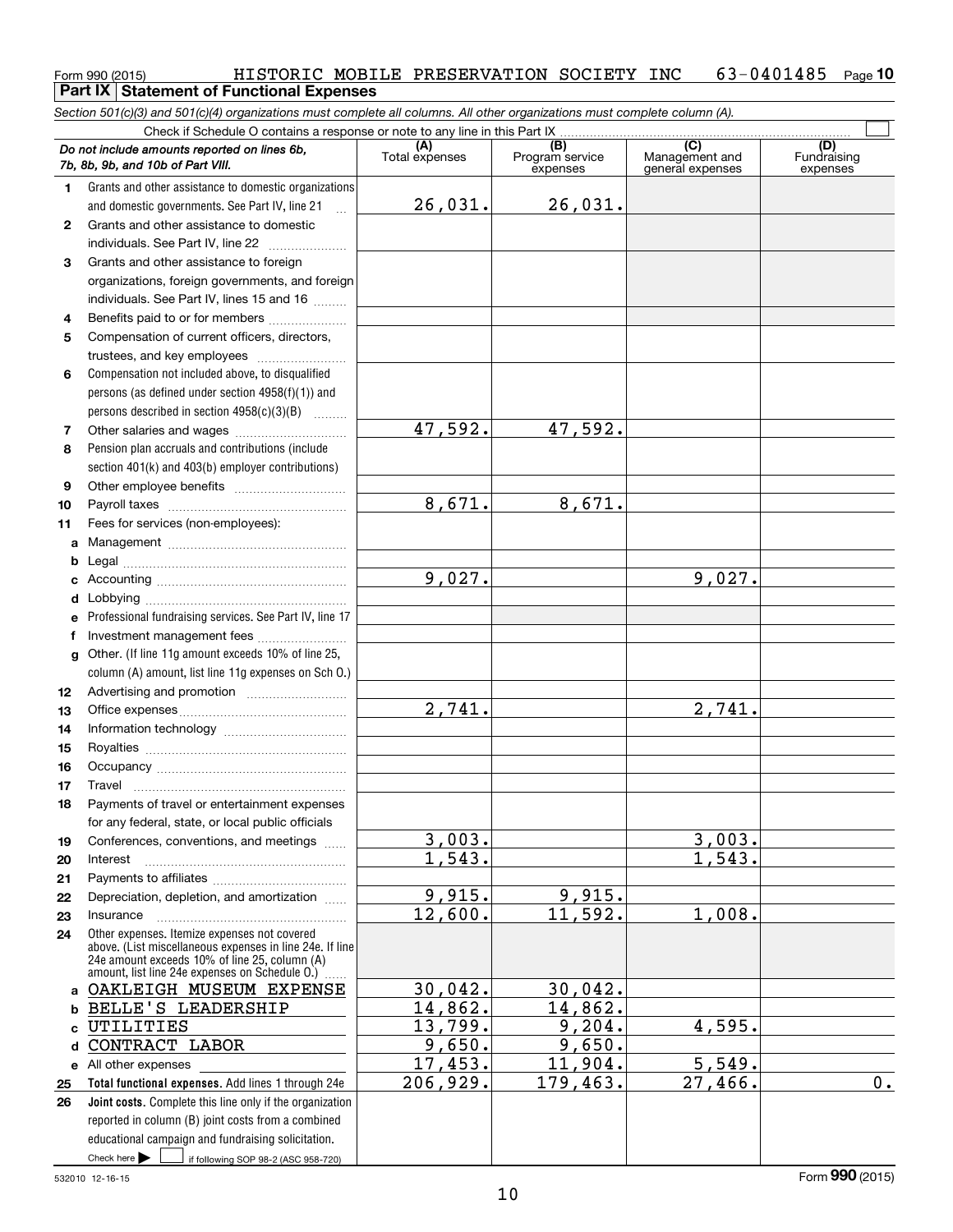Form 990 (2015) HISTORIC MOBILE PRESERVATION SOCIETY INC 63-0401485 Page **10**

## Part IX Statement of Functional Expenses

*Section 501(c)(3) and 501(c)(4) organizations must complete all columns. All other organizations must complete column (A).*

Check if Schedule O contains a response or note to any line in this Part IX ☐

| *Do not include amounts reported on lines 6b, 7b, 8b, 9b, and 10b of Part VIII.* | (A) Total expenses | (B) Program service expenses | (C) Management and general expenses | (D) Fundraising expenses |
|---|---|---|---|---|
| **1** Grants and other assistance to domestic organizations and domestic governments. See Part IV, line 21 | 26,031. | 26,031. | | |
| **2** Grants and other assistance to domestic individuals. See Part IV, line 22 | | | | |
| **3** Grants and other assistance to foreign organizations, foreign governments, and foreign individuals. See Part IV, lines 15 and 16 | | | | |
| **4** Benefits paid to or for members | | | | |
| **5** Compensation of current officers, directors, trustees, and key employees | | | | |
| **6** Compensation not included above, to disqualified persons (as defined under section 4958(f)(1)) and persons described in section 4958(c)(3)(B) | | | | |
| **7** Other salaries and wages | 47,592. | 47,592. | | |
| **8** Pension plan accruals and contributions (include section 401(k) and 403(b) employer contributions) | | | | |
| **9** Other employee benefits | | | | |
| **10** Payroll taxes | 8,671. | 8,671. | | |
| **11** Fees for services (non-employees): | | | | |
| **a** Management | | | | |
| **b** Legal | | | | |
| **c** Accounting | 9,027. | | 9,027. | |
| **d** Lobbying | | | | |
| **e** Professional fundraising services. See Part IV, line 17 | | | | |
| **f** Investment management fees | | | | |
| **g** Other. (If line 11g amount exceeds 10% of line 25, column (A) amount, list line 11g expenses on Sch O.) | | | | |
| **12** Advertising and promotion | | | | |
| **13** Office expenses | 2,741. | | 2,741. | |
| **14** Information technology | | | | |
| **15** Royalties | | | | |
| **16** Occupancy | | | | |
| **17** Travel | | | | |
| **18** Payments of travel or entertainment expenses for any federal, state, or local public officials | | | | |
| **19** Conferences, conventions, and meetings | 3,003. | | 3,003. | |
| **20** Interest | 1,543. | | 1,543. | |
| **21** Payments to affiliates | | | | |
| **22** Depreciation, depletion, and amortization | 9,915. | 9,915. | | |
| **23** Insurance | 12,600. | 11,592. | 1,008. | |
| **24** Other expenses. Itemize expenses not covered above. (List miscellaneous expenses in line 24e. If line 24e amount exceeds 10% of line 25, column (A) amount, list line 24e expenses on Schedule O.) | | | | |
| **a** OAKLEIGH MUSEUM EXPENSE | 30,042. | 30,042. | | |
| **b** BELLE'S LEADERSHIP | 14,862. | 14,862. | | |
| **c** UTILITIES | 13,799. | 9,204. | 4,595. | |
| **d** CONTRACT LABOR | 9,650. | 9,650. | | |
| **e** All other expenses | 17,453. | 11,904. | 5,549. | |
| **25** **Total functional expenses.** Add lines 1 through 24e | 206,929. | 179,463. | 27,466. | 0. |
| **26** **Joint costs.** Complete this line only if the organization reported in column (B) joint costs from a combined educational campaign and fundraising solicitation. Check here ☐ if following SOP 98-2 (ASC 958-720) | | | | |

532010 12-16-15 Form **990** (2015)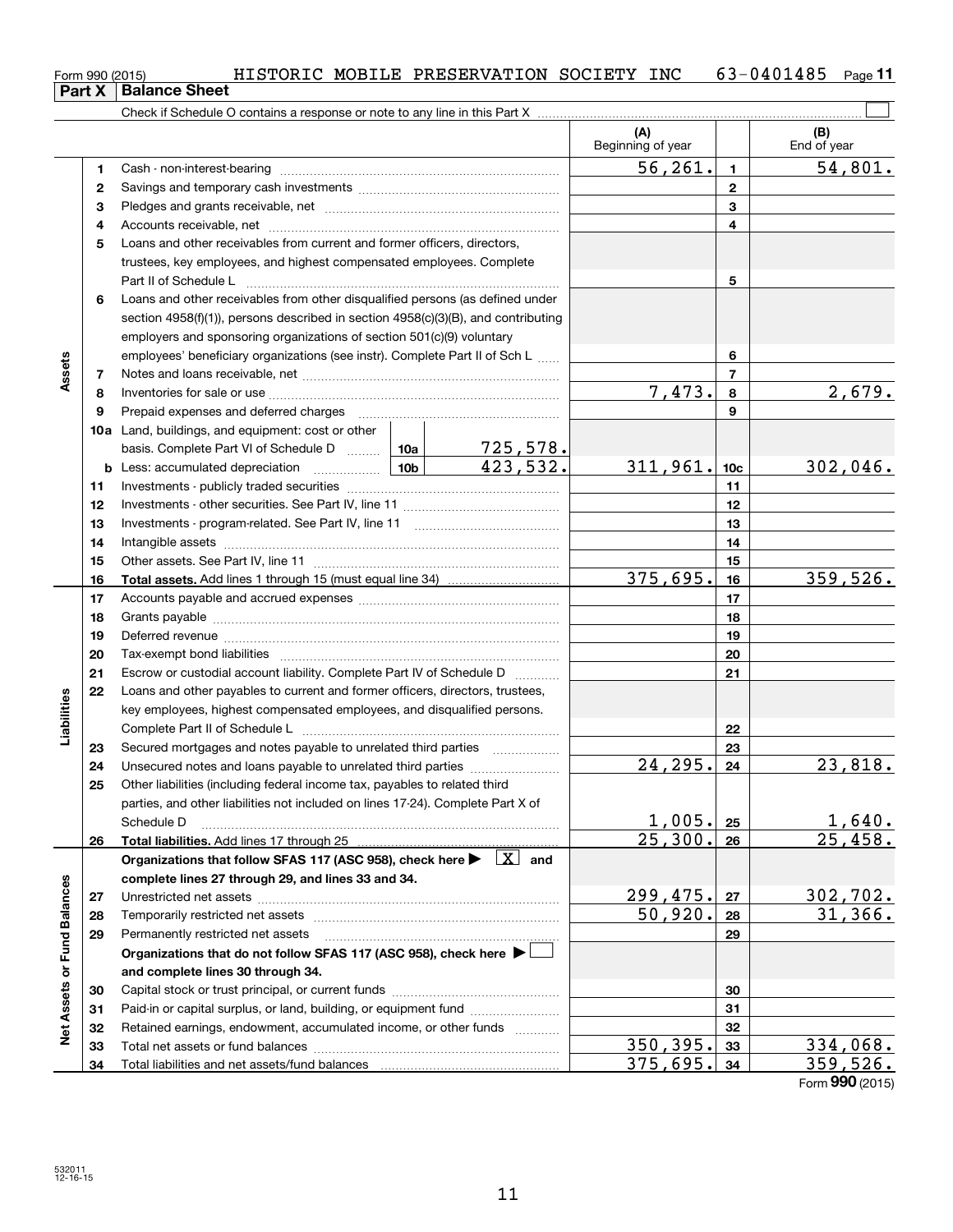Form 990 (2015) HISTORIC MOBILE PRESERVATION SOCIETY INC 63-0401485 Page 11

**Part X Balance Sheet**

Check if Schedule O contains a response or note to any line in this Part X ☐

| Section | Line | Description | | | (A) Beginning of year | | (B) End of year |
|---|---|---|---|---|---|---|---|
| Assets | 1 | Cash - non-interest-bearing | | | 56,261. | 1 | 54,801. |
| | 2 | Savings and temporary cash investments | | | | 2 | |
| | 3 | Pledges and grants receivable, net | | | | 3 | |
| | 4 | Accounts receivable, net | | | | 4 | |
| | 5 | Loans and other receivables from current and former officers, directors, trustees, key employees, and highest compensated employees. Complete Part II of Schedule L | | | | 5 | |
| | 6 | Loans and other receivables from other disqualified persons (as defined under section 4958(f)(1)), persons described in section 4958(c)(3)(B), and contributing employers and sponsoring organizations of section 501(c)(9) voluntary employees' beneficiary organizations (see instr). Complete Part II of Sch L | | | | 6 | |
| | 7 | Notes and loans receivable, net | | | | 7 | |
| | 8 | Inventories for sale or use | | | 7,473. | 8 | 2,679. |
| | 9 | Prepaid expenses and deferred charges | | | | 9 | |
| | 10a | Land, buildings, and equipment: cost or other basis. Complete Part VI of Schedule D | 10a | 725,578. | | | |
| | b | Less: accumulated depreciation | 10b | 423,532. | 311,961. | 10c | 302,046. |
| | 11 | Investments - publicly traded securities | | | | 11 | |
| | 12 | Investments - other securities. See Part IV, line 11 | | | | 12 | |
| | 13 | Investments - program-related. See Part IV, line 11 | | | | 13 | |
| | 14 | Intangible assets | | | | 14 | |
| | 15 | Other assets. See Part IV, line 11 | | | | 15 | |
| | 16 | **Total assets.** Add lines 1 through 15 (must equal line 34) | | | 375,695. | 16 | 359,526. |
| Liabilities | 17 | Accounts payable and accrued expenses | | | | 17 | |
| | 18 | Grants payable | | | | 18 | |
| | 19 | Deferred revenue | | | | 19 | |
| | 20 | Tax-exempt bond liabilities | | | | 20 | |
| | 21 | Escrow or custodial account liability. Complete Part IV of Schedule D | | | | 21 | |
| | 22 | Loans and other payables to current and former officers, directors, trustees, key employees, highest compensated employees, and disqualified persons. Complete Part II of Schedule L | | | | 22 | |
| | 23 | Secured mortgages and notes payable to unrelated third parties | | | | 23 | |
| | 24 | Unsecured notes and loans payable to unrelated third parties | | | 24,295. | 24 | 23,818. |
| | 25 | Other liabilities (including federal income tax, payables to related third parties, and other liabilities not included on lines 17-24). Complete Part X of Schedule D | | | 1,005. | 25 | 1,640. |
| | 26 | **Total liabilities.** Add lines 17 through 25 | | | 25,300. | 26 | 25,458. |
| Net Assets or Fund Balances | | **Organizations that follow SFAS 117 (ASC 958), check here ▶ ☒ and complete lines 27 through 29, and lines 33 and 34.** | | | | | |
| | 27 | Unrestricted net assets | | | 299,475. | 27 | 302,702. |
| | 28 | Temporarily restricted net assets | | | 50,920. | 28 | 31,366. |
| | 29 | Permanently restricted net assets | | | | 29 | |
| | | **Organizations that do not follow SFAS 117 (ASC 958), check here ▶ ☐ and complete lines 30 through 34.** | | | | | |
| | 30 | Capital stock or trust principal, or current funds | | | | 30 | |
| | 31 | Paid-in or capital surplus, or land, building, or equipment fund | | | | 31 | |
| | 32 | Retained earnings, endowment, accumulated income, or other funds | | | | 32 | |
| | 33 | Total net assets or fund balances | | | 350,395. | 33 | 334,068. |
| | 34 | Total liabilities and net assets/fund balances | | | 375,695. | 34 | 359,526. |

Form **990** (2015)

532011 12-16-15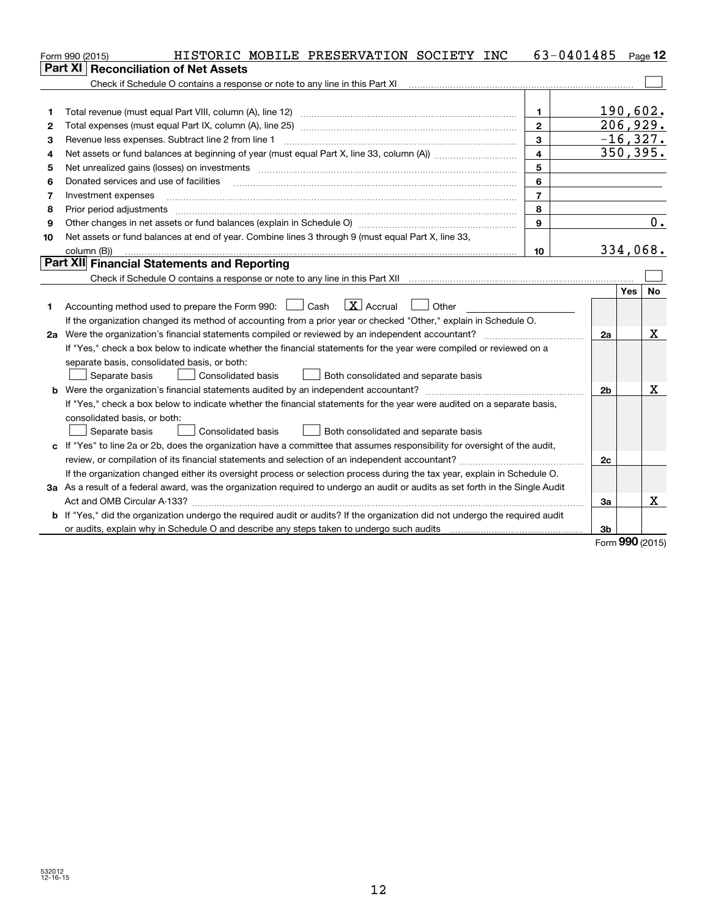Form 990 (2015) HISTORIC MOBILE PRESERVATION SOCIETY INC 63-0401485

## Part XI Reconciliation of Net Assets

Check if Schedule O contains a response or note to any line in this Part XI ☐

| | | Line | Amount |
|---|---|---|---|
| 1 | Total revenue (must equal Part VIII, column (A), line 12) | 1 | 190,602. |
| 2 | Total expenses (must equal Part IX, column (A), line 25) | 2 | 206,929. |
| 3 | Revenue less expenses. Subtract line 2 from line 1 | 3 | -16,327. |
| 4 | Net assets or fund balances at beginning of year (must equal Part X, line 33, column (A)) | 4 | 350,395. |
| 5 | Net unrealized gains (losses) on investments | 5 | |
| 6 | Donated services and use of facilities | 6 | |
| 7 | Investment expenses | 7 | |
| 8 | Prior period adjustments | 8 | |
| 9 | Other changes in net assets or fund balances (explain in Schedule O) | 9 | 0. |
| 10 | Net assets or fund balances at end of year. Combine lines 3 through 9 (must equal Part X, line 33, column (B)) | 10 | 334,068. |

## Part XII Financial Statements and Reporting

Check if Schedule O contains a response or note to any line in this Part XII ☐

| | | Line | Yes | No |
|---|---|---|---|---|
| 1 | Accounting method used to prepare the Form 990: ☐ Cash ☒ Accrual ☐ Other<br>If the organization changed its method of accounting from a prior year or checked "Other," explain in Schedule O. | | | |
| 2a | Were the organization's financial statements compiled or reviewed by an independent accountant?<br>If "Yes," check a box below to indicate whether the financial statements for the year were compiled or reviewed on a separate basis, consolidated basis, or both:<br>☐ Separate basis ☐ Consolidated basis ☐ Both consolidated and separate basis | 2a | | X |
| b | Were the organization's financial statements audited by an independent accountant?<br>If "Yes," check a box below to indicate whether the financial statements for the year were audited on a separate basis, consolidated basis, or both:<br>☐ Separate basis ☐ Consolidated basis ☐ Both consolidated and separate basis | 2b | | X |
| c | If "Yes" to line 2a or 2b, does the organization have a committee that assumes responsibility for oversight of the audit, review, or compilation of its financial statements and selection of an independent accountant?<br>If the organization changed either its oversight process or selection process during the tax year, explain in Schedule O. | 2c | | |
| 3a | As a result of a federal award, was the organization required to undergo an audit or audits as set forth in the Single Audit Act and OMB Circular A-133? | 3a | | X |
| b | If "Yes," did the organization undergo the required audit or audits? If the organization did not undergo the required audit or audits, explain why in Schedule O and describe any steps taken to undergo such audits | 3b | | |

Form 990 (2015)

532012 12-16-15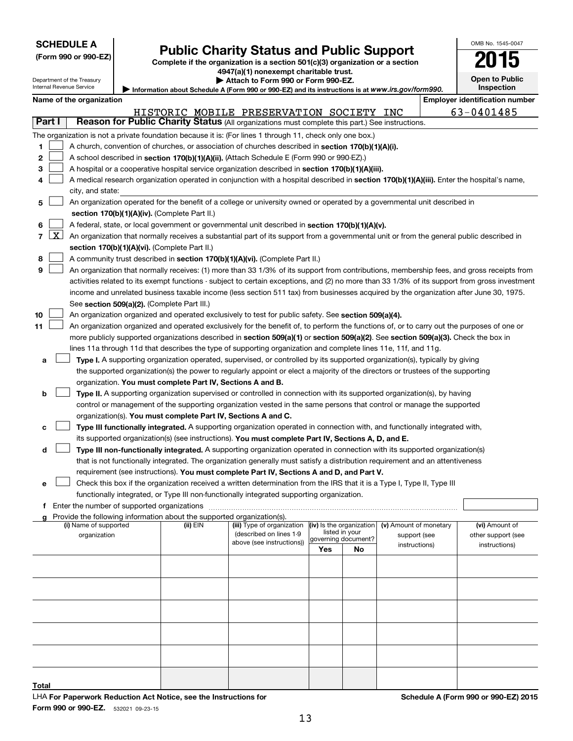**SCHEDULE A**
**(Form 990 or 990-EZ)**

Department of the Treasury
Internal Revenue Service

# Public Charity Status and Public Support

**Complete if the organization is a section 501(c)(3) organization or a section 4947(a)(1) nonexempt charitable trust.**
**▶ Attach to Form 990 or Form 990-EZ.**
**▶ Information about Schedule A (Form 990 or 990-EZ) and its instructions is at *www.irs.gov/form990.***

OMB No. 1545-0047
**2015**
**Open to Public Inspection**

**Name of the organization**: HISTORIC MOBILE PRESERVATION SOCIETY INC
**Employer identification number**: 63-0401485

**Part I** **Reason for Public Charity Status** (All organizations must complete this part.) See instructions.

The organization is not a private foundation because it is: (For lines 1 through 11, check only one box.)

1. [ ] A church, convention of churches, or association of churches described in **section 170(b)(1)(A)(i).**
2. [ ] A school described in **section 170(b)(1)(A)(ii).** (Attach Schedule E (Form 990 or 990-EZ).)
3. [ ] A hospital or a cooperative hospital service organization described in **section 170(b)(1)(A)(iii).**
4. [ ] A medical research organization operated in conjunction with a hospital described in **section 170(b)(1)(A)(iii).** Enter the hospital's name, city, and state:
5. [ ] An organization operated for the benefit of a college or university owned or operated by a governmental unit described in **section 170(b)(1)(A)(iv).** (Complete Part II.)
6. [ ] A federal, state, or local government or governmental unit described in **section 170(b)(1)(A)(v).**
7. [X] An organization that normally receives a substantial part of its support from a governmental unit or from the general public described in **section 170(b)(1)(A)(vi).** (Complete Part II.)
8. [ ] A community trust described in **section 170(b)(1)(A)(vi).** (Complete Part II.)
9. [ ] An organization that normally receives: (1) more than 33 1/3% of its support from contributions, membership fees, and gross receipts from activities related to its exempt functions - subject to certain exceptions, and (2) no more than 33 1/3% of its support from gross investment income and unrelated business taxable income (less section 511 tax) from businesses acquired by the organization after June 30, 1975. See **section 509(a)(2).** (Complete Part III.)
10. [ ] An organization organized and operated exclusively to test for public safety. See **section 509(a)(4).**
11. [ ] An organization organized and operated exclusively for the benefit of, to perform the functions of, or to carry out the purposes of one or more publicly supported organizations described in **section 509(a)(1)** or **section 509(a)(2).** See **section 509(a)(3).** Check the box in lines 11a through 11d that describes the type of supporting organization and complete lines 11e, 11f, and 11g.
   - **a** [ ] **Type I.** A supporting organization operated, supervised, or controlled by its supported organization(s), typically by giving the supported organization(s) the power to regularly appoint or elect a majority of the directors or trustees of the supporting organization. **You must complete Part IV, Sections A and B.**
   - **b** [ ] **Type II.** A supporting organization supervised or controlled in connection with its supported organization(s), by having control or management of the supporting organization vested in the same persons that control or manage the supported organization(s). **You must complete Part IV, Sections A and C.**
   - **c** [ ] **Type III functionally integrated.** A supporting organization operated in connection with, and functionally integrated with, its supported organization(s) (see instructions). **You must complete Part IV, Sections A, D, and E.**
   - **d** [ ] **Type III non-functionally integrated.** A supporting organization operated in connection with its supported organization(s) that is not functionally integrated. The organization generally must satisfy a distribution requirement and an attentiveness requirement (see instructions). **You must complete Part IV, Sections A and D, and Part V.**
   - **e** [ ] Check this box if the organization received a written determination from the IRS that it is a Type I, Type II, Type III functionally integrated, or Type III non-functionally integrated supporting organization.
   - **f** Enter the number of supported organizations
   - **g** Provide the following information about the supported organization(s).

| (i) Name of supported organization | (ii) EIN | (iii) Type of organization (described on lines 1-9 above (see instructions)) | (iv) Is the organization listed in your governing document? Yes | No | (v) Amount of monetary support (see instructions) | (vi) Amount of other support (see instructions) |
|---|---|---|---|---|---|---|
| | | | | | | |
| | | | | | | |
| | | | | | | |
| | | | | | | |
| | | | | | | |
| **Total** | | | | | | |

LHA **For Paperwork Reduction Act Notice, see the Instructions for Form 990 or 990-EZ.** 532021 09-23-15

**Schedule A (Form 990 or 990-EZ) 2015**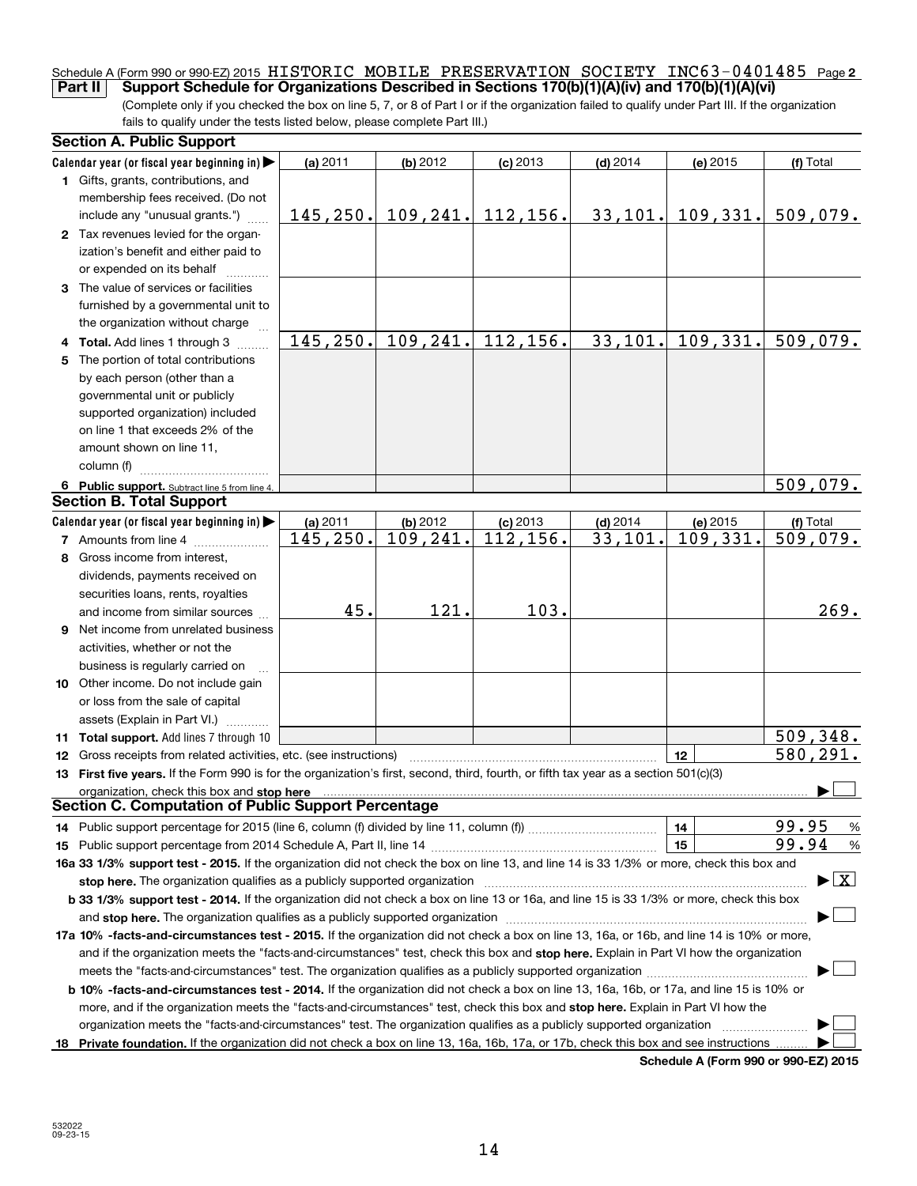Schedule A (Form 990 or 990-EZ) 2015 HISTORIC MOBILE PRESERVATION SOCIETY INC 63-0401485 Page 2

**Part II — Support Schedule for Organizations Described in Sections 170(b)(1)(A)(iv) and 170(b)(1)(A)(vi)**

(Complete only if you checked the box on line 5, 7, or 8 of Part I or if the organization failed to qualify under Part III. If the organization fails to qualify under the tests listed below, please complete Part III.)

### Section A. Public Support

| Calendar year (or fiscal year beginning in) ▶ | (a) 2011 | (b) 2012 | (c) 2013 | (d) 2014 | (e) 2015 | (f) Total |
|---|---|---|---|---|---|---|
| **1** Gifts, grants, contributions, and membership fees received. (Do not include any "unusual grants.") | 145,250. | 109,241. | 112,156. | 33,101. | 109,331. | 509,079. |
| **2** Tax revenues levied for the organization's benefit and either paid to or expended on its behalf | | | | | | |
| **3** The value of services or facilities furnished by a governmental unit to the organization without charge | | | | | | |
| **4 Total.** Add lines 1 through 3 | 145,250. | 109,241. | 112,156. | 33,101. | 109,331. | 509,079. |
| **5** The portion of total contributions by each person (other than a governmental unit or publicly supported organization) included on line 1 that exceeds 2% of the amount shown on line 11, column (f) | | | | | | |
| **6 Public support.** Subtract line 5 from line 4. | | | | | | 509,079. |

### Section B. Total Support

| Calendar year (or fiscal year beginning in) ▶ | (a) 2011 | (b) 2012 | (c) 2013 | (d) 2014 | (e) 2015 | (f) Total |
|---|---|---|---|---|---|---|
| **7** Amounts from line 4 | 145,250. | 109,241. | 112,156. | 33,101. | 109,331. | 509,079. |
| **8** Gross income from interest, dividends, payments received on securities loans, rents, royalties and income from similar sources | 45. | 121. | 103. | | | 269. |
| **9** Net income from unrelated business activities, whether or not the business is regularly carried on | | | | | | |
| **10** Other income. Do not include gain or loss from the sale of capital assets (Explain in Part VI.) | | | | | | |
| **11 Total support.** Add lines 7 through 10 | | | | | | 509,348. |

**12** Gross receipts from related activities, etc. (see instructions) — **12** — 580,291.

**13 First five years.** If the Form 990 is for the organization's first, second, third, fourth, or fifth tax year as a section 501(c)(3) organization, check this box and **stop here** ▶ ☐

### Section C. Computation of Public Support Percentage

**14** Public support percentage for 2015 (line 6, column (f) divided by line 11, column (f)) — **14** — 99.95 %

**15** Public support percentage from 2014 Schedule A, Part II, line 14 — **15** — 99.94 %

**16a 33 1/3% support test - 2015.** If the organization did not check the box on line 13, and line 14 is 33 1/3% or more, check this box and **stop here.** The organization qualifies as a publicly supported organization ▶ ☒

**b 33 1/3% support test - 2014.** If the organization did not check a box on line 13 or 16a, and line 15 is 33 1/3% or more, check this box and **stop here.** The organization qualifies as a publicly supported organization ▶ ☐

**17a 10% -facts-and-circumstances test - 2015.** If the organization did not check a box on line 13, 16a, or 16b, and line 14 is 10% or more, and if the organization meets the "facts-and-circumstances" test, check this box and **stop here.** Explain in Part VI how the organization meets the "facts-and-circumstances" test. The organization qualifies as a publicly supported organization ▶ ☐

**b 10% -facts-and-circumstances test - 2014.** If the organization did not check a box on line 13, 16a, 16b, or 17a, and line 15 is 10% or more, and if the organization meets the "facts-and-circumstances" test, check this box and **stop here.** Explain in Part VI how the organization meets the "facts-and-circumstances" test. The organization qualifies as a publicly supported organization ▶ ☐

**18 Private foundation.** If the organization did not check a box on line 13, 16a, 16b, 17a, or 17b, check this box and see instructions ▶ ☐

**Schedule A (Form 990 or 990-EZ) 2015**

532022 09-23-15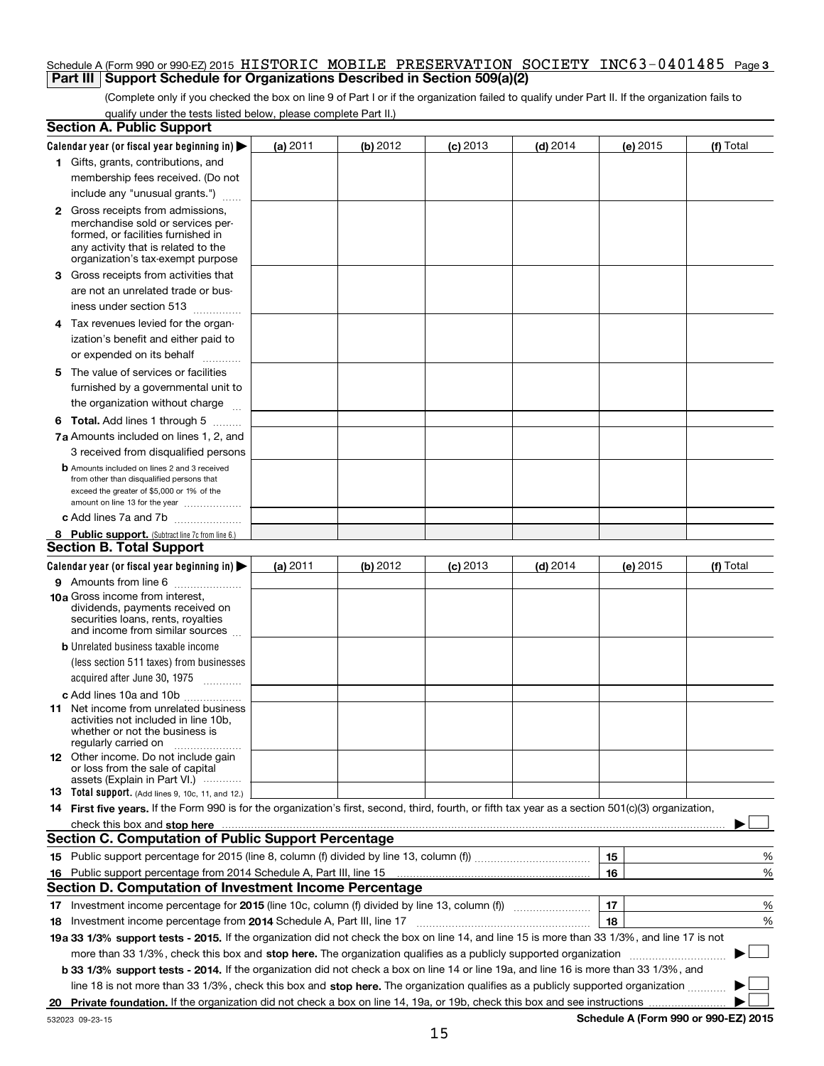Schedule A (Form 990 or 990-EZ) 2015 HISTORIC MOBILE PRESERVATION SOCIETY INC 63-0401485 Page 3

## Part III Support Schedule for Organizations Described in Section 509(a)(2)

(Complete only if you checked the box on line 9 of Part I or if the organization failed to qualify under Part II. If the organization fails to qualify under the tests listed below, please complete Part II.)

### Section A. Public Support

| Calendar year (or fiscal year beginning in) ▶ | (a) 2011 | (b) 2012 | (c) 2013 | (d) 2014 | (e) 2015 | (f) Total |
|---|---|---|---|---|---|---|
| 1 Gifts, grants, contributions, and membership fees received. (Do not include any "unusual grants.") | | | | | | |
| 2 Gross receipts from admissions, merchandise sold or services performed, or facilities furnished in any activity that is related to the organization's tax-exempt purpose | | | | | | |
| 3 Gross receipts from activities that are not an unrelated trade or business under section 513 | | | | | | |
| 4 Tax revenues levied for the organization's benefit and either paid to or expended on its behalf | | | | | | |
| 5 The value of services or facilities furnished by a governmental unit to the organization without charge | | | | | | |
| 6 Total. Add lines 1 through 5 | | | | | | |
| 7a Amounts included on lines 1, 2, and 3 received from disqualified persons | | | | | | |
| b Amounts included on lines 2 and 3 received from other than disqualified persons that exceed the greater of $5,000 or 1% of the amount on line 13 for the year | | | | | | |
| c Add lines 7a and 7b | | | | | | |
| 8 Public support. (Subtract line 7c from line 6.) | | | | | | |

### Section B. Total Support

| Calendar year (or fiscal year beginning in) ▶ | (a) 2011 | (b) 2012 | (c) 2013 | (d) 2014 | (e) 2015 | (f) Total |
|---|---|---|---|---|---|---|
| 9 Amounts from line 6 | | | | | | |
| 10a Gross income from interest, dividends, payments received on securities loans, rents, royalties and income from similar sources | | | | | | |
| b Unrelated business taxable income (less section 511 taxes) from businesses acquired after June 30, 1975 | | | | | | |
| c Add lines 10a and 10b | | | | | | |
| 11 Net income from unrelated business activities not included in line 10b, whether or not the business is regularly carried on | | | | | | |
| 12 Other income. Do not include gain or loss from the sale of capital assets (Explain in Part VI.) | | | | | | |
| 13 Total support. (Add lines 9, 10c, 11, and 12.) | | | | | | |

14 **First five years.** If the Form 990 is for the organization's first, second, third, fourth, or fifth tax year as a section 501(c)(3) organization, check this box and **stop here** ▶ ☐

### Section C. Computation of Public Support Percentage

| | | | |
|---|---|---|---|
| 15 | Public support percentage for 2015 (line 8, column (f) divided by line 13, column (f)) | 15 | % |
| 16 | Public support percentage from 2014 Schedule A, Part III, line 15 | 16 | % |

### Section D. Computation of Investment Income Percentage

| | | | |
|---|---|---|---|
| 17 | Investment income percentage for **2015** (line 10c, column (f) divided by line 13, column (f)) | 17 | % |
| 18 | Investment income percentage from **2014** Schedule A, Part III, line 17 | 18 | % |

**19a 33 1/3% support tests - 2015.** If the organization did not check the box on line 14, and line 15 is more than 33 1/3%, and line 17 is not more than 33 1/3%, check this box and **stop here.** The organization qualifies as a publicly supported organization ▶ ☐

**b 33 1/3% support tests - 2014.** If the organization did not check a box on line 14 or line 19a, and line 16 is more than 33 1/3%, and line 18 is not more than 33 1/3%, check this box and **stop here.** The organization qualifies as a publicly supported organization ▶ ☐

**20 Private foundation.** If the organization did not check a box on line 14, 19a, or 19b, check this box and see instructions ▶ ☐

532023 09-23-15 **Schedule A (Form 990 or 990-EZ) 2015**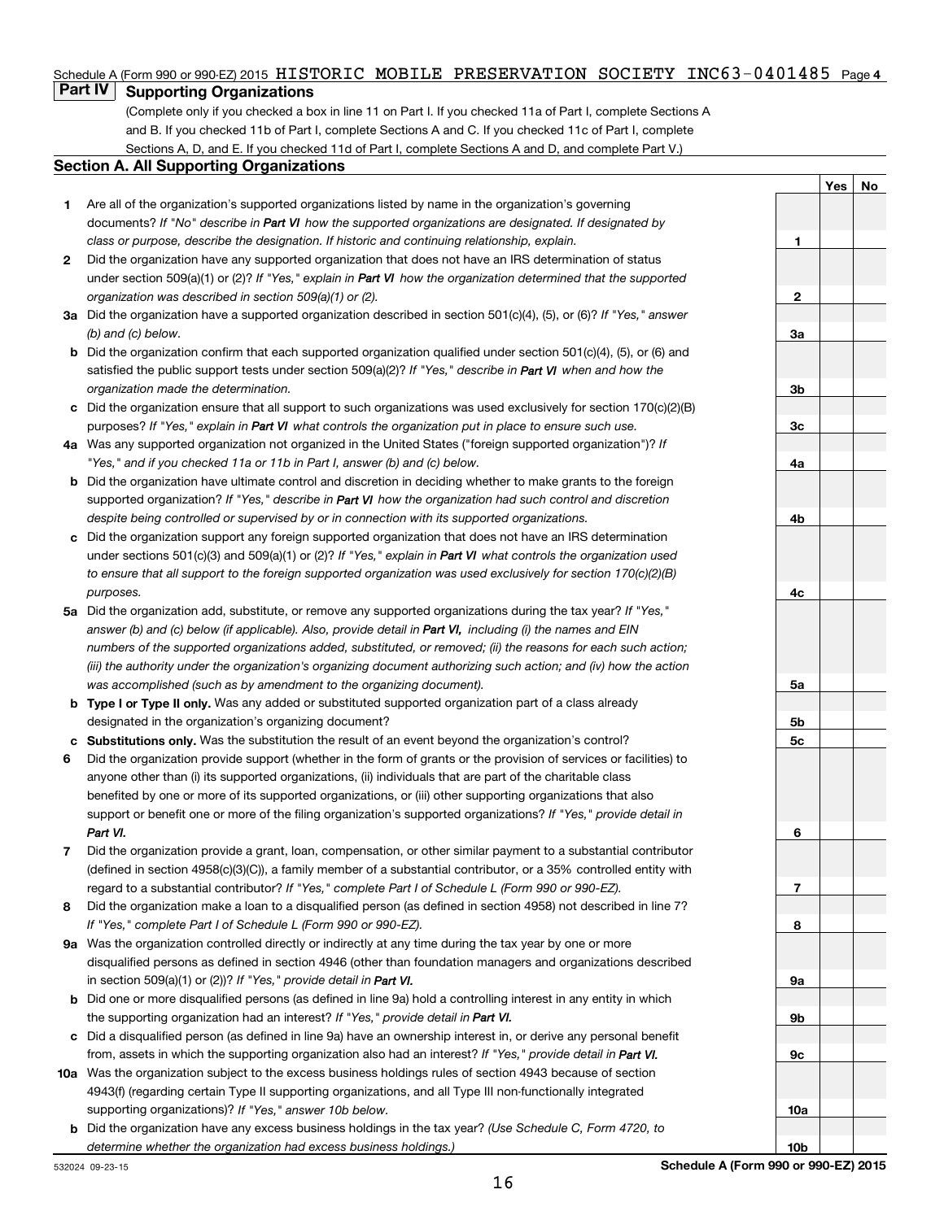Schedule A (Form 990 or 990-EZ) 2015 HISTORIC MOBILE PRESERVATION SOCIETY INC63-0401485 Page 4

## Part IV Supporting Organizations

(Complete only if you checked a box in line 11 on Part I. If you checked 11a of Part I, complete Sections A and B. If you checked 11b of Part I, complete Sections A and C. If you checked 11c of Part I, complete Sections A, D, and E. If you checked 11d of Part I, complete Sections A and D, and complete Part V.)

### Section A. All Supporting Organizations

| | | | Yes | No |
|---|---|---|---|---|
| **1** | Are all of the organization's supported organizations listed by name in the organization's governing documents? *If "No" describe in **Part VI** how the supported organizations are designated. If designated by class or purpose, describe the designation. If historic and continuing relationship, explain.* | **1** | | |
| **2** | Did the organization have any supported organization that does not have an IRS determination of status under section 509(a)(1) or (2)? *If "Yes," explain in **Part VI** how the organization determined that the supported organization was described in section 509(a)(1) or (2).* | **2** | | |
| **3a** | Did the organization have a supported organization described in section 501(c)(4), (5), or (6)? *If "Yes," answer (b) and (c) below.* | **3a** | | |
| **b** | Did the organization confirm that each supported organization qualified under section 501(c)(4), (5), or (6) and satisfied the public support tests under section 509(a)(2)? *If "Yes," describe in **Part VI** when and how the organization made the determination.* | **3b** | | |
| **c** | Did the organization ensure that all support to such organizations was used exclusively for section 170(c)(2)(B) purposes? *If "Yes," explain in **Part VI** what controls the organization put in place to ensure such use.* | **3c** | | |
| **4a** | Was any supported organization not organized in the United States ("foreign supported organization")? *If "Yes," and if you checked 11a or 11b in Part I, answer (b) and (c) below.* | **4a** | | |
| **b** | Did the organization have ultimate control and discretion in deciding whether to make grants to the foreign supported organization? *If "Yes," describe in **Part VI** how the organization had such control and discretion despite being controlled or supervised by or in connection with its supported organizations.* | **4b** | | |
| **c** | Did the organization support any foreign supported organization that does not have an IRS determination under sections 501(c)(3) and 509(a)(1) or (2)? *If "Yes," explain in **Part VI** what controls the organization used to ensure that all support to the foreign supported organization was used exclusively for section 170(c)(2)(B) purposes.* | **4c** | | |
| **5a** | Did the organization add, substitute, or remove any supported organizations during the tax year? *If "Yes," answer (b) and (c) below (if applicable). Also, provide detail in **Part VI,** including (i) the names and EIN numbers of the supported organizations added, substituted, or removed; (ii) the reasons for each such action; (iii) the authority under the organization's organizing document authorizing such action; and (iv) how the action was accomplished (such as by amendment to the organizing document).* | **5a** | | |
| **b** | **Type I or Type II only.** Was any added or substituted supported organization part of a class already designated in the organization's organizing document? | **5b** | | |
| **c** | **Substitutions only.** Was the substitution the result of an event beyond the organization's control? | **5c** | | |
| **6** | Did the organization provide support (whether in the form of grants or the provision of services or facilities) to anyone other than (i) its supported organizations, (ii) individuals that are part of the charitable class benefited by one or more of its supported organizations, or (iii) other supporting organizations that also support or benefit one or more of the filing organization's supported organizations? *If "Yes," provide detail in **Part VI.*** | **6** | | |
| **7** | Did the organization provide a grant, loan, compensation, or other similar payment to a substantial contributor (defined in section 4958(c)(3)(C)), a family member of a substantial contributor, or a 35% controlled entity with regard to a substantial contributor? *If "Yes," complete Part I of Schedule L (Form 990 or 990-EZ).* | **7** | | |
| **8** | Did the organization make a loan to a disqualified person (as defined in section 4958) not described in line 7? *If "Yes," complete Part I of Schedule L (Form 990 or 990-EZ).* | **8** | | |
| **9a** | Was the organization controlled directly or indirectly at any time during the tax year by one or more disqualified persons as defined in section 4946 (other than foundation managers and organizations described in section 509(a)(1) or (2))? *If "Yes," provide detail in **Part VI.*** | **9a** | | |
| **b** | Did one or more disqualified persons (as defined in line 9a) hold a controlling interest in any entity in which the supporting organization had an interest? *If "Yes," provide detail in **Part VI.*** | **9b** | | |
| **c** | Did a disqualified person (as defined in line 9a) have an ownership interest in, or derive any personal benefit from, assets in which the supporting organization also had an interest? *If "Yes," provide detail in **Part VI.*** | **9c** | | |
| **10a** | Was the organization subject to the excess business holdings rules of section 4943 because of section 4943(f) (regarding certain Type II supporting organizations, and all Type III non-functionally integrated supporting organizations)? *If "Yes," answer 10b below.* | **10a** | | |
| **b** | Did the organization have any excess business holdings in the tax year? *(Use Schedule C, Form 4720, to determine whether the organization had excess business holdings.)* | **10b** | | |

532024 09-23-15 **Schedule A (Form 990 or 990-EZ) 2015**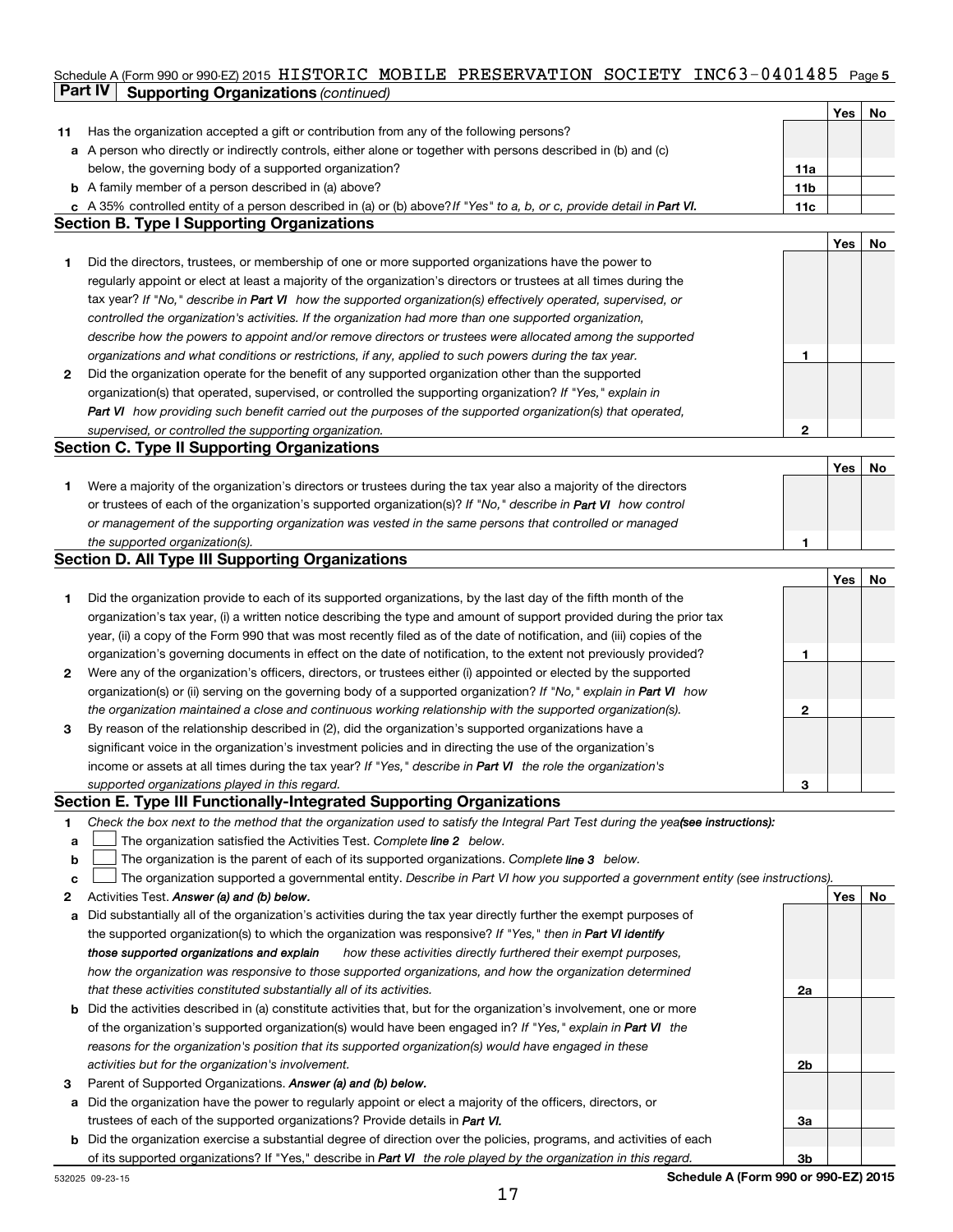Schedule A (Form 990 or 990-EZ) 2015 HISTORIC MOBILE PRESERVATION SOCIETY INC 63-0401485 Page 5

## Part IV Supporting Organizations *(continued)*

| | | | Yes | No |
|---|---|---|---|---|
| **11** | Has the organization accepted a gift or contribution from any of the following persons? | | | |
| **a** | A person who directly or indirectly controls, either alone or together with persons described in (b) and (c) below, the governing body of a supported organization? | **11a** | | |
| **b** | A family member of a person described in (a) above? | **11b** | | |
| **c** | A 35% controlled entity of a person described in (a) or (b) above? *If "Yes" to a, b, or c, provide detail in **Part VI**.* | **11c** | | |

### Section B. Type I Supporting Organizations

| | | | Yes | No |
|---|---|---|---|---|
| **1** | Did the directors, trustees, or membership of one or more supported organizations have the power to regularly appoint or elect at least a majority of the organization's directors or trustees at all times during the tax year? *If "No," describe in **Part VI** how the supported organization(s) effectively operated, supervised, or controlled the organization's activities. If the organization had more than one supported organization, describe how the powers to appoint and/or remove directors or trustees were allocated among the supported organizations and what conditions or restrictions, if any, applied to such powers during the tax year.* | **1** | | |
| **2** | Did the organization operate for the benefit of any supported organization other than the supported organization(s) that operated, supervised, or controlled the supporting organization? *If "Yes," explain in **Part VI** how providing such benefit carried out the purposes of the supported organization(s) that operated, supervised, or controlled the supporting organization.* | **2** | | |

### Section C. Type II Supporting Organizations

| | | | Yes | No |
|---|---|---|---|---|
| **1** | Were a majority of the organization's directors or trustees during the tax year also a majority of the directors or trustees of each of the organization's supported organization(s)? *If "No," describe in **Part VI** how control or management of the supporting organization was vested in the same persons that controlled or managed the supported organization(s).* | **1** | | |

### Section D. All Type III Supporting Organizations

| | | | Yes | No |
|---|---|---|---|---|
| **1** | Did the organization provide to each of its supported organizations, by the last day of the fifth month of the organization's tax year, (i) a written notice describing the type and amount of support provided during the prior tax year, (ii) a copy of the Form 990 that was most recently filed as of the date of notification, and (iii) copies of the organization's governing documents in effect on the date of notification, to the extent not previously provided? | **1** | | |
| **2** | Were any of the organization's officers, directors, or trustees either (i) appointed or elected by the supported organization(s) or (ii) serving on the governing body of a supported organization? *If "No," explain in **Part VI** how the organization maintained a close and continuous working relationship with the supported organization(s).* | **2** | | |
| **3** | By reason of the relationship described in (2), did the organization's supported organizations have a significant voice in the organization's investment policies and in directing the use of the organization's income or assets at all times during the tax year? *If "Yes," describe in **Part VI** the role the organization's supported organizations played in this regard.* | **3** | | |

### Section E. Type III Functionally-Integrated Supporting Organizations

**1** *Check the box next to the method that the organization used to satisfy the Integral Part Test during the year **(see instructions):***

- **a** ☐ The organization satisfied the Activities Test. *Complete **line 2** below.*
- **b** ☐ The organization is the parent of each of its supported organizations. *Complete **line 3** below.*
- **c** ☐ The organization supported a governmental entity. *Describe in Part VI how you supported a government entity (see instructions).*

| | | | Yes | No |
|---|---|---|---|---|
| **2** | Activities Test. ***Answer (a) and (b) below.*** | | | |
| **a** | Did substantially all of the organization's activities during the tax year directly further the exempt purposes of the supported organization(s) to which the organization was responsive? *If "Yes," then in **Part VI identify those supported organizations and explain** how these activities directly furthered their exempt purposes, how the organization was responsive to those supported organizations, and how the organization determined that these activities constituted substantially all of its activities.* | **2a** | | |
| **b** | Did the activities described in (a) constitute activities that, but for the organization's involvement, one or more of the organization's supported organization(s) would have been engaged in? *If "Yes," explain in **Part VI** the reasons for the organization's position that its supported organization(s) would have engaged in these activities but for the organization's involvement.* | **2b** | | |
| **3** | Parent of Supported Organizations. ***Answer (a) and (b) below.*** | | | |
| **a** | Did the organization have the power to regularly appoint or elect a majority of the officers, directors, or trustees of each of the supported organizations? Provide details in ***Part VI.*** | **3a** | | |
| **b** | Did the organization exercise a substantial degree of direction over the policies, programs, and activities of each of its supported organizations? If "Yes," describe in ***Part VI*** *the role played by the organization in this regard.* | **3b** | | |

532025 09-23-15 **Schedule A (Form 990 or 990-EZ) 2015**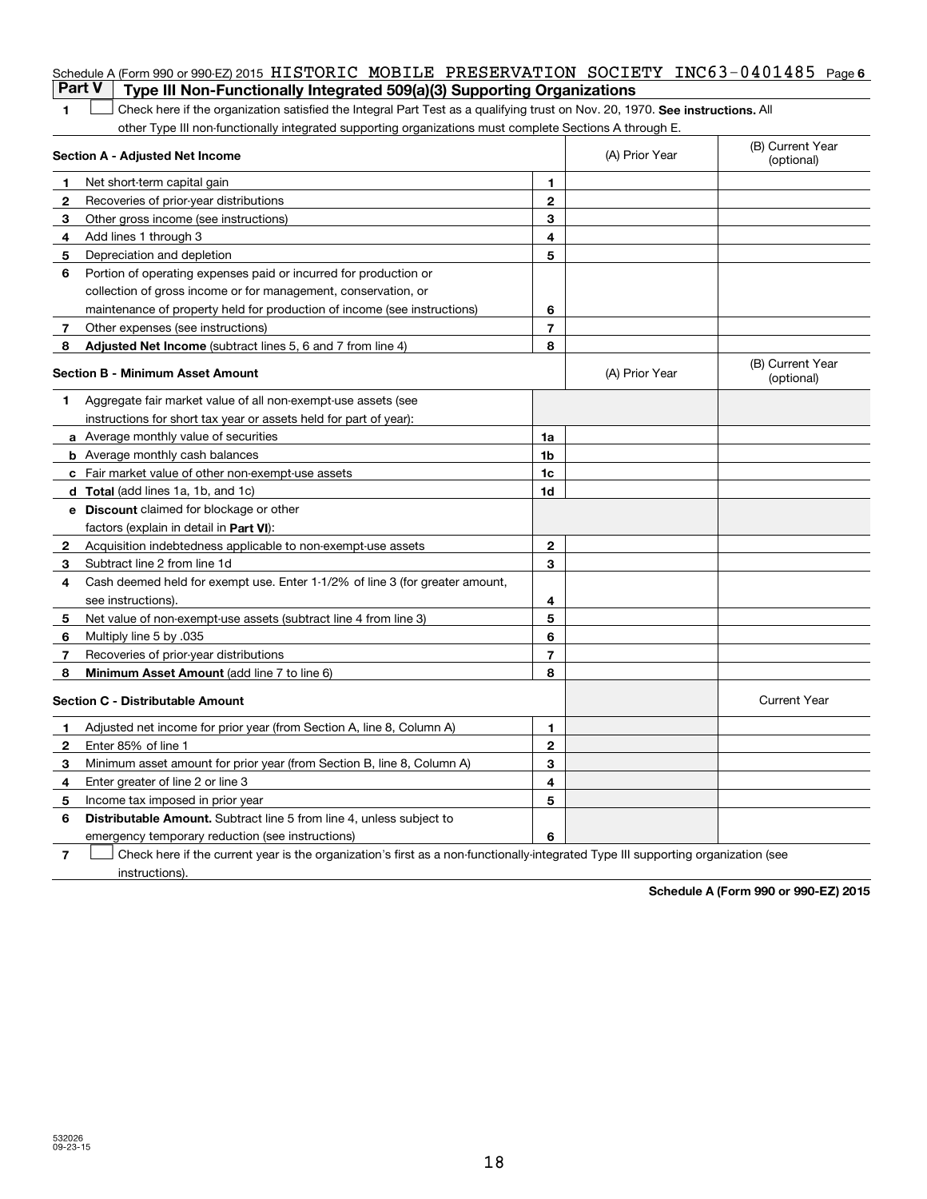Schedule A (Form 990 or 990-EZ) 2015 HISTORIC MOBILE PRESERVATION SOCIETY INC 63-0401485 Page 6

## Part V Type III Non-Functionally Integrated 509(a)(3) Supporting Organizations

1 ☐ Check here if the organization satisfied the Integral Part Test as a qualifying trust on Nov. 20, 1970. **See instructions.** All other Type III non-functionally integrated supporting organizations must complete Sections A through E.

| **Section A - Adjusted Net Income** | | (A) Prior Year | (B) Current Year (optional) |
|---|---|---|---|
| 1 Net short-term capital gain | 1 | | |
| 2 Recoveries of prior-year distributions | 2 | | |
| 3 Other gross income (see instructions) | 3 | | |
| 4 Add lines 1 through 3 | 4 | | |
| 5 Depreciation and depletion | 5 | | |
| 6 Portion of operating expenses paid or incurred for production or collection of gross income or for management, conservation, or maintenance of property held for production of income (see instructions) | 6 | | |
| 7 Other expenses (see instructions) | 7 | | |
| 8 **Adjusted Net Income** (subtract lines 5, 6 and 7 from line 4) | 8 | | |

| **Section B - Minimum Asset Amount** | | (A) Prior Year | (B) Current Year (optional) |
|---|---|---|---|
| 1 Aggregate fair market value of all non-exempt-use assets (see instructions for short tax year or assets held for part of year): | | | |
| a Average monthly value of securities | 1a | | |
| b Average monthly cash balances | 1b | | |
| c Fair market value of other non-exempt-use assets | 1c | | |
| d **Total** (add lines 1a, 1b, and 1c) | 1d | | |
| e **Discount** claimed for blockage or other factors (explain in detail in **Part VI**): | | | |
| 2 Acquisition indebtedness applicable to non-exempt-use assets | 2 | | |
| 3 Subtract line 2 from line 1d | 3 | | |
| 4 Cash deemed held for exempt use. Enter 1-1/2% of line 3 (for greater amount, see instructions). | 4 | | |
| 5 Net value of non-exempt-use assets (subtract line 4 from line 3) | 5 | | |
| 6 Multiply line 5 by .035 | 6 | | |
| 7 Recoveries of prior-year distributions | 7 | | |
| 8 **Minimum Asset Amount** (add line 7 to line 6) | 8 | | |

| **Section C - Distributable Amount** | | | Current Year |
|---|---|---|---|
| 1 Adjusted net income for prior year (from Section A, line 8, Column A) | 1 | | |
| 2 Enter 85% of line 1 | 2 | | |
| 3 Minimum asset amount for prior year (from Section B, line 8, Column A) | 3 | | |
| 4 Enter greater of line 2 or line 3 | 4 | | |
| 5 Income tax imposed in prior year | 5 | | |
| 6 **Distributable Amount.** Subtract line 5 from line 4, unless subject to emergency temporary reduction (see instructions) | 6 | | |

7 ☐ Check here if the current year is the organization's first as a non-functionally-integrated Type III supporting organization (see instructions).

**Schedule A (Form 990 or 990-EZ) 2015**

532026 09-23-15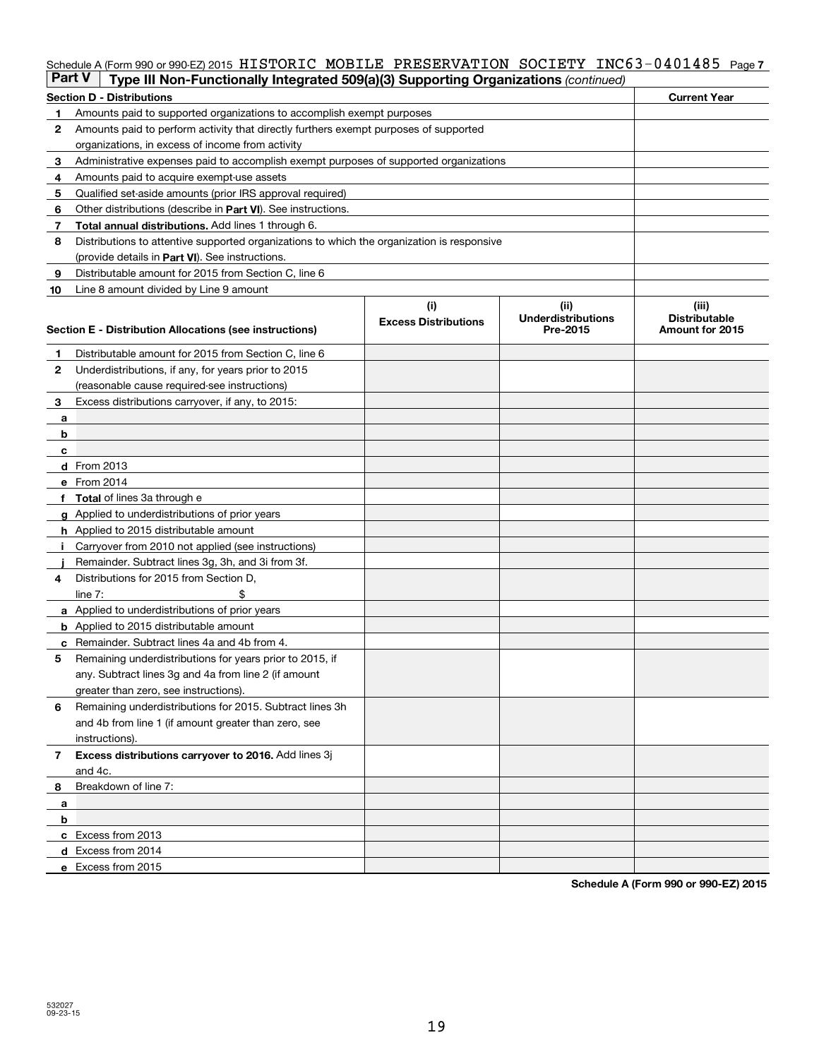Schedule A (Form 990 or 990-EZ) 2015 HISTORIC MOBILE PRESERVATION SOCIETY INC63-0401485 Page 7

## Part V Type III Non-Functionally Integrated 509(a)(3) Supporting Organizations *(continued)*

| Section D - Distributions | | Current Year |
|---|---|---|
| 1 | Amounts paid to supported organizations to accomplish exempt purposes | |
| 2 | Amounts paid to perform activity that directly furthers exempt purposes of supported organizations, in excess of income from activity | |
| 3 | Administrative expenses paid to accomplish exempt purposes of supported organizations | |
| 4 | Amounts paid to acquire exempt-use assets | |
| 5 | Qualified set-aside amounts (prior IRS approval required) | |
| 6 | Other distributions (describe in **Part VI**). See instructions. | |
| 7 | **Total annual distributions.** Add lines 1 through 6. | |
| 8 | Distributions to attentive supported organizations to which the organization is responsive (provide details in **Part VI**). See instructions. | |
| 9 | Distributable amount for 2015 from Section C, line 6 | |
| 10 | Line 8 amount divided by Line 9 amount | |

| Section E - Distribution Allocations (see instructions) | | (i) Excess Distributions | (ii) Underdistributions Pre-2015 | (iii) Distributable Amount for 2015 |
|---|---|---|---|---|
| 1 | Distributable amount for 2015 from Section C, line 6 | | | |
| 2 | Underdistributions, if any, for years prior to 2015 (reasonable cause required-see instructions) | | | |
| 3 | Excess distributions carryover, if any, to 2015: | | | |
| a | | | | |
| b | | | | |
| c | | | | |
| d | From 2013 | | | |
| e | From 2014 | | | |
| f | **Total** of lines 3a through e | | | |
| g | Applied to underdistributions of prior years | | | |
| h | Applied to 2015 distributable amount | | | |
| i | Carryover from 2010 not applied (see instructions) | | | |
| j | Remainder. Subtract lines 3g, 3h, and 3i from 3f. | | | |
| 4 | Distributions for 2015 from Section D, line 7: $ | | | |
| a | Applied to underdistributions of prior years | | | |
| b | Applied to 2015 distributable amount | | | |
| c | Remainder. Subtract lines 4a and 4b from 4. | | | |
| 5 | Remaining underdistributions for years prior to 2015, if any. Subtract lines 3g and 4a from line 2 (if amount greater than zero, see instructions). | | | |
| 6 | Remaining underdistributions for 2015. Subtract lines 3h and 4b from line 1 (if amount greater than zero, see instructions). | | | |
| 7 | **Excess distributions carryover to 2016.** Add lines 3j and 4c. | | | |
| 8 | Breakdown of line 7: | | | |
| a | | | | |
| b | | | | |
| c | Excess from 2013 | | | |
| d | Excess from 2014 | | | |
| e | Excess from 2015 | | | |

**Schedule A (Form 990 or 990-EZ) 2015**

532027
09-23-15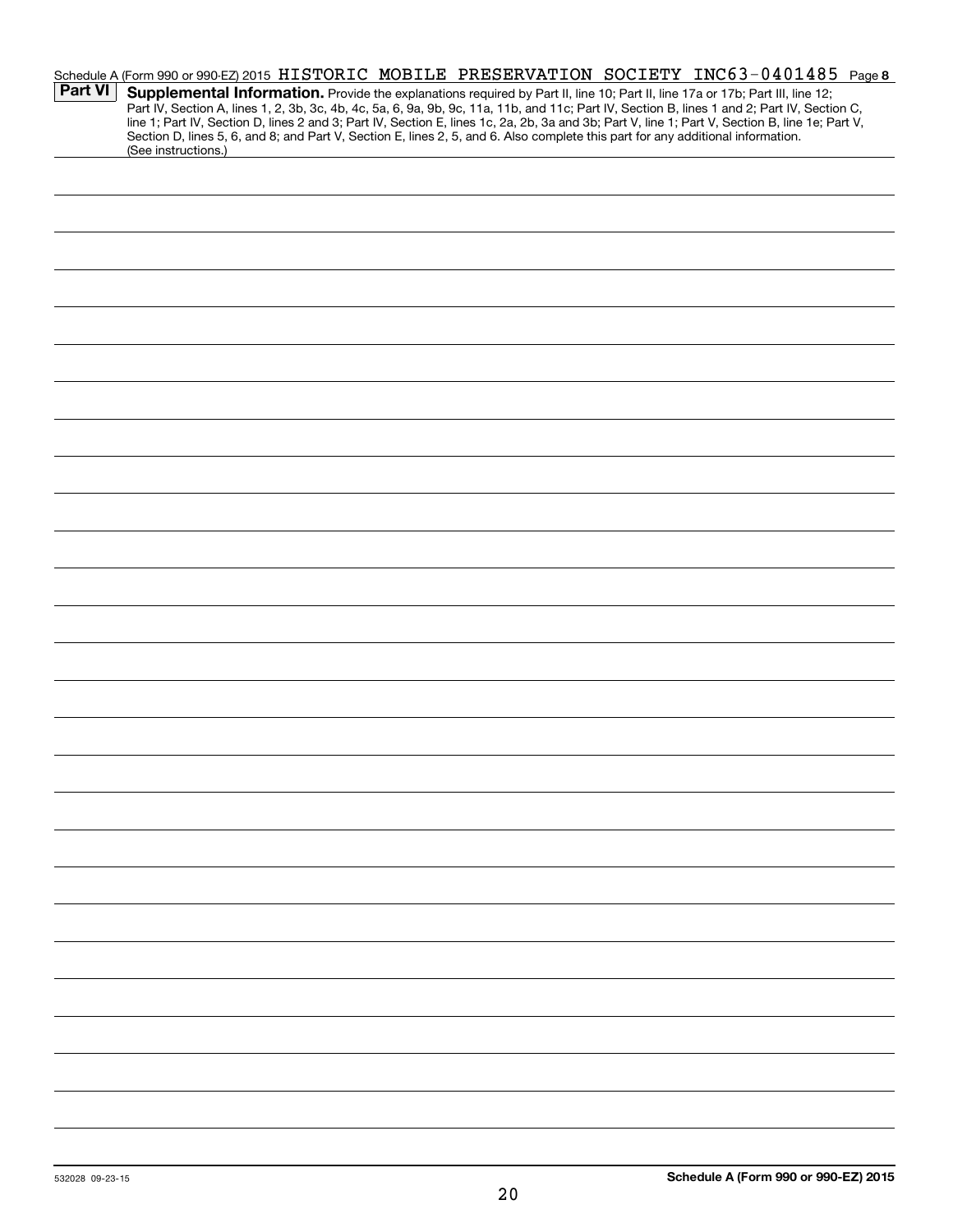Schedule A (Form 990 or 990-EZ) 2015 HISTORIC MOBILE PRESERVATION SOCIETY INC 63-0401485 Page **8**

**Part VI** **Supplemental Information.** Provide the explanations required by Part II, line 10; Part II, line 17a or 17b; Part III, line 12; Part IV, Section A, lines 1, 2, 3b, 3c, 4b, 4c, 5a, 6, 9a, 9b, 9c, 11a, 11b, and 11c; Part IV, Section B, lines 1 and 2; Part IV, Section C, line 1; Part IV, Section D, lines 2 and 3; Part IV, Section E, lines 1c, 2a, 2b, 3a and 3b; Part V, line 1; Part V, Section B, line 1e; Part V, Section D, lines 5, 6, and 8; and Part V, Section E, lines 2, 5, and 6. Also complete this part for any additional information. (See instructions.)

532028 09-23-15

**Schedule A (Form 990 or 990-EZ) 2015**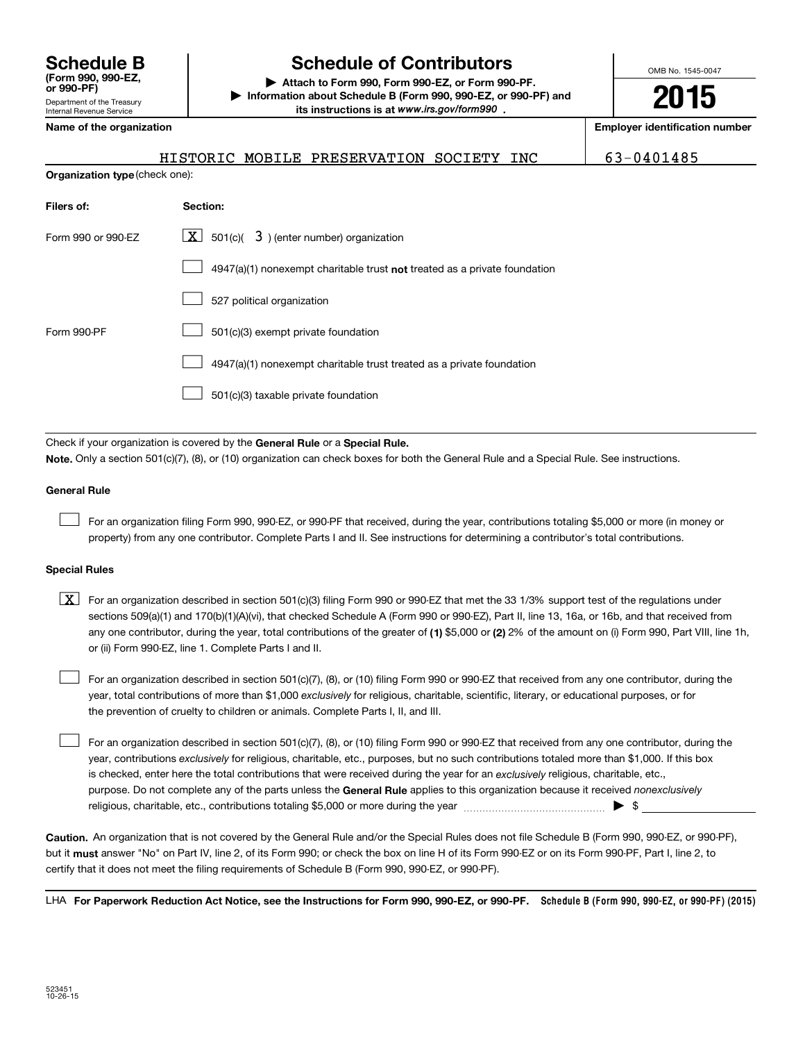**Schedule B**
**(Form 990, 990-EZ, or 990-PF)**
Department of the Treasury
Internal Revenue Service

# Schedule of Contributors

▶ **Attach to Form 990, Form 990-EZ, or Form 990-PF.**
▶ **Information about Schedule B (Form 990, 990-EZ, or 990-PF) and its instructions is at *www.irs.gov/form990*.**

OMB No. 1545-0047

**2015**

**Name of the organization**: HISTORIC MOBILE PRESERVATION SOCIETY INC

**Employer identification number**: 63-0401485

**Organization type** (check one):

| Filers of: | Section: |
|---|---|
| Form 990 or 990-EZ | [X] 501(c)( 3 ) (enter number) organization |
| | [ ] 4947(a)(1) nonexempt charitable trust **not** treated as a private foundation |
| | [ ] 527 political organization |
| Form 990-PF | [ ] 501(c)(3) exempt private foundation |
| | [ ] 4947(a)(1) nonexempt charitable trust treated as a private foundation |
| | [ ] 501(c)(3) taxable private foundation |

Check if your organization is covered by the **General Rule** or a **Special Rule.**
**Note.** Only a section 501(c)(7), (8), or (10) organization can check boxes for both the General Rule and a Special Rule. See instructions.

**General Rule**

[ ] For an organization filing Form 990, 990-EZ, or 990-PF that received, during the year, contributions totaling $5,000 or more (in money or property) from any one contributor. Complete Parts I and II. See instructions for determining a contributor's total contributions.

**Special Rules**

[X] For an organization described in section 501(c)(3) filing Form 990 or 990-EZ that met the 33 1/3% support test of the regulations under sections 509(a)(1) and 170(b)(1)(A)(vi), that checked Schedule A (Form 990 or 990-EZ), Part II, line 13, 16a, or 16b, and that received from any one contributor, during the year, total contributions of the greater of **(1)** $5,000 or **(2)** 2% of the amount on (i) Form 990, Part VIII, line 1h, or (ii) Form 990-EZ, line 1. Complete Parts I and II.

[ ] For an organization described in section 501(c)(7), (8), or (10) filing Form 990 or 990-EZ that received from any one contributor, during the year, total contributions of more than $1,000 *exclusively* for religious, charitable, scientific, literary, or educational purposes, or for the prevention of cruelty to children or animals. Complete Parts I, II, and III.

[ ] For an organization described in section 501(c)(7), (8), or (10) filing Form 990 or 990-EZ that received from any one contributor, during the year, contributions *exclusively* for religious, charitable, etc., purposes, but no such contributions totaled more than $1,000. If this box is checked, enter here the total contributions that were received during the year for an *exclusively* religious, charitable, etc., purpose. Do not complete any of the parts unless the **General Rule** applies to this organization because it received *nonexclusively* religious, charitable, etc., contributions totaling $5,000 or more during the year ▶ $

**Caution.** An organization that is not covered by the General Rule and/or the Special Rules does not file Schedule B (Form 990, 990-EZ, or 990-PF), but it **must** answer "No" on Part IV, line 2, of its Form 990; or check the box on line H of its Form 990-EZ or on its Form 990-PF, Part I, line 2, to certify that it does not meet the filing requirements of Schedule B (Form 990, 990-EZ, or 990-PF).

LHA **For Paperwork Reduction Act Notice, see the Instructions for Form 990, 990-EZ, or 990-PF.** **Schedule B (Form 990, 990-EZ, or 990-PF) (2015)**

523451
10-26-15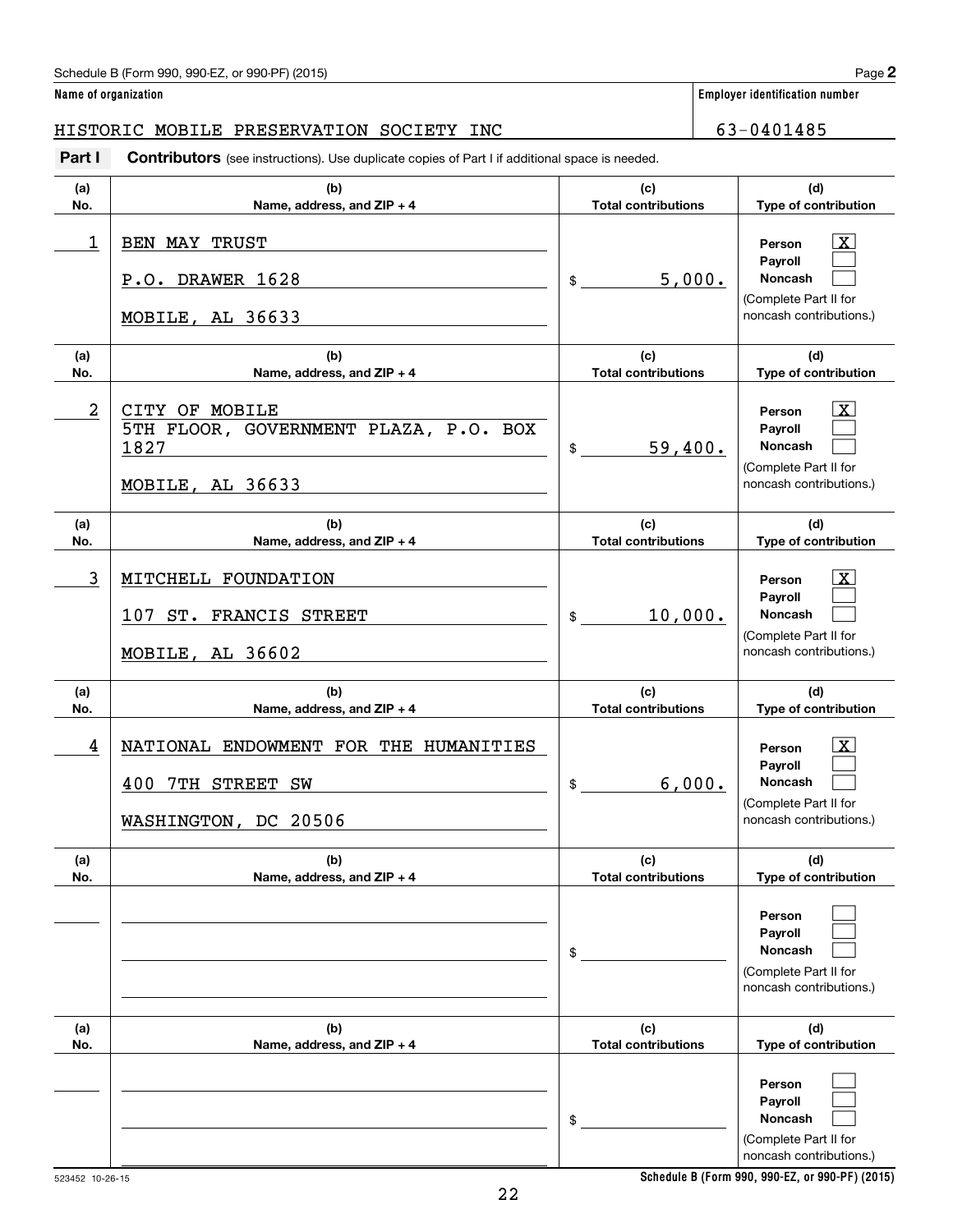Schedule B (Form 990, 990-EZ, or 990-PF) (2015)

**Name of organization**

HISTORIC MOBILE PRESERVATION SOCIETY INC

**Employer identification number**

63-0401485

**Part I** **Contributors** (see instructions). Use duplicate copies of Part I if additional space is needed.

| (a) No. | (b) Name, address, and ZIP + 4 | (c) Total contributions | (d) Type of contribution |
|---|---|---|---|
| 1 | BEN MAY TRUST<br>P.O. DRAWER 1628<br>MOBILE, AL 36633 | $ 5,000. | Person [X]<br>Payroll [ ]<br>Noncash [ ]<br>(Complete Part II for noncash contributions.) |
| 2 | CITY OF MOBILE<br>5TH FLOOR, GOVERNMENT PLAZA, P.O. BOX 1827<br>MOBILE, AL 36633 | $ 59,400. | Person [X]<br>Payroll [ ]<br>Noncash [ ]<br>(Complete Part II for noncash contributions.) |
| 3 | MITCHELL FOUNDATION<br>107 ST. FRANCIS STREET<br>MOBILE, AL 36602 | $ 10,000. | Person [X]<br>Payroll [ ]<br>Noncash [ ]<br>(Complete Part II for noncash contributions.) |
| 4 | NATIONAL ENDOWMENT FOR THE HUMANITIES<br>400 7TH STREET SW<br>WASHINGTON, DC 20506 | $ 6,000. | Person [X]<br>Payroll [ ]<br>Noncash [ ]<br>(Complete Part II for noncash contributions.) |
| | | $ | Person [ ]<br>Payroll [ ]<br>Noncash [ ]<br>(Complete Part II for noncash contributions.) |
| | | $ | Person [ ]<br>Payroll [ ]<br>Noncash [ ]<br>(Complete Part II for noncash contributions.) |

523452 10-26-15

Schedule B (Form 990, 990-EZ, or 990-PF) (2015)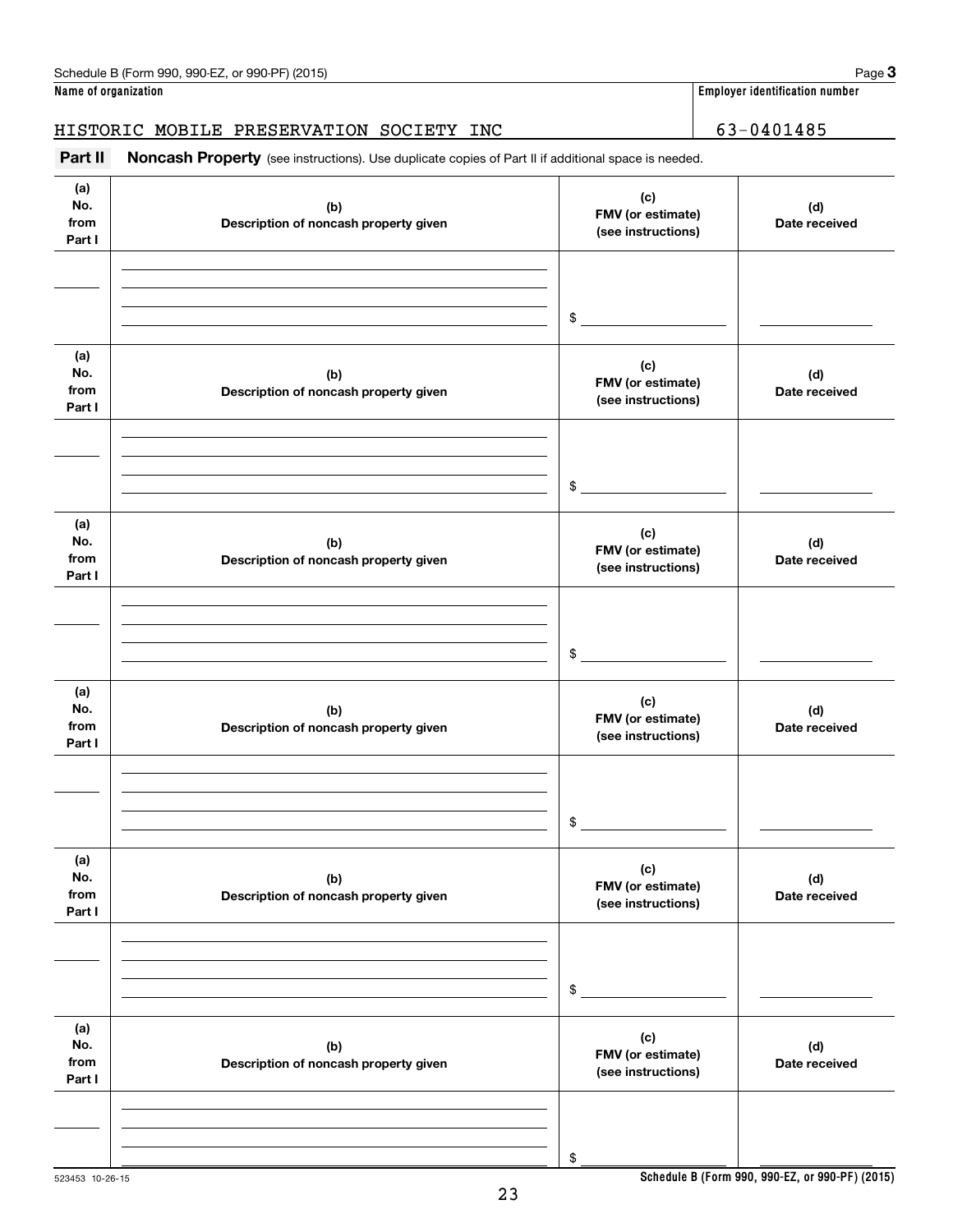Schedule B (Form 990, 990-EZ, or 990-PF) (2015) Page **3**

**Name of organization** | **Employer identification number**

HISTORIC MOBILE PRESERVATION SOCIETY INC | 63-0401485

**Part II** **Noncash Property** (see instructions). Use duplicate copies of Part II if additional space is needed.

| (a) No. from Part I | (b) Description of noncash property given | (c) FMV (or estimate) (see instructions) | (d) Date received |
|---|---|---|---|
| | | $ | |

| (a) No. from Part I | (b) Description of noncash property given | (c) FMV (or estimate) (see instructions) | (d) Date received |
|---|---|---|---|
| | | $ | |

| (a) No. from Part I | (b) Description of noncash property given | (c) FMV (or estimate) (see instructions) | (d) Date received |
|---|---|---|---|
| | | $ | |

| (a) No. from Part I | (b) Description of noncash property given | (c) FMV (or estimate) (see instructions) | (d) Date received |
|---|---|---|---|
| | | $ | |

| (a) No. from Part I | (b) Description of noncash property given | (c) FMV (or estimate) (see instructions) | (d) Date received |
|---|---|---|---|
| | | $ | |

| (a) No. from Part I | (b) Description of noncash property given | (c) FMV (or estimate) (see instructions) | (d) Date received |
|---|---|---|---|
| | | $ | |

523453 10-26-15

**Schedule B (Form 990, 990-EZ, or 990-PF) (2015)**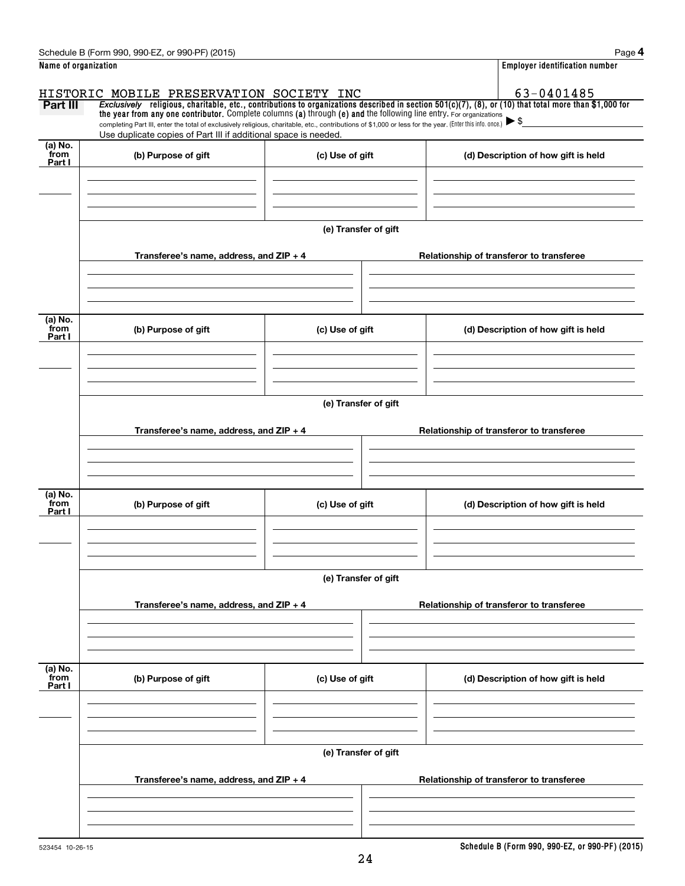Schedule B (Form 990, 990-EZ, or 990-PF) (2015) Page **4**

**Name of organization** | **Employer identification number**

HISTORIC MOBILE PRESERVATION SOCIETY INC | 63-0401485

**Part III** *Exclusively* **religious, charitable, etc., contributions to organizations described in section 501(c)(7), (8), or (10) that total more than $1,000 for the year from any one contributor.** Complete columns **(a)** through **(e)** and the following line entry. For organizations completing Part III, enter the total of exclusively religious, charitable, etc., contributions of $1,000 or less for the year. (Enter this info. once.) ▶ $

Use duplicate copies of Part III if additional space is needed.

| (a) No. from Part I | (b) Purpose of gift | (c) Use of gift | (d) Description of how gift is held |
|---|---|---|---|
| | | | |

**(e) Transfer of gift**

| Transferee's name, address, and ZIP + 4 | Relationship of transferor to transferee |
|---|---|
| | |

| (a) No. from Part I | (b) Purpose of gift | (c) Use of gift | (d) Description of how gift is held |
|---|---|---|---|
| | | | |

**(e) Transfer of gift**

| Transferee's name, address, and ZIP + 4 | Relationship of transferor to transferee |
|---|---|
| | |

| (a) No. from Part I | (b) Purpose of gift | (c) Use of gift | (d) Description of how gift is held |
|---|---|---|---|
| | | | |

**(e) Transfer of gift**

| Transferee's name, address, and ZIP + 4 | Relationship of transferor to transferee |
|---|---|
| | |

| (a) No. from Part I | (b) Purpose of gift | (c) Use of gift | (d) Description of how gift is held |
|---|---|---|---|
| | | | |

**(e) Transfer of gift**

| Transferee's name, address, and ZIP + 4 | Relationship of transferor to transferee |
|---|---|
| | |

523454 10-26-15 **Schedule B (Form 990, 990-EZ, or 990-PF) (2015)**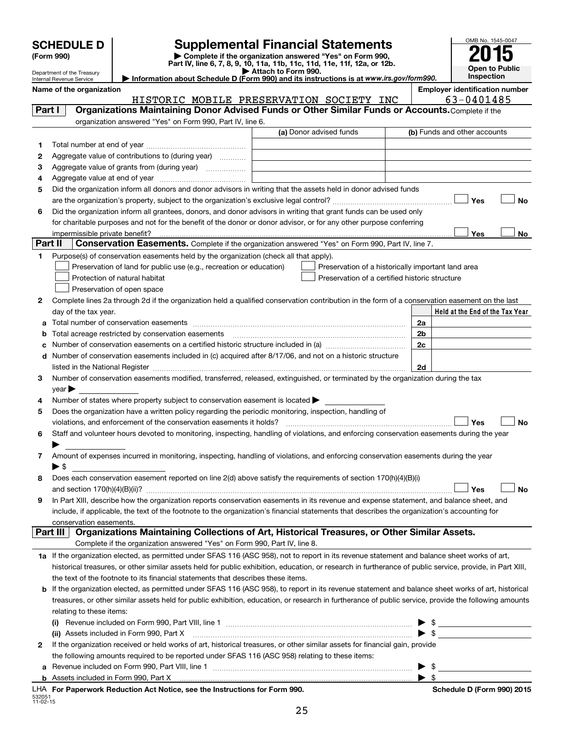# SCHEDULE D (Form 990)

Department of the Treasury
Internal Revenue Service

## Supplemental Financial Statements

▶ Complete if the organization answered "Yes" on Form 990, Part IV, line 6, 7, 8, 9, 10, 11a, 11b, 11c, 11d, 11e, 11f, 12a, or 12b.

▶ Attach to Form 990.

▶ Information about Schedule D (Form 990) and its instructions is at *www.irs.gov/form990.*

OMB No. 1545-0047

**2015**

**Open to Public Inspection**

**Name of the organization:** HISTORIC MOBILE PRESERVATION SOCIETY INC

**Employer identification number:** 63-0401485

### Part I — Organizations Maintaining Donor Advised Funds or Other Similar Funds or Accounts.
Complete if the organization answered "Yes" on Form 990, Part IV, line 6.

| | | (a) Donor advised funds | (b) Funds and other accounts |
|---|---|---|---|
| 1 | Total number at end of year | | |
| 2 | Aggregate value of contributions to (during year) | | |
| 3 | Aggregate value of grants from (during year) | | |
| 4 | Aggregate value at end of year | | |

5 Did the organization inform all donors and donor advisors in writing that the assets held in donor advised funds are the organization's property, subject to the organization's exclusive legal control? ☐ Yes ☐ No

6 Did the organization inform all grantees, donors, and donor advisors in writing that grant funds can be used only for charitable purposes and not for the benefit of the donor or donor advisor, or for any other purpose conferring impermissible private benefit? ☐ Yes ☐ No

### Part II — Conservation Easements.
Complete if the organization answered "Yes" on Form 990, Part IV, line 7.

1 Purpose(s) of conservation easements held by the organization (check all that apply).

- ☐ Preservation of land for public use (e.g., recreation or education)
- ☐ Protection of natural habitat
- ☐ Preservation of open space
- ☐ Preservation of a historically important land area
- ☐ Preservation of a certified historic structure

2 Complete lines 2a through 2d if the organization held a qualified conservation contribution in the form of a conservation easement on the last day of the tax year.

| | | | Held at the End of the Tax Year |
|---|---|---|---|
| a | Total number of conservation easements | 2a | |
| b | Total acreage restricted by conservation easements | 2b | |
| c | Number of conservation easements on a certified historic structure included in (a) | 2c | |
| d | Number of conservation easements included in (c) acquired after 8/17/06, and not on a historic structure listed in the National Register | 2d | |

3 Number of conservation easements modified, transferred, released, extinguished, or terminated by the organization during the tax year ▶

4 Number of states where property subject to conservation easement is located ▶

5 Does the organization have a written policy regarding the periodic monitoring, inspection, handling of violations, and enforcement of the conservation easements it holds? ☐ Yes ☐ No

6 Staff and volunteer hours devoted to monitoring, inspecting, handling of violations, and enforcing conservation easements during the year ▶

7 Amount of expenses incurred in monitoring, inspecting, handling of violations, and enforcing conservation easements during the year ▶ $

8 Does each conservation easement reported on line 2(d) above satisfy the requirements of section 170(h)(4)(B)(i) and section 170(h)(4)(B)(ii)? ☐ Yes ☐ No

9 In Part XIII, describe how the organization reports conservation easements in its revenue and expense statement, and balance sheet, and include, if applicable, the text of the footnote to the organization's financial statements that describes the organization's accounting for conservation easements.

### Part III — Organizations Maintaining Collections of Art, Historical Treasures, or Other Similar Assets.
Complete if the organization answered "Yes" on Form 990, Part IV, line 8.

1a If the organization elected, as permitted under SFAS 116 (ASC 958), not to report in its revenue statement and balance sheet works of art, historical treasures, or other similar assets held for public exhibition, education, or research in furtherance of public service, provide, in Part XIII, the text of the footnote to its financial statements that describes these items.

b If the organization elected, as permitted under SFAS 116 (ASC 958), to report in its revenue statement and balance sheet works of art, historical treasures, or other similar assets held for public exhibition, education, or research in furtherance of public service, provide the following amounts relating to these items:

(i) Revenue included on Form 990, Part VIII, line 1 ▶ $

(ii) Assets included in Form 990, Part X ▶ $

2 If the organization received or held works of art, historical treasures, or other similar assets for financial gain, provide the following amounts required to be reported under SFAS 116 (ASC 958) relating to these items:

a Revenue included on Form 990, Part VIII, line 1 ▶ $

b Assets included in Form 990, Part X ▶ $

LHA For Paperwork Reduction Act Notice, see the Instructions for Form 990.

532051 11-02-15

Schedule D (Form 990) 2015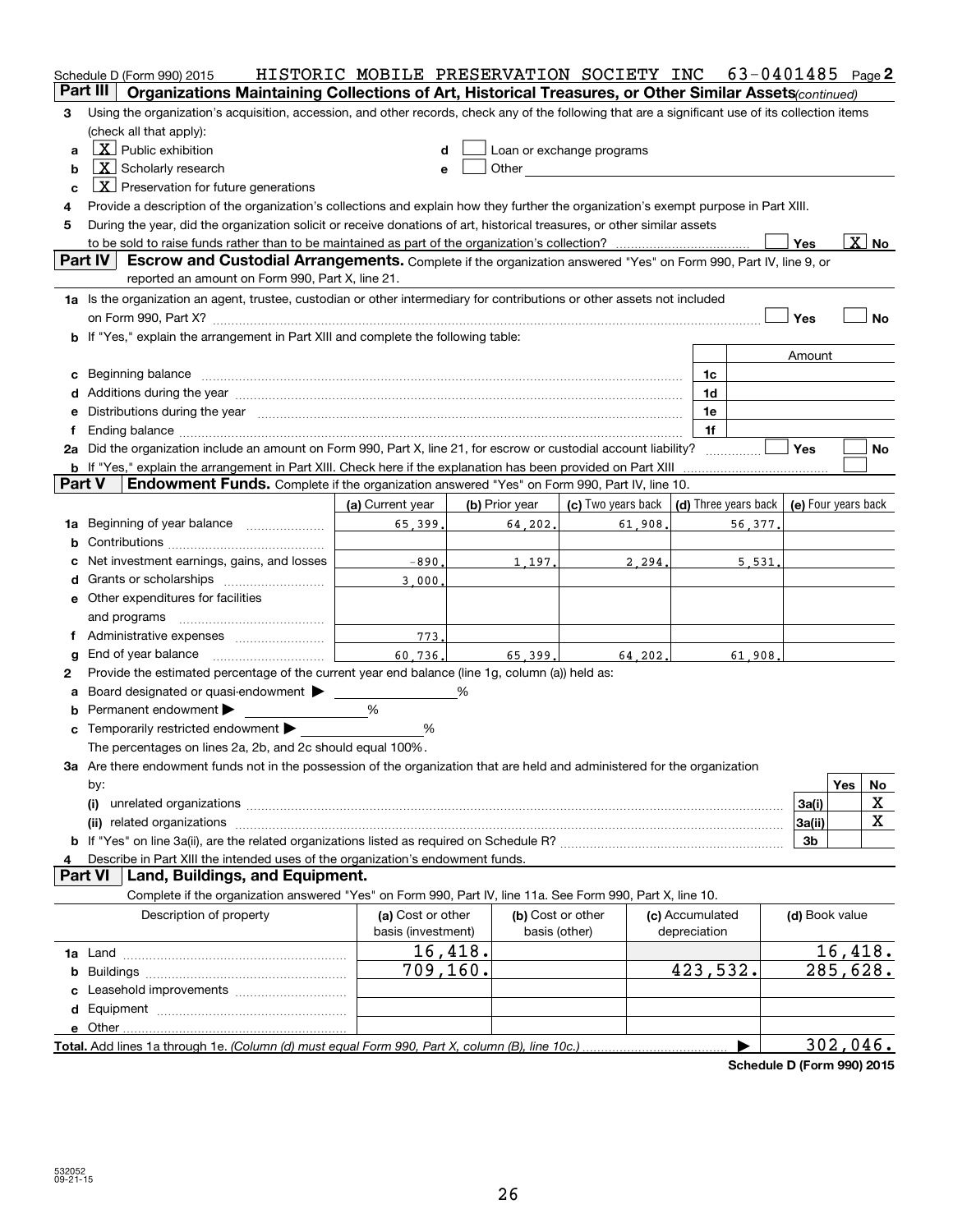Schedule D (Form 990) 2015 HISTORIC MOBILE PRESERVATION SOCIETY INC 63-0401485 Page 2

**Part III** **Organizations Maintaining Collections of Art, Historical Treasures, or Other Similar Assets** *(continued)*

3 Using the organization's acquisition, accession, and other records, check any of the following that are a significant use of its collection items (check all that apply):

a [X] Public exhibition
b [X] Scholarly research
c [X] Preservation for future generations
d [ ] Loan or exchange programs
e [ ] Other

4 Provide a description of the organization's collections and explain how they further the organization's exempt purpose in Part XIII.

5 During the year, did the organization solicit or receive donations of art, historical treasures, or other similar assets to be sold to raise funds rather than to be maintained as part of the organization's collection? [ ] Yes [X] No

**Part IV** **Escrow and Custodial Arrangements.** Complete if the organization answered "Yes" on Form 990, Part IV, line 9, or reported an amount on Form 990, Part X, line 21.

1a Is the organization an agent, trustee, custodian or other intermediary for contributions or other assets not included on Form 990, Part X? [ ] Yes [ ] No

b If "Yes," explain the arrangement in Part XIII and complete the following table:

| | | Amount |
|---|---|---|
| c Beginning balance | 1c | |
| d Additions during the year | 1d | |
| e Distributions during the year | 1e | |
| f Ending balance | 1f | |

2a Did the organization include an amount on Form 990, Part X, line 21, for escrow or custodial account liability? [ ] Yes [ ] No

b If "Yes," explain the arrangement in Part XIII. Check here if the explanation has been provided on Part XIII [ ]

**Part V** **Endowment Funds.** Complete if the organization answered "Yes" on Form 990, Part IV, line 10.

| | (a) Current year | (b) Prior year | (c) Two years back | (d) Three years back | (e) Four years back |
|---|---|---|---|---|---|
| 1a Beginning of year balance | 65,399. | 64,202. | 61,908. | 56,377. | |
| b Contributions | | | | | |
| c Net investment earnings, gains, and losses | -890. | 1,197. | 2,294. | 5,531. | |
| d Grants or scholarships | 3,000. | | | | |
| e Other expenditures for facilities and programs | | | | | |
| f Administrative expenses | 773. | | | | |
| g End of year balance | 60,736. | 65,399. | 64,202. | 61,908. | |

2 Provide the estimated percentage of the current year end balance (line 1g, column (a)) held as:

a Board designated or quasi-endowment ▶ %
b Permanent endowment ▶ %
c Temporarily restricted endowment ▶ %

The percentages on lines 2a, 2b, and 2c should equal 100%.

3a Are there endowment funds not in the possession of the organization that are held and administered for the organization by:

| | | Yes | No |
|---|---|---|---|
| (i) unrelated organizations | 3a(i) | | X |
| (ii) related organizations | 3a(ii) | | X |
| b If "Yes" on line 3a(ii), are the related organizations listed as required on Schedule R? | 3b | | |

4 Describe in Part XIII the intended uses of the organization's endowment funds.

**Part VI** **Land, Buildings, and Equipment.**

Complete if the organization answered "Yes" on Form 990, Part IV, line 11a. See Form 990, Part X, line 10.

| Description of property | (a) Cost or other basis (investment) | (b) Cost or other basis (other) | (c) Accumulated depreciation | (d) Book value |
|---|---|---|---|---|
| 1a Land | 16,418. | | | 16,418. |
| b Buildings | 709,160. | | 423,532. | 285,628. |
| c Leasehold improvements | | | | |
| d Equipment | | | | |
| e Other | | | | |
| **Total.** Add lines 1a through 1e. *(Column (d) must equal Form 990, Part X, column (B), line 10c.)* ▶ | | | | 302,046. |

**Schedule D (Form 990) 2015**

532052 09-21-15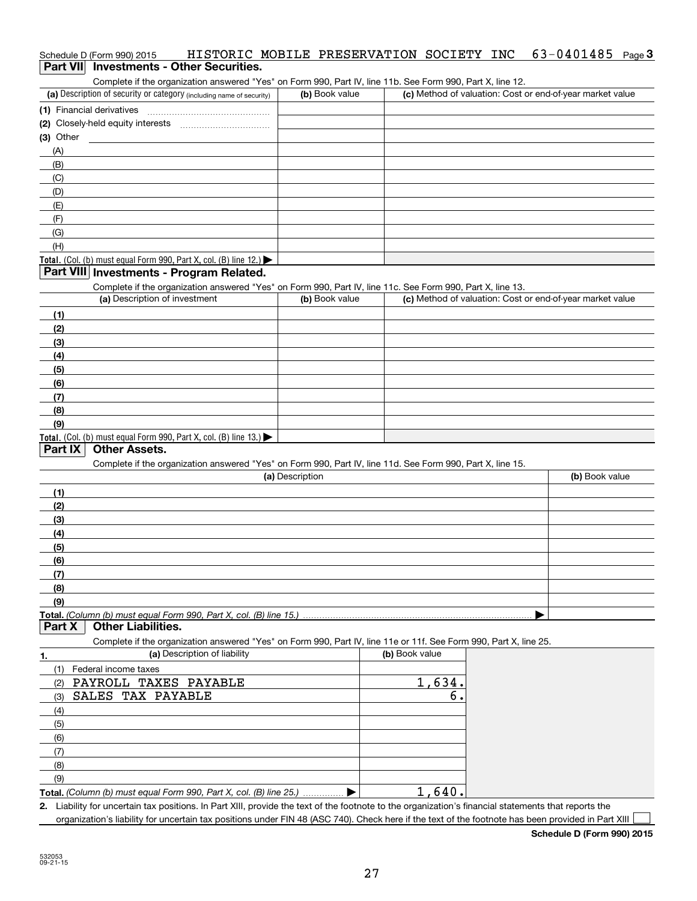Schedule D (Form 990) 2015 HISTORIC MOBILE PRESERVATION SOCIETY INC 63-0401485 Page **3**

## Part VII Investments - Other Securities.

Complete if the organization answered "Yes" on Form 990, Part IV, line 11b. See Form 990, Part X, line 12.

| (a) Description of security or category (including name of security) | (b) Book value | (c) Method of valuation: Cost or end-of-year market value |
|---|---|---|
| (1) Financial derivatives | | |
| (2) Closely-held equity interests | | |
| (3) Other | | |
| (A) | | |
| (B) | | |
| (C) | | |
| (D) | | |
| (E) | | |
| (F) | | |
| (G) | | |
| (H) | | |
| **Total.** (Col. (b) must equal Form 990, Part X, col. (B) line 12.) ▶ | | |

## Part VIII Investments - Program Related.

Complete if the organization answered "Yes" on Form 990, Part IV, line 11c. See Form 990, Part X, line 13.

| (a) Description of investment | (b) Book value | (c) Method of valuation: Cost or end-of-year market value |
|---|---|---|
| (1) | | |
| (2) | | |
| (3) | | |
| (4) | | |
| (5) | | |
| (6) | | |
| (7) | | |
| (8) | | |
| (9) | | |
| **Total.** (Col. (b) must equal Form 990, Part X, col. (B) line 13.) ▶ | | |

## Part IX Other Assets.

Complete if the organization answered "Yes" on Form 990, Part IV, line 11d. See Form 990, Part X, line 15.

| (a) Description | (b) Book value |
|---|---|
| (1) | |
| (2) | |
| (3) | |
| (4) | |
| (5) | |
| (6) | |
| (7) | |
| (8) | |
| (9) | |
| **Total.** *(Column (b) must equal Form 990, Part X, col. (B) line 15.)* ▶ | |

## Part X Other Liabilities.

Complete if the organization answered "Yes" on Form 990, Part IV, line 11e or 11f. See Form 990, Part X, line 25.

| 1. (a) Description of liability | (b) Book value |
|---|---|
| (1) Federal income taxes | |
| (2) PAYROLL TAXES PAYABLE | 1,634. |
| (3) SALES TAX PAYABLE | 6. |
| (4) | |
| (5) | |
| (6) | |
| (7) | |
| (8) | |
| (9) | |
| **Total.** *(Column (b) must equal Form 990, Part X, col. (B) line 25.)* ▶ | 1,640. |

**2.** Liability for uncertain tax positions. In Part XIII, provide the text of the footnote to the organization's financial statements that reports the organization's liability for uncertain tax positions under FIN 48 (ASC 740). Check here if the text of the footnote has been provided in Part XIII ☐

**Schedule D (Form 990) 2015**

532053 09-21-15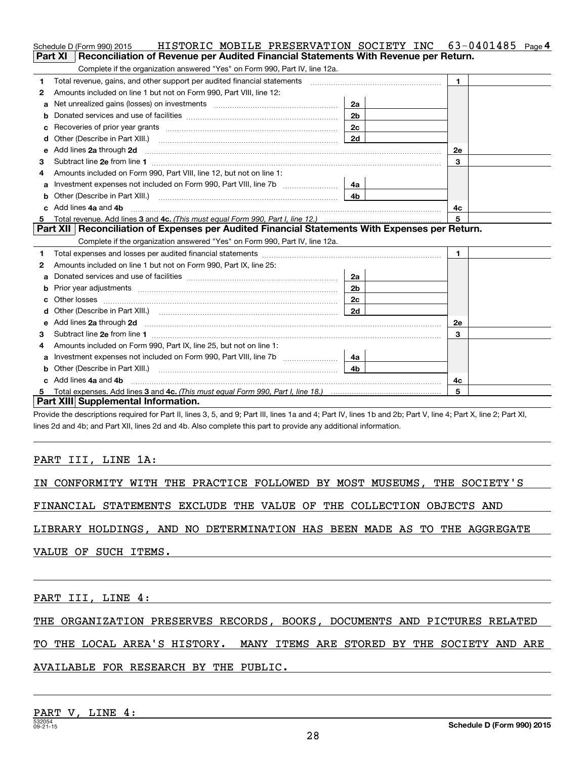Schedule D (Form 990) 2015 HISTORIC MOBILE PRESERVATION SOCIETY INC 63-0401485 Page 4

## Part XI Reconciliation of Revenue per Audited Financial Statements With Revenue per Return.

Complete if the organization answered "Yes" on Form 990, Part IV, line 12a.

| | | | | | |
|---|---|---|---|---|---|
| 1 | Total revenue, gains, and other support per audited financial statements | | | 1 | |
| 2 | Amounts included on line 1 but not on Form 990, Part VIII, line 12: | | | | |
| a | Net unrealized gains (losses) on investments | 2a | | | |
| b | Donated services and use of facilities | 2b | | | |
| c | Recoveries of prior year grants | 2c | | | |
| d | Other (Describe in Part XIII.) | 2d | | | |
| e | Add lines **2a** through **2d** | | | 2e | |
| 3 | Subtract line **2e** from line **1** | | | 3 | |
| 4 | Amounts included on Form 990, Part VIII, line 12, but not on line 1: | | | | |
| a | Investment expenses not included on Form 990, Part VIII, line 7b | 4a | | | |
| b | Other (Describe in Part XIII.) | 4b | | | |
| c | Add lines **4a** and **4b** | | | 4c | |
| 5 | Total revenue. Add lines **3** and **4c.** *(This must equal Form 990, Part I, line 12.)* | | | 5 | |

## Part XII Reconciliation of Expenses per Audited Financial Statements With Expenses per Return.

Complete if the organization answered "Yes" on Form 990, Part IV, line 12a.

| | | | | | |
|---|---|---|---|---|---|
| 1 | Total expenses and losses per audited financial statements | | | 1 | |
| 2 | Amounts included on line 1 but not on Form 990, Part IX, line 25: | | | | |
| a | Donated services and use of facilities | 2a | | | |
| b | Prior year adjustments | 2b | | | |
| c | Other losses | 2c | | | |
| d | Other (Describe in Part XIII.) | 2d | | | |
| e | Add lines **2a** through **2d** | | | 2e | |
| 3 | Subtract line **2e** from line **1** | | | 3 | |
| 4 | Amounts included on Form 990, Part IX, line 25, but not on line 1: | | | | |
| a | Investment expenses not included on Form 990, Part VIII, line 7b | 4a | | | |
| b | Other (Describe in Part XIII.) | 4b | | | |
| c | Add lines **4a** and **4b** | | | 4c | |
| 5 | Total expenses. Add lines **3** and **4c.** *(This must equal Form 990, Part I, line 18.)* | | | 5 | |

## Part XIII Supplemental Information.

Provide the descriptions required for Part II, lines 3, 5, and 9; Part III, lines 1a and 4; Part IV, lines 1b and 2b; Part V, line 4; Part X, line 2; Part XI, lines 2d and 4b; and Part XII, lines 2d and 4b. Also complete this part to provide any additional information.

PART III, LINE 1A:

IN CONFORMITY WITH THE PRACTICE FOLLOWED BY MOST MUSEUMS, THE SOCIETY'S FINANCIAL STATEMENTS EXCLUDE THE VALUE OF THE COLLECTION OBJECTS AND LIBRARY HOLDINGS, AND NO DETERMINATION HAS BEEN MADE AS TO THE AGGREGATE VALUE OF SUCH ITEMS.

PART III, LINE 4:

THE ORGANIZATION PRESERVES RECORDS, BOOKS, DOCUMENTS AND PICTURES RELATED TO THE LOCAL AREA'S HISTORY. MANY ITEMS ARE STORED BY THE SOCIETY AND ARE AVAILABLE FOR RESEARCH BY THE PUBLIC.

PART V, LINE 4:

532054 09-21-15 **Schedule D (Form 990) 2015**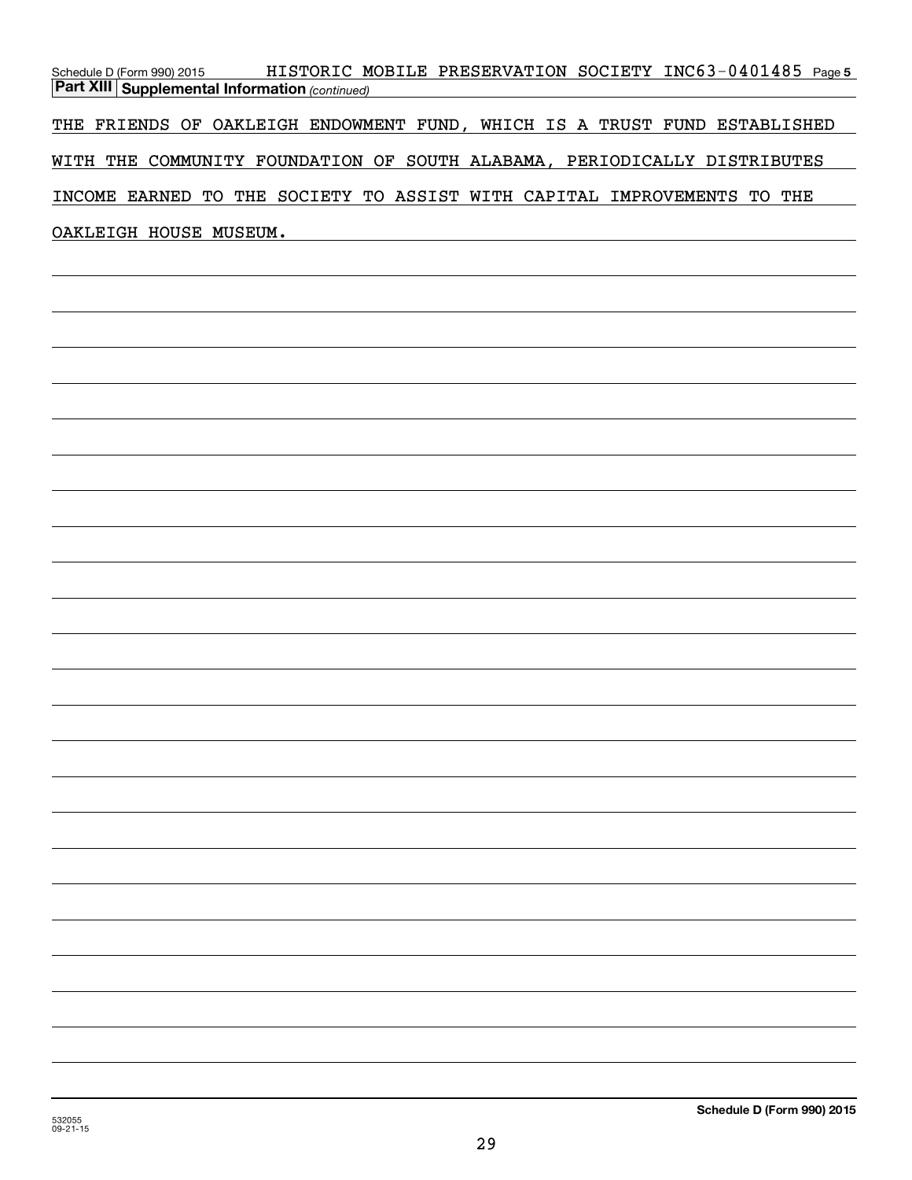Schedule D (Form 990) 2015 HISTORIC MOBILE PRESERVATION SOCIETY INC 63-0401485 Page 5

**Part XIII Supplemental Information** *(continued)*

THE FRIENDS OF OAKLEIGH ENDOWMENT FUND, WHICH IS A TRUST FUND ESTABLISHED WITH THE COMMUNITY FOUNDATION OF SOUTH ALABAMA, PERIODICALLY DISTRIBUTES INCOME EARNED TO THE SOCIETY TO ASSIST WITH CAPITAL IMPROVEMENTS TO THE OAKLEIGH HOUSE MUSEUM.

532055 09-21-15

**Schedule D (Form 990) 2015**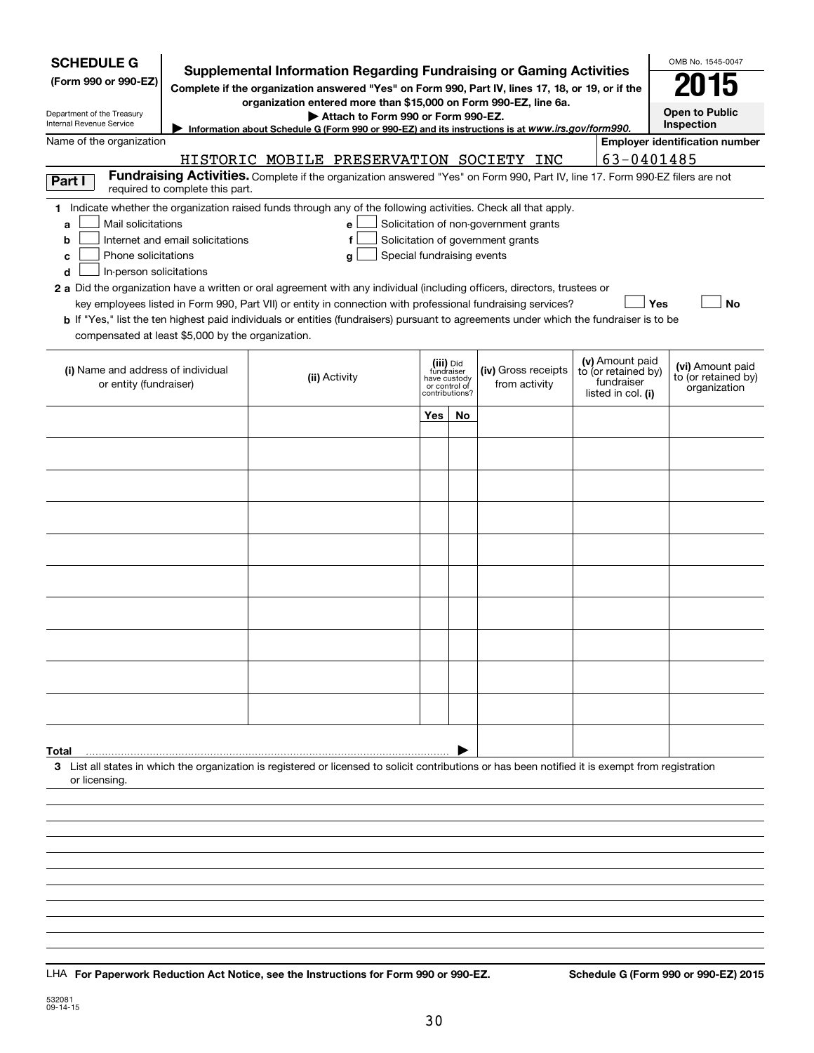**SCHEDULE G**
**(Form 990 or 990-EZ)**

Department of the Treasury
Internal Revenue Service

# Supplemental Information Regarding Fundraising or Gaming Activities

**Complete if the organization answered "Yes" on Form 990, Part IV, lines 17, 18, or 19, or if the organization entered more than $15,000 on Form 990-EZ, line 6a.**

▶ **Attach to Form 990 or Form 990-EZ.**

▶ **Information about Schedule G (Form 990 or 990-EZ) and its instructions is at www.irs.gov/form990.**

OMB No. 1545-0047

**2015**

**Open to Public Inspection**

Name of the organization: HISTORIC MOBILE PRESERVATION SOCIETY INC

**Employer identification number**: 63-0401485

**Part I** **Fundraising Activities.** Complete if the organization answered "Yes" on Form 990, Part IV, line 17. Form 990-EZ filers are not required to complete this part.

**1** Indicate whether the organization raised funds through any of the following activities. Check all that apply.

- **a** ☐ Mail solicitations
- **b** ☐ Internet and email solicitations
- **c** ☐ Phone solicitations
- **d** ☐ In-person solicitations
- **e** ☐ Solicitation of non-government grants
- **f** ☐ Solicitation of government grants
- **g** ☐ Special fundraising events

**2 a** Did the organization have a written or oral agreement with any individual (including officers, directors, trustees or key employees listed in Form 990, Part VII) or entity in connection with professional fundraising services? ☐ **Yes** ☐ **No**

**b** If "Yes," list the ten highest paid individuals or entities (fundraisers) pursuant to agreements under which the fundraiser is to be compensated at least $5,000 by the organization.

| (i) Name and address of individual or entity (fundraiser) | (ii) Activity | (iii) Did fundraiser have custody or control of contributions? | | (iv) Gross receipts from activity | (v) Amount paid to (or retained by) fundraiser listed in col. (i) | (vi) Amount paid to (or retained by) organization |
|---|---|---|---|---|---|---|
| | | Yes | No | | | |
| | | | | | | |
| | | | | | | |
| | | | | | | |
| | | | | | | |
| | | | | | | |
| | | | | | | |
| | | | | | | |
| | | | | | | |
| | | | | | | |
| | | | | | | |
| **Total** ▶ | | | | | | |

**3** List all states in which the organization is registered or licensed to solicit contributions or has been notified it is exempt from registration or licensing.

LHA **For Paperwork Reduction Act Notice, see the Instructions for Form 990 or 990-EZ.** **Schedule G (Form 990 or 990-EZ) 2015**

532081
09-14-15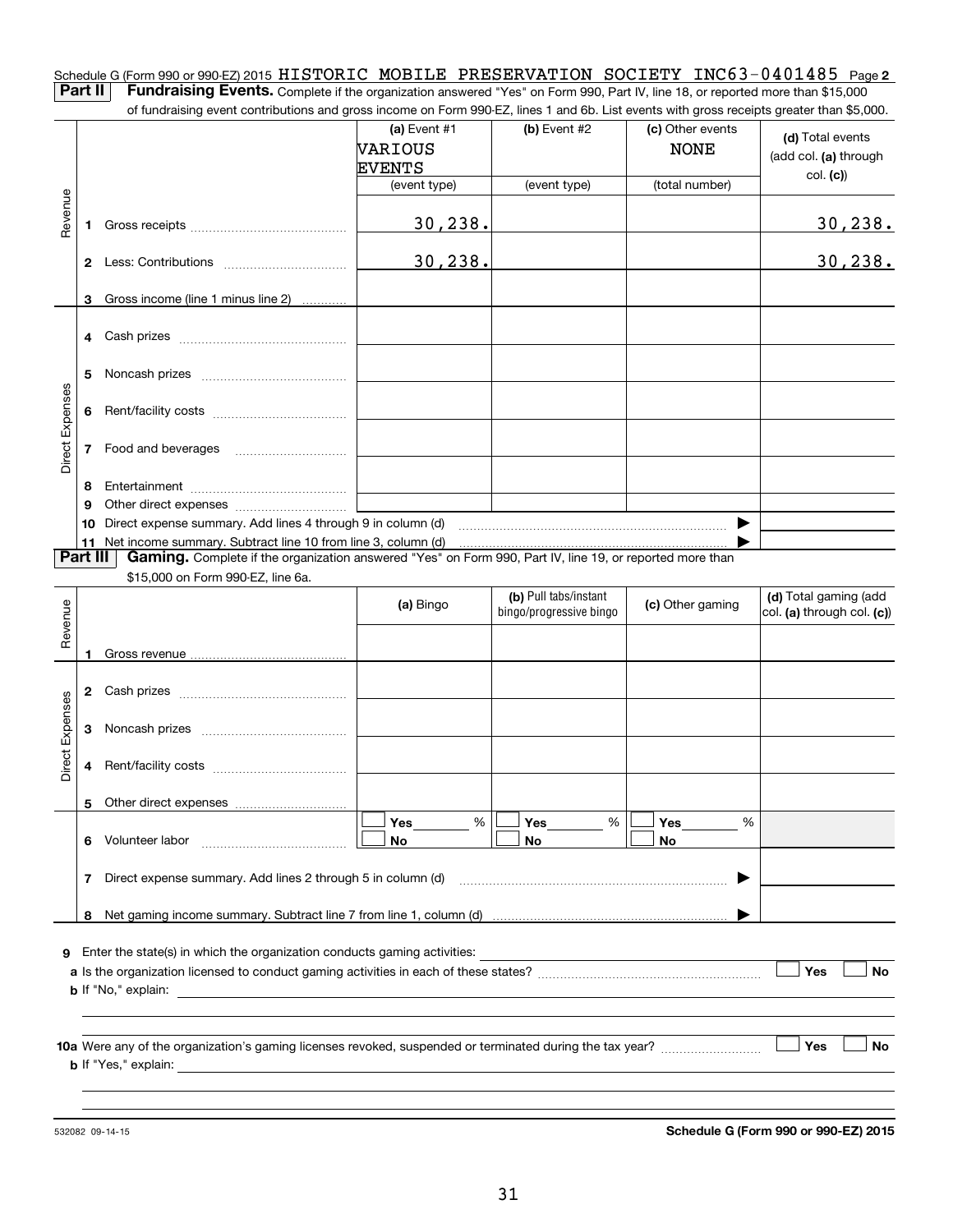Schedule G (Form 990 or 990-EZ) 2015 HISTORIC MOBILE PRESERVATION SOCIETY INC 63-0401485 Page 2

**Part II** **Fundraising Events.** Complete if the organization answered "Yes" on Form 990, Part IV, line 18, or reported more than $15,000 of fundraising event contributions and gross income on Form 990-EZ, lines 1 and 6b. List events with gross receipts greater than $5,000.

| | | (a) Event #1 VARIOUS EVENTS (event type) | (b) Event #2 (event type) | (c) Other events NONE (total number) | (d) Total events (add col. (a) through col. (c)) |
|---|---|---|---|---|---|
| Revenue | 1 Gross receipts | 30,238. | | | 30,238. |
| | 2 Less: Contributions | 30,238. | | | 30,238. |
| | 3 Gross income (line 1 minus line 2) | | | | |
| Direct Expenses | 4 Cash prizes | | | | |
| | 5 Noncash prizes | | | | |
| | 6 Rent/facility costs | | | | |
| | 7 Food and beverages | | | | |
| | 8 Entertainment | | | | |
| | 9 Other direct expenses | | | | |
| | 10 Direct expense summary. Add lines 4 through 9 in column (d) | | | ▶ | |
| | 11 Net income summary. Subtract line 10 from line 3, column (d) | | | ▶ | |

**Part III** **Gaming.** Complete if the organization answered "Yes" on Form 990, Part IV, line 19, or reported more than $15,000 on Form 990-EZ, line 6a.

| | | (a) Bingo | (b) Pull tabs/instant bingo/progressive bingo | (c) Other gaming | (d) Total gaming (add col. (a) through col. (c)) |
|---|---|---|---|---|---|
| Revenue | 1 Gross revenue | | | | |
| Direct Expenses | 2 Cash prizes | | | | |
| | 3 Noncash prizes | | | | |
| | 4 Rent/facility costs | | | | |
| | 5 Other direct expenses | | | | |
| | 6 Volunteer labor | ☐ Yes ___ % ☐ No | ☐ Yes ___ % ☐ No | ☐ Yes ___ % ☐ No | |
| | 7 Direct expense summary. Add lines 2 through 5 in column (d) | | | ▶ | |
| | 8 Net gaming income summary. Subtract line 7 from line 1, column (d) | | | ▶ | |

**9** Enter the state(s) in which the organization conducts gaming activities: ______

**a** Is the organization licensed to conduct gaming activities in each of these states? ☐ Yes ☐ No

**b** If "No," explain: ______

**10a** Were any of the organization's gaming licenses revoked, suspended or terminated during the tax year? ☐ Yes ☐ No

**b** If "Yes," explain: ______

532082 09-14-15

**Schedule G (Form 990 or 990-EZ) 2015**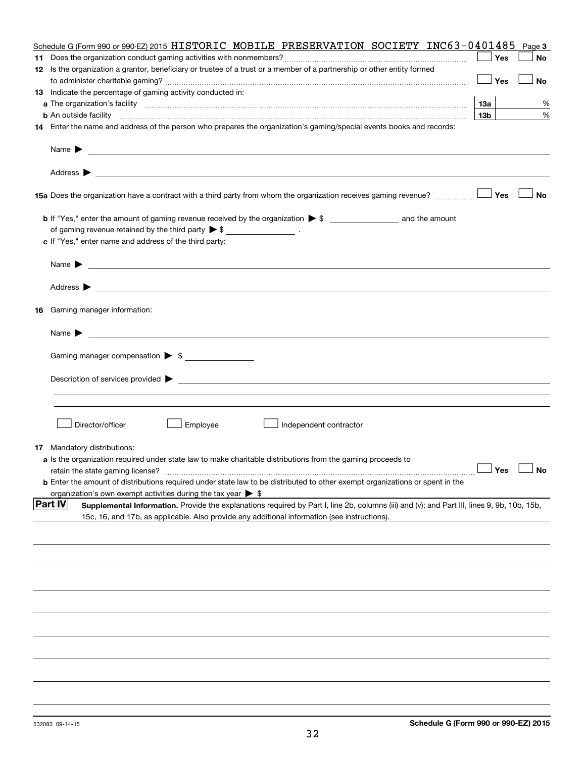Schedule G (Form 990 or 990-EZ) 2015 HISTORIC MOBILE PRESERVATION SOCIETY INC63-0401485 Page 3

**11** Does the organization conduct gaming activities with nonmembers? ☐ Yes ☐ No

**12** Is the organization a grantor, beneficiary or trustee of a trust or a member of a partnership or other entity formed to administer charitable gaming? ☐ Yes ☐ No

**13** Indicate the percentage of gaming activity conducted in:

**a** The organization's facility **13a** %

**b** An outside facility **13b** %

**14** Enter the name and address of the person who prepares the organization's gaming/special events books and records:

Name ▶

Address ▶

**15a** Does the organization have a contract with a third party from whom the organization receives gaming revenue? ☐ Yes ☐ No

**b** If "Yes," enter the amount of gaming revenue received by the organization ▶ $ \_\_\_\_\_\_\_\_ and the amount of gaming revenue retained by the third party ▶ $ \_\_\_\_\_\_\_\_ .

**c** If "Yes," enter name and address of the third party:

Name ▶

Address ▶

**16** Gaming manager information:

Name ▶

Gaming manager compensation ▶ $

Description of services provided ▶

☐ Director/officer ☐ Employee ☐ Independent contractor

**17** Mandatory distributions:

**a** Is the organization required under state law to make charitable distributions from the gaming proceeds to retain the state gaming license? ☐ Yes ☐ No

**b** Enter the amount of distributions required under state law to be distributed to other exempt organizations or spent in the organization's own exempt activities during the tax year ▶ $

**Part IV** **Supplemental Information.** Provide the explanations required by Part I, line 2b, columns (iii) and (v); and Part III, lines 9, 9b, 10b, 15b, 15c, 16, and 17b, as applicable. Also provide any additional information (see instructions).

532083 09-14-15 **Schedule G (Form 990 or 990-EZ) 2015**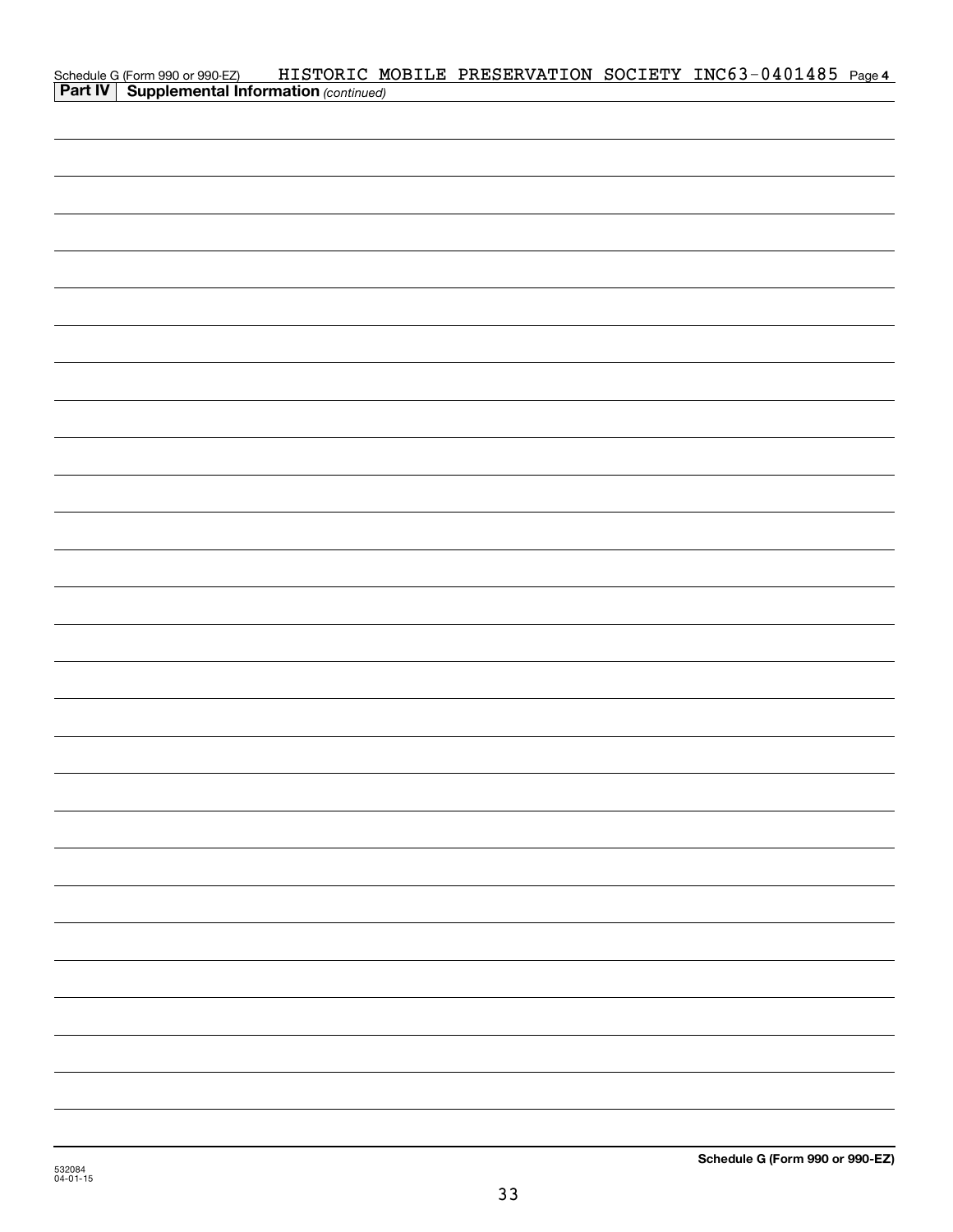Schedule G (Form 990 or 990-EZ) HISTORIC MOBILE PRESERVATION SOCIETY INC 63-0401485 Page **4**

**Part IV** **Supplemental Information** *(continued)*

**Schedule G (Form 990 or 990-EZ)**

532084
04-01-15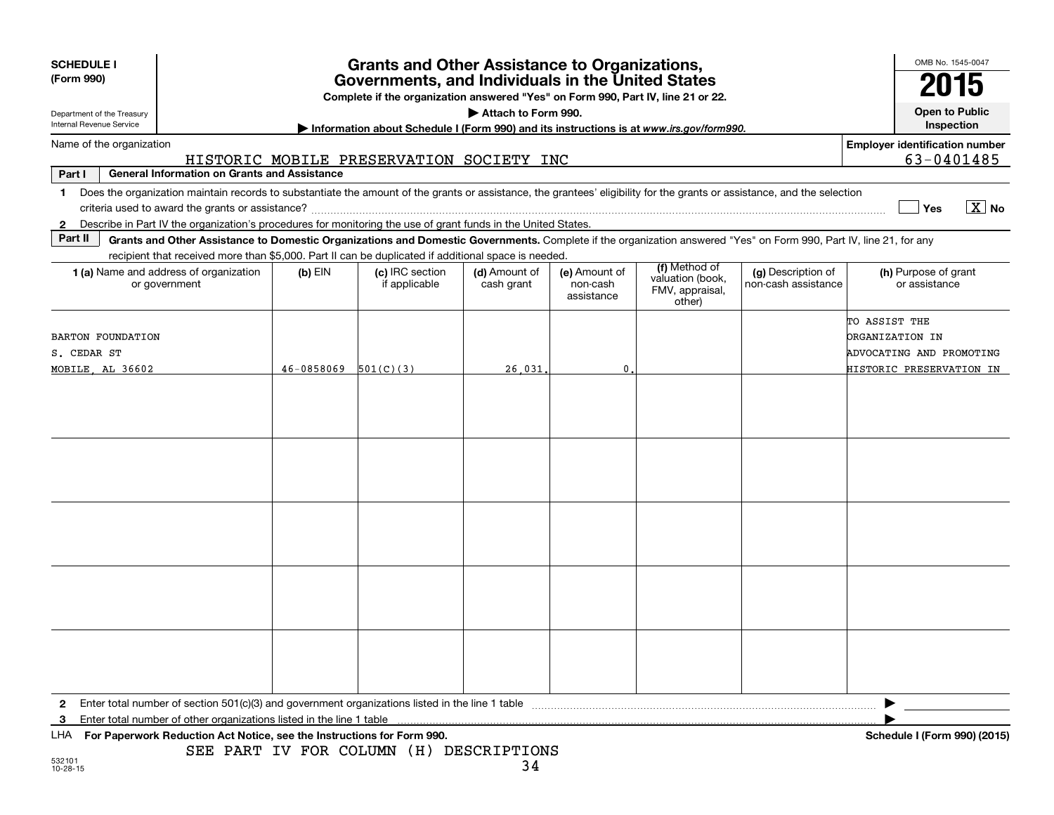**SCHEDULE I**
**(Form 990)**

Department of the Treasury
Internal Revenue Service

# Grants and Other Assistance to Organizations, Governments, and Individuals in the United States

**Complete if the organization answered "Yes" on Form 990, Part IV, line 21 or 22.**

**▶ Attach to Form 990.**

**▶ Information about Schedule I (Form 990) and its instructions is at www.irs.gov/form990.**

OMB No. 1545-0047

**2015**

**Open to Public Inspection**

Name of the organization: HISTORIC MOBILE PRESERVATION SOCIETY INC

**Employer identification number:** 63-0401485

**Part I** **General Information on Grants and Assistance**

1 Does the organization maintain records to substantiate the amount of the grants or assistance, the grantees' eligibility for the grants or assistance, and the selection criteria used to award the grants or assistance? ☐ Yes [X] No

2 Describe in Part IV the organization's procedures for monitoring the use of grant funds in the United States.

**Part II** **Grants and Other Assistance to Domestic Organizations and Domestic Governments.** Complete if the organization answered "Yes" on Form 990, Part IV, line 21, for any recipient that received more than $5,000. Part II can be duplicated if additional space is needed.

| 1 (a) Name and address of organization or government | (b) EIN | (c) IRC section if applicable | (d) Amount of cash grant | (e) Amount of non-cash assistance | (f) Method of valuation (book, FMV, appraisal, other) | (g) Description of non-cash assistance | (h) Purpose of grant or assistance |
|---|---|---|---|---|---|---|---|
| BARTON FOUNDATION<br>S. CEDAR ST<br>MOBILE, AL 36602 | 46-0858069 | 501(C)(3) | 26,031. | 0. | | | TO ASSIST THE ORGANIZATION IN ADVOCATING AND PROMOTING HISTORIC PRESERVATION IN |
| | | | | | | | |
| | | | | | | | |
| | | | | | | | |
| | | | | | | | |
| | | | | | | | |

2 Enter total number of section 501(c)(3) and government organizations listed in the line 1 table ▶

3 Enter total number of other organizations listed in the line 1 table ▶

LHA **For Paperwork Reduction Act Notice, see the Instructions for Form 990.** **Schedule I (Form 990) (2015)**

SEE PART IV FOR COLUMN (H) DESCRIPTIONS

532101
10-28-15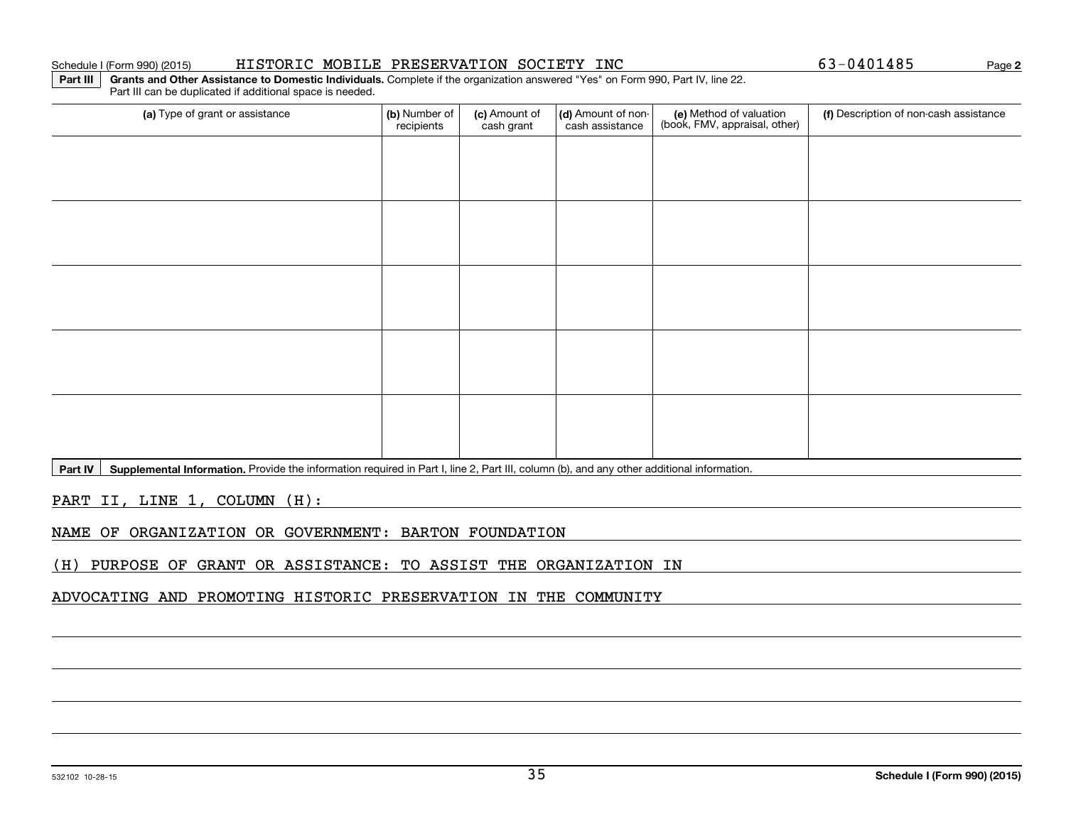Schedule I (Form 990) (2015) HISTORIC MOBILE PRESERVATION SOCIETY INC 63-0401485 Page **2**

**Part III** **Grants and Other Assistance to Domestic Individuals.** Complete if the organization answered "Yes" on Form 990, Part IV, line 22. Part III can be duplicated if additional space is needed.

| (a) Type of grant or assistance | (b) Number of recipients | (c) Amount of cash grant | (d) Amount of non-cash assistance | (e) Method of valuation (book, FMV, appraisal, other) | (f) Description of non-cash assistance |
|---|---|---|---|---|---|
| | | | | | |
| | | | | | |
| | | | | | |
| | | | | | |
| | | | | | |

**Part IV** **Supplemental Information.** Provide the information required in Part I, line 2, Part III, column (b), and any other additional information.

PART II, LINE 1, COLUMN (H):

NAME OF ORGANIZATION OR GOVERNMENT: BARTON FOUNDATION

(H) PURPOSE OF GRANT OR ASSISTANCE: TO ASSIST THE ORGANIZATION IN ADVOCATING AND PROMOTING HISTORIC PRESERVATION IN THE COMMUNITY

532102 10-28-15 **Schedule I (Form 990) (2015)**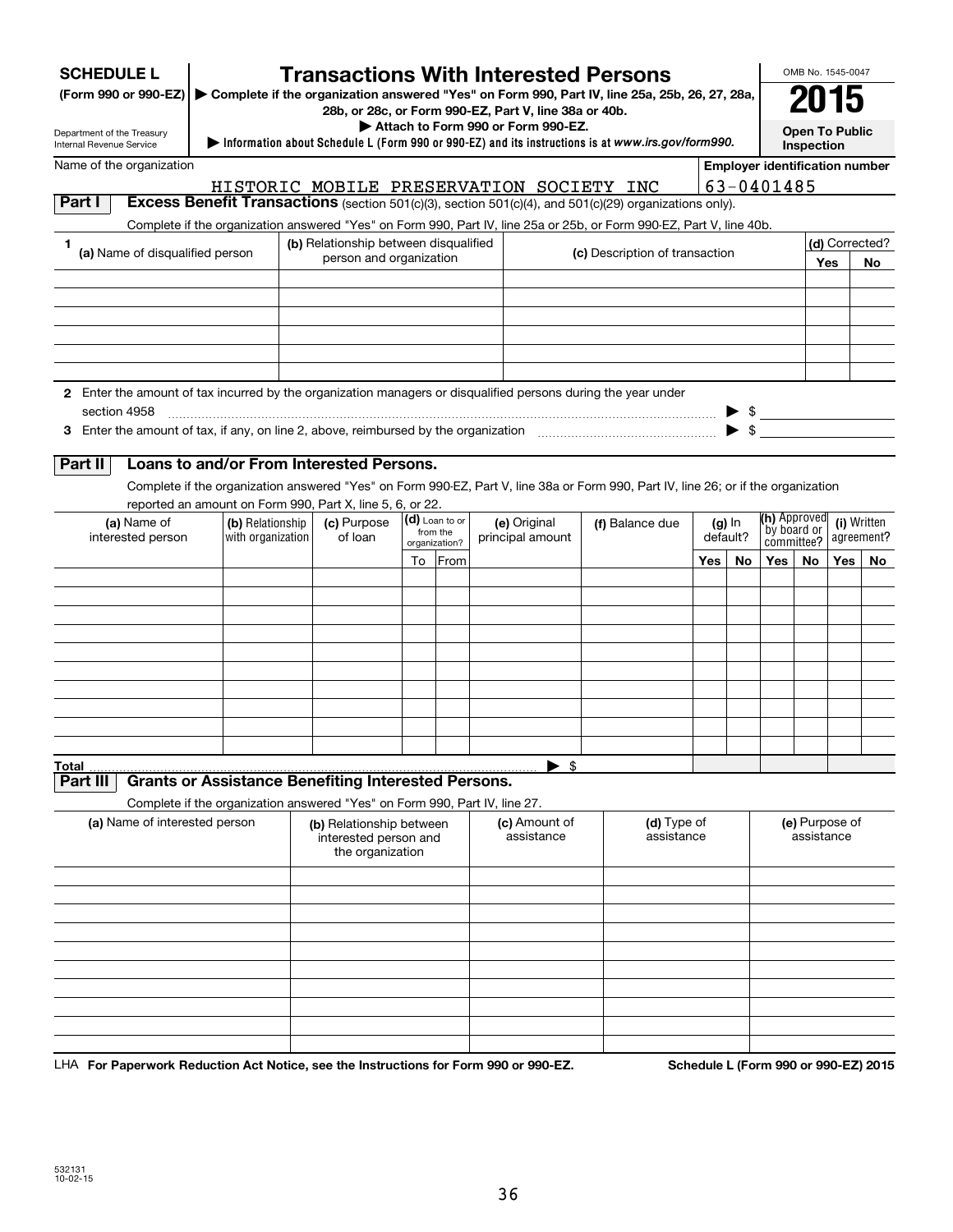**SCHEDULE L**
**(Form 990 or 990-EZ)**

Department of the Treasury
Internal Revenue Service

# Transactions With Interested Persons

▶ **Complete if the organization answered "Yes" on Form 990, Part IV, line 25a, 25b, 26, 27, 28a, 28b, or 28c, or Form 990-EZ, Part V, line 38a or 40b.**
▶ **Attach to Form 990 or Form 990-EZ.**
▶ **Information about Schedule L (Form 990 or 990-EZ) and its instructions is at *www.irs.gov/form990.***

OMB No. 1545-0047

**2015**

**Open To Public Inspection**

Name of the organization: HISTORIC MOBILE PRESERVATION SOCIETY INC

**Employer identification number:** 63-0401485

## Part I Excess Benefit Transactions (section 501(c)(3), section 501(c)(4), and 501(c)(29) organizations only).

Complete if the organization answered "Yes" on Form 990, Part IV, line 25a or 25b, or Form 990-EZ, Part V, line 40b.

| 1 (a) Name of disqualified person | (b) Relationship between disqualified person and organization | (c) Description of transaction | (d) Corrected? Yes | No |
|---|---|---|---|---|
| | | | | |
| | | | | |
| | | | | |
| | | | | |
| | | | | |
| | | | | |

**2** Enter the amount of tax incurred by the organization managers or disqualified persons during the year under section 4958 ▶ $

**3** Enter the amount of tax, if any, on line 2, above, reimbursed by the organization ▶ $

## Part II Loans to and/or From Interested Persons.

Complete if the organization answered "Yes" on Form 990-EZ, Part V, line 38a or Form 990, Part IV, line 26; or if the organization reported an amount on Form 990, Part X, line 5, 6, or 22.

| (a) Name of interested person | (b) Relationship with organization | (c) Purpose of loan | (d) Loan to or from the organization? To | From | (e) Original principal amount | (f) Balance due | (g) In default? Yes | No | (h) Approved by board or committee? Yes | No | (i) Written agreement? Yes | No |
|---|---|---|---|---|---|---|---|---|---|---|---|---|
| | | | | | | | | | | | | |
| | | | | | | | | | | | | |
| | | | | | | | | | | | | |
| | | | | | | | | | | | | |
| | | | | | | | | | | | | |
| | | | | | | | | | | | | |
| | | | | | | | | | | | | |
| | | | | | | | | | | | | |
| | | | | | | | | | | | | |
| | | | | | | | | | | | | |
| **Total** | | | | | ▶ $ | | | | | | | |

## Part III Grants or Assistance Benefiting Interested Persons.

Complete if the organization answered "Yes" on Form 990, Part IV, line 27.

| (a) Name of interested person | (b) Relationship between interested person and the organization | (c) Amount of assistance | (d) Type of assistance | (e) Purpose of assistance |
|---|---|---|---|---|
| | | | | |
| | | | | |
| | | | | |
| | | | | |
| | | | | |
| | | | | |
| | | | | |
| | | | | |
| | | | | |
| | | | | |

LHA **For Paperwork Reduction Act Notice, see the Instructions for Form 990 or 990-EZ.** **Schedule L (Form 990 or 990-EZ) 2015**

532131
10-02-15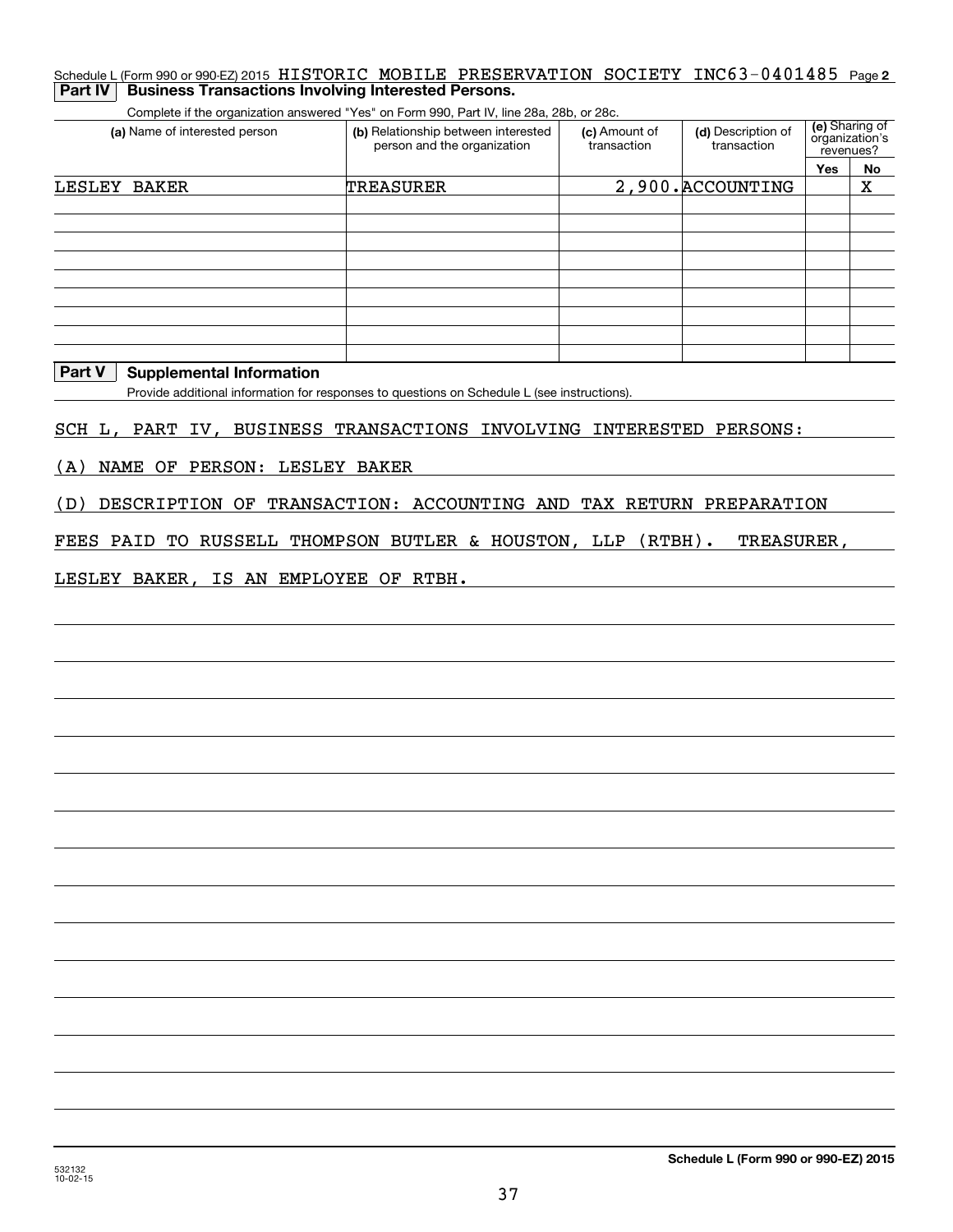Schedule L (Form 990 or 990-EZ) 2015 HISTORIC MOBILE PRESERVATION SOCIETY INC63-0401485 Page **2**

## Part IV Business Transactions Involving Interested Persons.

Complete if the organization answered "Yes" on Form 990, Part IV, line 28a, 28b, or 28c.

| (a) Name of interested person | (b) Relationship between interested person and the organization | (c) Amount of transaction | (d) Description of transaction | (e) Sharing of organization's revenues? | |
|---|---|---|---|---|---|
| | | | | Yes | No |
| LESLEY BAKER | TREASURER | 2,900. | ACCOUNTING | | X |
| | | | | | |
| | | | | | |
| | | | | | |
| | | | | | |
| | | | | | |
| | | | | | |
| | | | | | |
| | | | | | |

## Part V Supplemental Information

Provide additional information for responses to questions on Schedule L (see instructions).

SCH L, PART IV, BUSINESS TRANSACTIONS INVOLVING INTERESTED PERSONS:

(A) NAME OF PERSON: LESLEY BAKER

(D) DESCRIPTION OF TRANSACTION: ACCOUNTING AND TAX RETURN PREPARATION

FEES PAID TO RUSSELL THOMPSON BUTLER & HOUSTON, LLP (RTBH). TREASURER,

LESLEY BAKER, IS AN EMPLOYEE OF RTBH.

532132 10-02-15

**Schedule L (Form 990 or 990-EZ) 2015**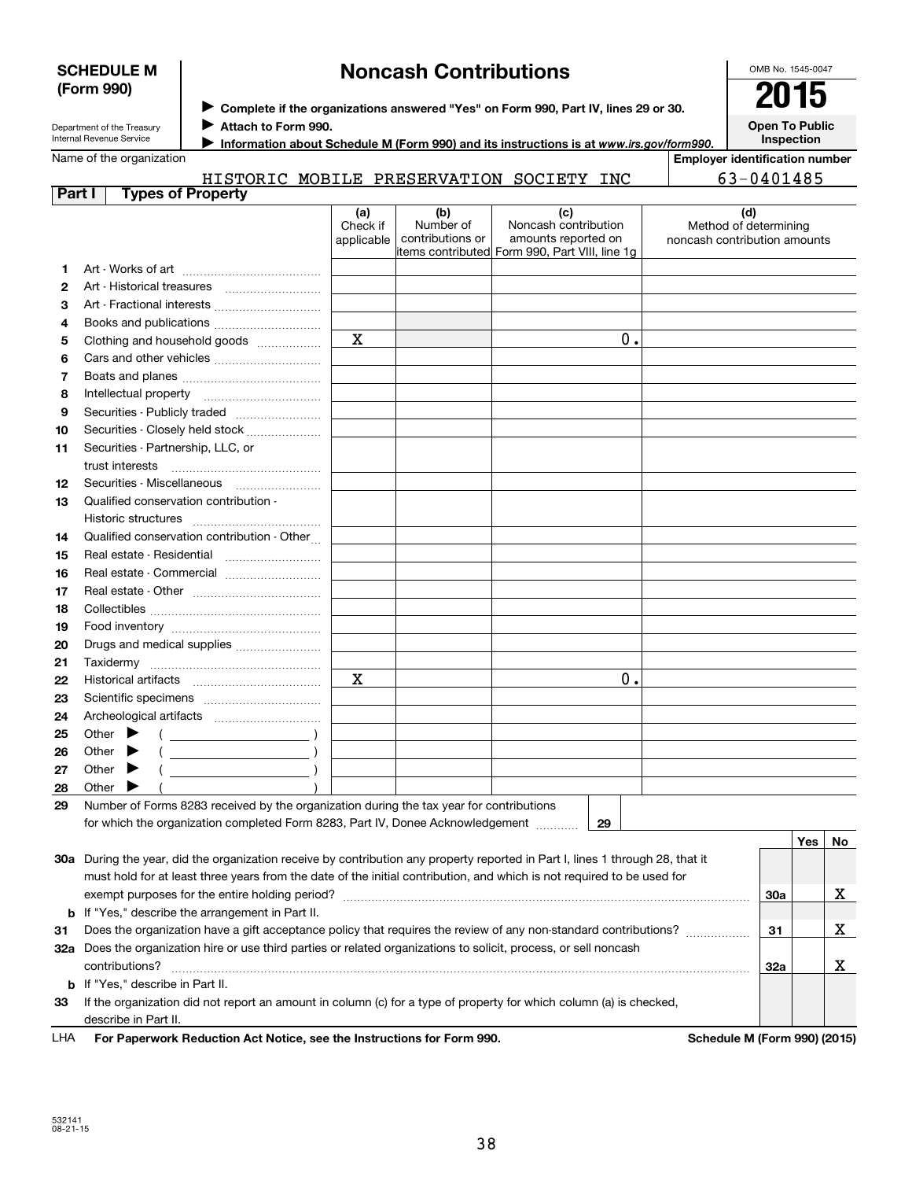**SCHEDULE M (Form 990)**

Department of the Treasury
Internal Revenue Service

# Noncash Contributions

▶ Complete if the organizations answered "Yes" on Form 990, Part IV, lines 29 or 30.
▶ Attach to Form 990.
▶ Information about Schedule M (Form 990) and its instructions is at www.irs.gov/form990.

OMB No. 1545-0047

**2015**

**Open To Public Inspection**

Name of the organization: HISTORIC MOBILE PRESERVATION SOCIETY INC

Employer identification number: 63-0401485

## Part I Types of Property

| | | (a) Check if applicable | (b) Number of contributions or items contributed | (c) Noncash contribution amounts reported on Form 990, Part VIII, line 1g | (d) Method of determining noncash contribution amounts |
|---|---|---|---|---|---|
| 1 | Art - Works of art | | | | |
| 2 | Art - Historical treasures | | | | |
| 3 | Art - Fractional interests | | | | |
| 4 | Books and publications | | | | |
| 5 | Clothing and household goods | X | | 0. | |
| 6 | Cars and other vehicles | | | | |
| 7 | Boats and planes | | | | |
| 8 | Intellectual property | | | | |
| 9 | Securities - Publicly traded | | | | |
| 10 | Securities - Closely held stock | | | | |
| 11 | Securities - Partnership, LLC, or trust interests | | | | |
| 12 | Securities - Miscellaneous | | | | |
| 13 | Qualified conservation contribution - Historic structures | | | | |
| 14 | Qualified conservation contribution - Other | | | | |
| 15 | Real estate - Residential | | | | |
| 16 | Real estate - Commercial | | | | |
| 17 | Real estate - Other | | | | |
| 18 | Collectibles | | | | |
| 19 | Food inventory | | | | |
| 20 | Drugs and medical supplies | | | | |
| 21 | Taxidermy | | | | |
| 22 | Historical artifacts | X | | 0. | |
| 23 | Scientific specimens | | | | |
| 24 | Archeological artifacts | | | | |
| 25 | Other ▶ ( ) | | | | |
| 26 | Other ▶ ( ) | | | | |
| 27 | Other ▶ ( ) | | | | |
| 28 | Other ▶ ( ) | | | | |

**29** Number of Forms 8283 received by the organization during the tax year for contributions for which the organization completed Form 8283, Part IV, Donee Acknowledgement ..... **29**

| | | | Yes | No |
|---|---|---|---|---|
| **30a** | During the year, did the organization receive by contribution any property reported in Part I, lines 1 through 28, that it must hold for at least three years from the date of the initial contribution, and which is not required to be used for exempt purposes for the entire holding period? | 30a | | X |
| **b** | If "Yes," describe the arrangement in Part II. | | | |
| **31** | Does the organization have a gift acceptance policy that requires the review of any non-standard contributions? | 31 | | X |
| **32a** | Does the organization hire or use third parties or related organizations to solicit, process, or sell noncash contributions? | 32a | | X |
| **b** | If "Yes," describe in Part II. | | | |
| **33** | If the organization did not report an amount in column (c) for a type of property for which column (a) is checked, describe in Part II. | | | |

LHA **For Paperwork Reduction Act Notice, see the Instructions for Form 990.** **Schedule M (Form 990) (2015)**

532141
08-21-15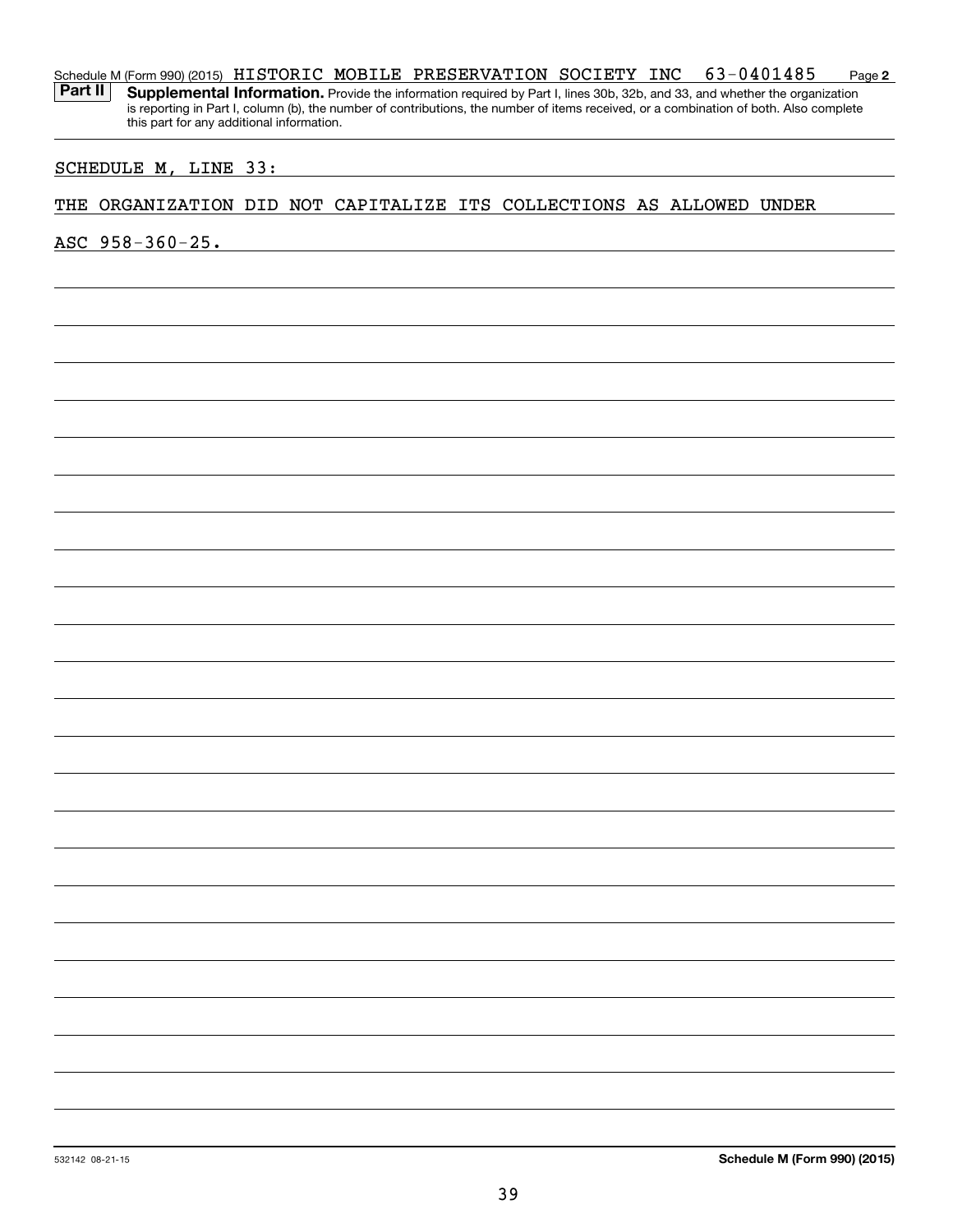Schedule M (Form 990) (2015) HISTORIC MOBILE PRESERVATION SOCIETY INC 63-0401485 Page **2**

**Part II** **Supplemental Information.** Provide the information required by Part I, lines 30b, 32b, and 33, and whether the organization is reporting in Part I, column (b), the number of contributions, the number of items received, or a combination of both. Also complete this part for any additional information.

SCHEDULE M, LINE 33:

THE ORGANIZATION DID NOT CAPITALIZE ITS COLLECTIONS AS ALLOWED UNDER

ASC 958-360-25.

532142 08-21-15 **Schedule M (Form 990) (2015)**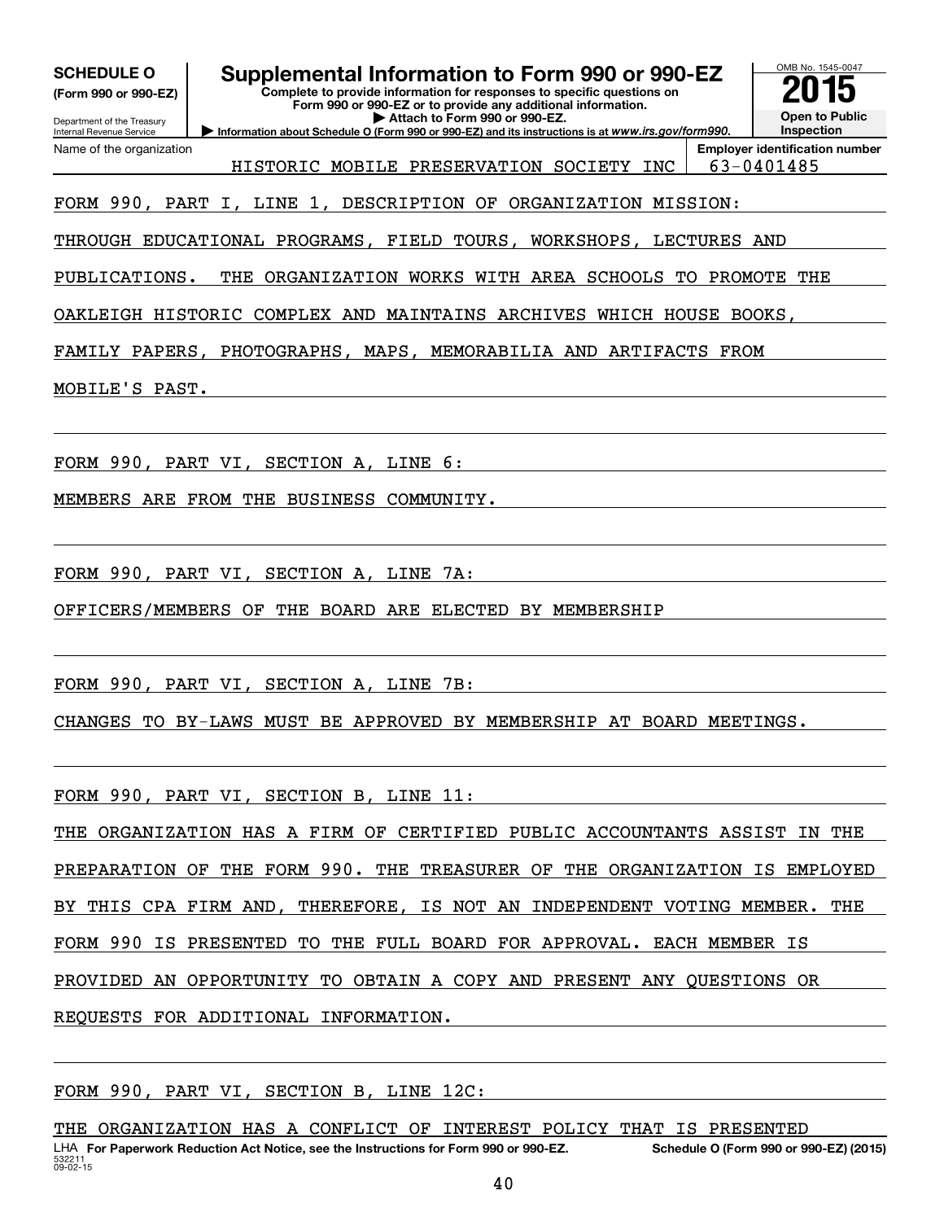**SCHEDULE O** **(Form 990 or 990-EZ)**

Department of the Treasury
Internal Revenue Service

# Supplemental Information to Form 990 or 990-EZ

**Complete to provide information for responses to specific questions on Form 990 or 990-EZ or to provide any additional information.**
**▶ Attach to Form 990 or 990-EZ.**
**▶ Information about Schedule O (Form 990 or 990-EZ) and its instructions is at *www.irs.gov/form990*.**

OMB No. 1545-0047
**2015**
**Open to Public Inspection**

| Name of the organization | Employer identification number |
| --- | --- |
| HISTORIC MOBILE PRESERVATION SOCIETY INC | 63-0401485 |

FORM 990, PART I, LINE 1, DESCRIPTION OF ORGANIZATION MISSION:

THROUGH EDUCATIONAL PROGRAMS, FIELD TOURS, WORKSHOPS, LECTURES AND PUBLICATIONS. THE ORGANIZATION WORKS WITH AREA SCHOOLS TO PROMOTE THE OAKLEIGH HISTORIC COMPLEX AND MAINTAINS ARCHIVES WHICH HOUSE BOOKS, FAMILY PAPERS, PHOTOGRAPHS, MAPS, MEMORABILIA AND ARTIFACTS FROM MOBILE'S PAST.

FORM 990, PART VI, SECTION A, LINE 6:

MEMBERS ARE FROM THE BUSINESS COMMUNITY.

FORM 990, PART VI, SECTION A, LINE 7A:

OFFICERS/MEMBERS OF THE BOARD ARE ELECTED BY MEMBERSHIP

FORM 990, PART VI, SECTION A, LINE 7B:

CHANGES TO BY-LAWS MUST BE APPROVED BY MEMBERSHIP AT BOARD MEETINGS.

FORM 990, PART VI, SECTION B, LINE 11:

THE ORGANIZATION HAS A FIRM OF CERTIFIED PUBLIC ACCOUNTANTS ASSIST IN THE PREPARATION OF THE FORM 990. THE TREASURER OF THE ORGANIZATION IS EMPLOYED BY THIS CPA FIRM AND, THEREFORE, IS NOT AN INDEPENDENT VOTING MEMBER. THE FORM 990 IS PRESENTED TO THE FULL BOARD FOR APPROVAL. EACH MEMBER IS PROVIDED AN OPPORTUNITY TO OBTAIN A COPY AND PRESENT ANY QUESTIONS OR REQUESTS FOR ADDITIONAL INFORMATION.

FORM 990, PART VI, SECTION B, LINE 12C:

THE ORGANIZATION HAS A CONFLICT OF INTEREST POLICY THAT IS PRESENTED

LHA **For Paperwork Reduction Act Notice, see the Instructions for Form 990 or 990-EZ.** **Schedule O (Form 990 or 990-EZ) (2015)**

532211
09-02-15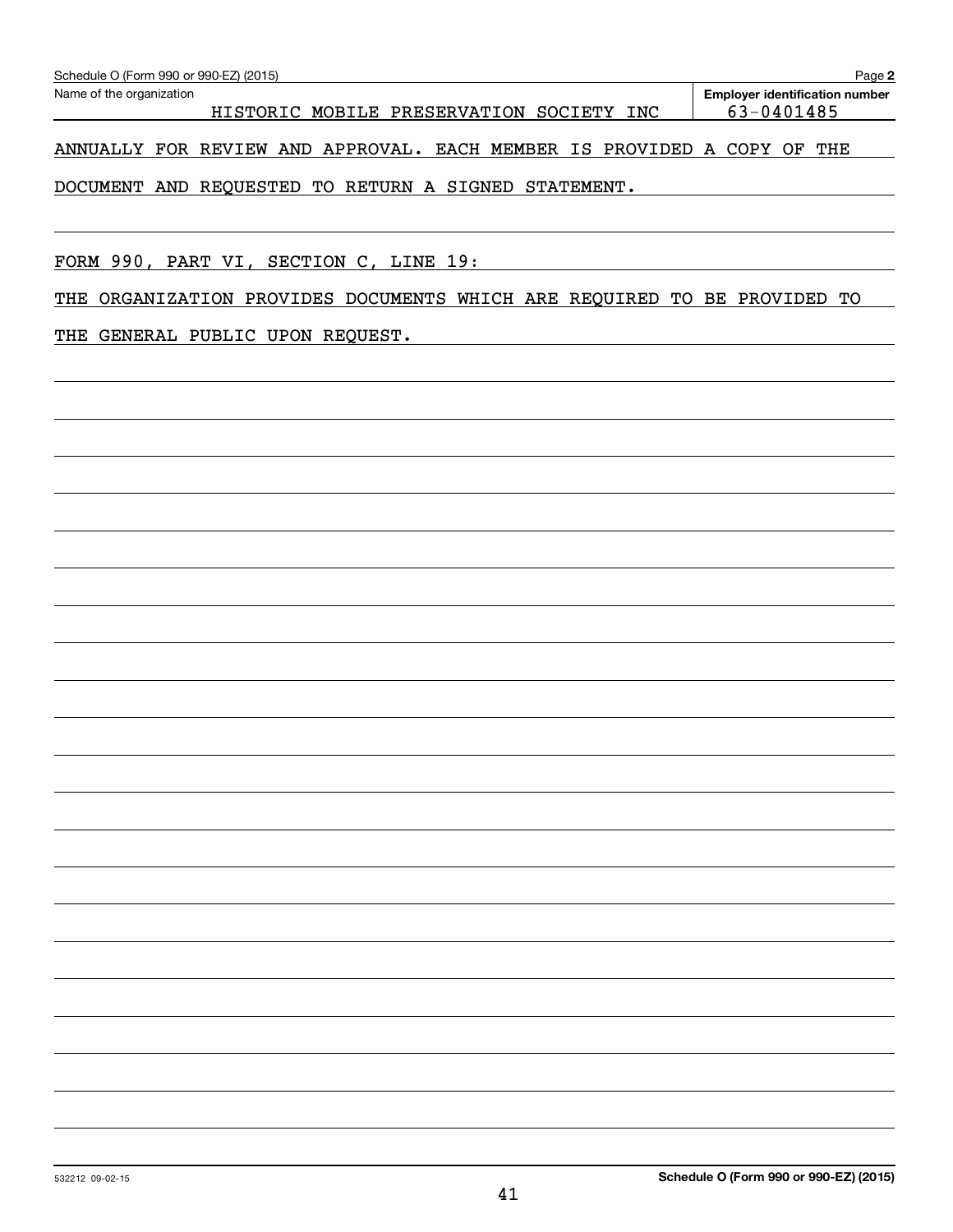Schedule O (Form 990 or 990-EZ) (2015) Page **2**

Name of the organization: HISTORIC MOBILE PRESERVATION SOCIETY INC

**Employer identification number**: 63-0401485

ANNUALLY FOR REVIEW AND APPROVAL. EACH MEMBER IS PROVIDED A COPY OF THE DOCUMENT AND REQUESTED TO RETURN A SIGNED STATEMENT.

FORM 990, PART VI, SECTION C, LINE 19:

THE ORGANIZATION PROVIDES DOCUMENTS WHICH ARE REQUIRED TO BE PROVIDED TO THE GENERAL PUBLIC UPON REQUEST.

532212 09-02-15 **Schedule O (Form 990 or 990-EZ) (2015)**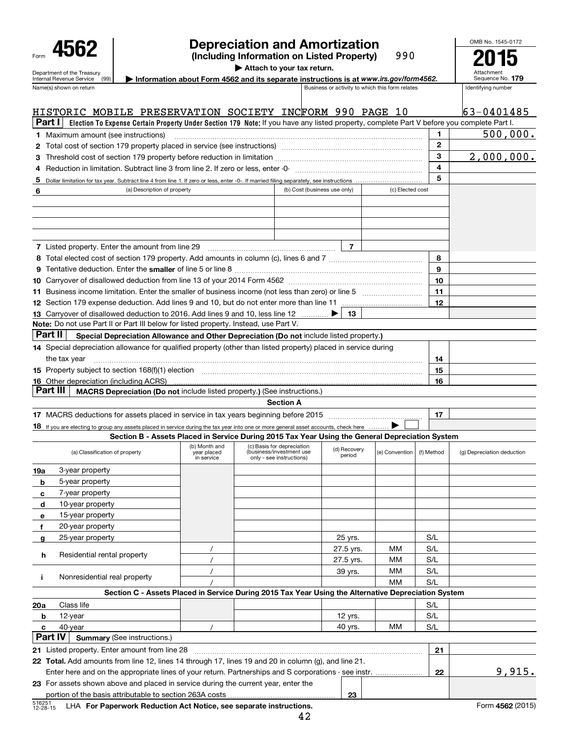Form **4562**

Department of the Treasury
Internal Revenue Service (99)

# Depreciation and Amortization

**(Including Information on Listed Property)** 990

▶ Attach to your tax return.

▶ Information about Form 4562 and its separate instructions is at *www.irs.gov/form4562.*

OMB No. 1545-0172

**2015**

Attachment Sequence No. **179**

| Name(s) shown on return | Business or activity to which this form relates | Identifying number |
|---|---|---|
| HISTORIC MOBILE PRESERVATION SOCIETY INC | FORM 990 PAGE 10 | 63-0401485 |

**Part I** **Election To Expense Certain Property Under Section 179 Note:** If you have any listed property, complete Part V before you complete Part I.

| | | | |
|---|---|---|---|
| 1 | Maximum amount (see instructions) | 1 | 500,000. |
| 2 | Total cost of section 179 property placed in service (see instructions) | 2 | |
| 3 | Threshold cost of section 179 property before reduction in limitation | 3 | 2,000,000. |
| 4 | Reduction in limitation. Subtract line 3 from line 2. If zero or less, enter -0- | 4 | |
| 5 | Dollar limitation for tax year. Subtract line 4 from line 1. If zero or less, enter -0-. If married filing separately, see instructions | 5 | |

| 6 | (a) Description of property | (b) Cost (business use only) | (c) Elected cost |
|---|---|---|---|
| | | | |
| | | | |
| | | | |
| | | | |

| | | | | | |
|---|---|---|---|---|---|
| 7 | Listed property. Enter the amount from line 29 | 7 | | | |
| 8 | Total elected cost of section 179 property. Add amounts in column (c), lines 6 and 7 | | | 8 | |
| 9 | Tentative deduction. Enter the **smaller** of line 5 or line 8 | | | 9 | |
| 10 | Carryover of disallowed deduction from line 13 of your 2014 Form 4562 | | | 10 | |
| 11 | Business income limitation. Enter the smaller of business income (not less than zero) or line 5 | | | 11 | |
| 12 | Section 179 expense deduction. Add lines 9 and 10, but do not enter more than line 11 | | | 12 | |
| 13 | Carryover of disallowed deduction to 2016. Add lines 9 and 10, less line 12 ▶ | 13 | | | |

**Note:** Do not use Part II or Part III below for listed property. Instead, use Part V.

**Part II** **Special Depreciation Allowance and Other Depreciation (Do not** include listed property.**)**

| | | | |
|---|---|---|---|
| 14 | Special depreciation allowance for qualified property (other than listed property) placed in service during the tax year | 14 | |
| 15 | Property subject to section 168(f)(1) election | 15 | |
| 16 | Other depreciation (including ACRS) | 16 | |

**Part III** **MACRS Depreciation (Do not** include listed property.**)** (See instructions.)

**Section A**

| | | | |
|---|---|---|---|
| 17 | MACRS deductions for assets placed in service in tax years beginning before 2015 | 17 | |
| 18 | If you are electing to group any assets placed in service during the tax year into one or more general asset accounts, check here ▶ ☐ | | |

**Section B - Assets Placed in Service During 2015 Tax Year Using the General Depreciation System**

| | (a) Classification of property | (b) Month and year placed in service | (c) Basis for depreciation (business/investment use only - see instructions) | (d) Recovery period | (e) Convention | (f) Method | (g) Depreciation deduction |
|---|---|---|---|---|---|---|---|
| 19a | 3-year property | | | | | | |
| b | 5-year property | | | | | | |
| c | 7-year property | | | | | | |
| d | 10-year property | | | | | | |
| e | 15-year property | | | | | | |
| f | 20-year property | | | | | | |
| g | 25-year property | | | 25 yrs. | | S/L | |
| h | Residential rental property | / | | 27.5 yrs. | MM | S/L | |
| | | / | | 27.5 yrs. | MM | S/L | |
| i | Nonresidential real property | / | | 39 yrs. | MM | S/L | |
| | | / | | | MM | S/L | |

**Section C - Assets Placed in Service During 2015 Tax Year Using the Alternative Depreciation System**

| | | | | | | | |
|---|---|---|---|---|---|---|---|
| 20a | Class life | | | | | S/L | |
| b | 12-year | | | 12 yrs. | | S/L | |
| c | 40-year | / | | 40 yrs. | MM | S/L | |

**Part IV** **Summary** (See instructions.)

| | | | |
|---|---|---|---|
| 21 | Listed property. Enter amount from line 28 | 21 | |
| 22 | **Total.** Add amounts from line 12, lines 14 through 17, lines 19 and 20 in column (g), and line 21. Enter here and on the appropriate lines of your return. Partnerships and S corporations - see instr. | 22 | 9,915. |
| 23 | For assets shown above and placed in service during the current year, enter the portion of the basis attributable to section 263A costs | 23 | |

516251 12-28-15 LHA **For Paperwork Reduction Act Notice, see separate instructions.** Form **4562** (2015)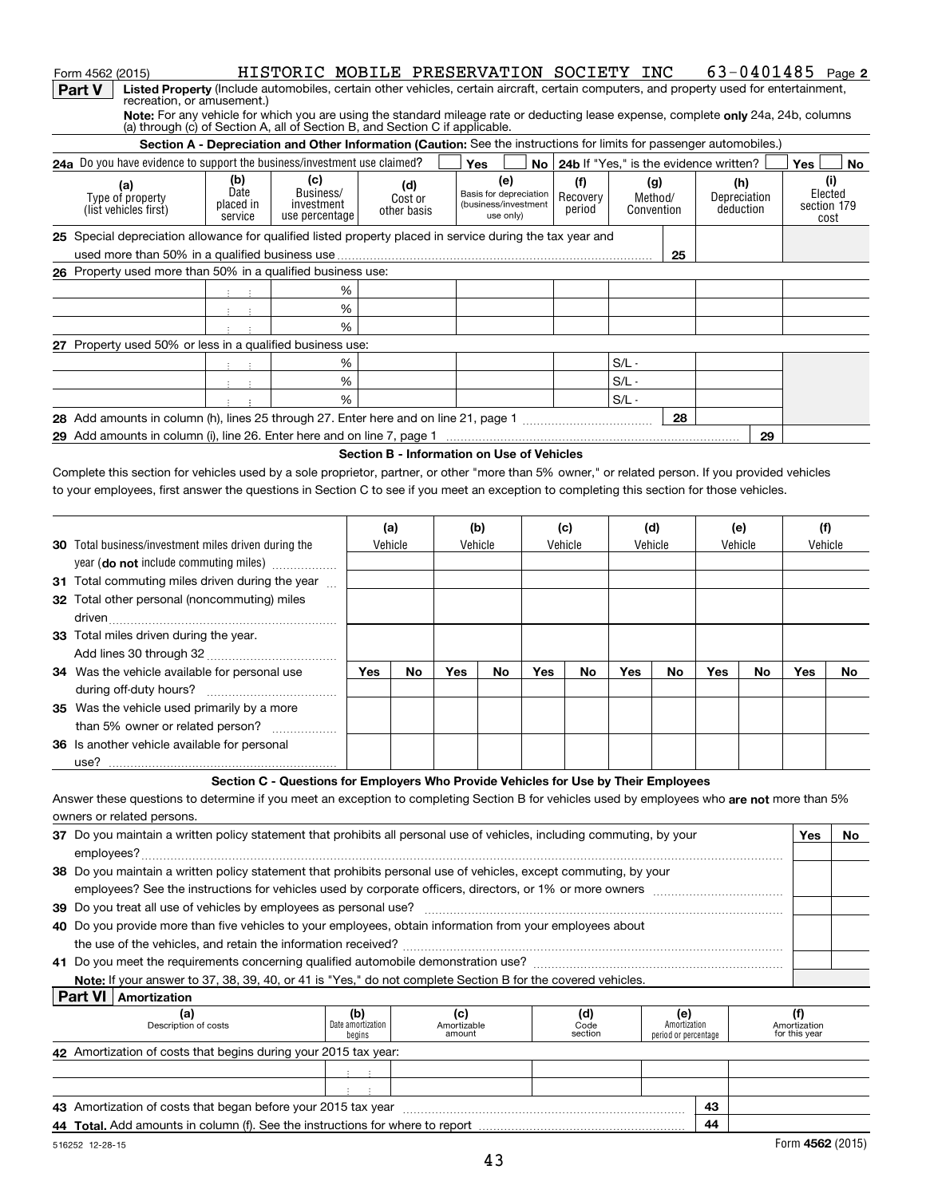Form 4562 (2015) HISTORIC MOBILE PRESERVATION SOCIETY INC 63-0401485 Page **2**

## Part V Listed Property (Include automobiles, certain other vehicles, certain aircraft, certain computers, and property used for entertainment, recreation, or amusement.)

**Note:** For any vehicle for which you are using the standard mileage rate or deducting lease expense, complete **only** 24a, 24b, columns (a) through (c) of Section A, all of Section B, and Section C if applicable.

### Section A - Depreciation and Other Information (Caution: See the instructions for limits for passenger automobiles.)

**24a** Do you have evidence to support the business/investment use claimed? ☐ Yes ☐ No **24b** If "Yes," is the evidence written? ☐ Yes ☐ No

| (a) Type of property (list vehicles first) | (b) Date placed in service | (c) Business/ investment use percentage | (d) Cost or other basis | (e) Basis for depreciation (business/investment use only) | (f) Recovery period | (g) Method/ Convention | (h) Depreciation deduction | (i) Elected section 179 cost |
|---|---|---|---|---|---|---|---|---|
| **25** Special depreciation allowance for qualified listed property placed in service during the tax year and used more than 50% in a qualified business use | | | | | | 25 | | |
| **26** Property used more than 50% in a qualified business use: | | | | | | | | |
| | | % | | | | | | |
| | | % | | | | | | |
| | | % | | | | | | |
| **27** Property used 50% or less in a qualified business use: | | | | | | | | |
| | | % | | | | S/L - | | |
| | | % | | | | S/L - | | |
| | | % | | | | S/L - | | |
| **28** Add amounts in column (h), lines 25 through 27. Enter here and on line 21, page 1 | | | | | | 28 | | |
| **29** Add amounts in column (i), line 26. Enter here and on line 7, page 1 | | | | | | | 29 | |

### Section B - Information on Use of Vehicles

Complete this section for vehicles used by a sole proprietor, partner, or other "more than 5% owner," or related person. If you provided vehicles to your employees, first answer the questions in Section C to see if you meet an exception to completing this section for those vehicles.

| | (a) Vehicle | | (b) Vehicle | | (c) Vehicle | | (d) Vehicle | | (e) Vehicle | | (f) Vehicle | |
|---|---|---|---|---|---|---|---|---|---|---|---|---|
| **30** Total business/investment miles driven during the year (**do not** include commuting miles) | | | | | | | | | | | | |
| **31** Total commuting miles driven during the year | | | | | | | | | | | | |
| **32** Total other personal (noncommuting) miles driven | | | | | | | | | | | | |
| **33** Total miles driven during the year. Add lines 30 through 32 | | | | | | | | | | | | |
| | Yes | No | Yes | No | Yes | No | Yes | No | Yes | No | Yes | No |
| **34** Was the vehicle available for personal use during off-duty hours? | | | | | | | | | | | | |
| **35** Was the vehicle used primarily by a more than 5% owner or related person? | | | | | | | | | | | | |
| **36** Is another vehicle available for personal use? | | | | | | | | | | | | |

### Section C - Questions for Employers Who Provide Vehicles for Use by Their Employees

Answer these questions to determine if you meet an exception to completing Section B for vehicles used by employees who **are not** more than 5% owners or related persons.

| | Yes | No |
|---|---|---|
| **37** Do you maintain a written policy statement that prohibits all personal use of vehicles, including commuting, by your employees? | | |
| **38** Do you maintain a written policy statement that prohibits personal use of vehicles, except commuting, by your employees? See the instructions for vehicles used by corporate officers, directors, or 1% or more owners | | |
| **39** Do you treat all use of vehicles by employees as personal use? | | |
| **40** Do you provide more than five vehicles to your employees, obtain information from your employees about the use of the vehicles, and retain the information received? | | |
| **41** Do you meet the requirements concerning qualified automobile demonstration use? | | |

**Note:** If your answer to 37, 38, 39, 40, or 41 is "Yes," do not complete Section B for the covered vehicles.

## Part VI Amortization

| (a) Description of costs | (b) Date amortization begins | (c) Amortizable amount | (d) Code section | (e) Amortization period or percentage | (f) Amortization for this year |
|---|---|---|---|---|---|
| **42** Amortization of costs that begins during your 2015 tax year: | | | | | |
| | | | | | |
| | | | | | |
| **43** Amortization of costs that began before your 2015 tax year | | | | 43 | |
| **44 Total.** Add amounts in column (f). See the instructions for where to report | | | | 44 | |

516252 12-28-15 Form **4562** (2015)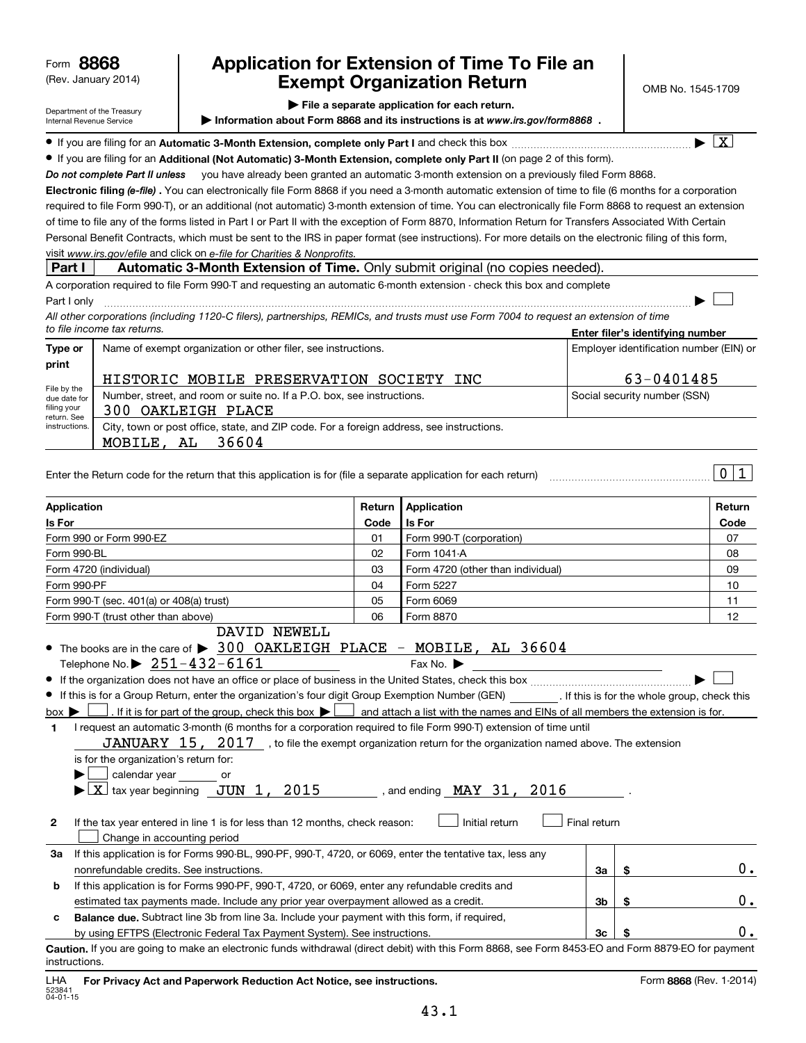Form **8868** (Rev. January 2014)

Department of the Treasury
Internal Revenue Service

# Application for Extension of Time To File an Exempt Organization Return

▶ File a separate application for each return.

▶ Information about Form 8868 and its instructions is at *www.irs.gov/form8868* .

OMB No. 1545-1709

- If you are filing for an **Automatic 3-Month Extension, complete only Part I** and check this box ▶ [X]
- If you are filing for an **Additional (Not Automatic) 3-Month Extension, complete only Part II** (on page 2 of this form).

***Do not complete Part II unless*** you have already been granted an automatic 3-month extension on a previously filed Form 8868.

**Electronic filing *(e-file)* .** You can electronically file Form 8868 if you need a 3-month automatic extension of time to file (6 months for a corporation required to file Form 990-T), or an additional (not automatic) 3-month extension of time. You can electronically file Form 8868 to request an extension of time to file any of the forms listed in Part I or Part II with the exception of Form 8870, Information Return for Transfers Associated With Certain Personal Benefit Contracts, which must be sent to the IRS in paper format (see instructions). For more details on the electronic filing of this form, visit *www.irs.gov/efile* and click on *e-file for Charities & Nonprofits.*

## Part I — Automatic 3-Month Extension of Time. Only submit original (no copies needed).

A corporation required to file Form 990-T and requesting an automatic 6-month extension - check this box and complete Part I only ▶ [ ]

*All other corporations (including 1120-C filers), partnerships, REMICs, and trusts must use Form 7004 to request an extension of time to file income tax returns.*

**Enter filer's identifying number**

| Type or print | | |
|---|---|---|
| | Name of exempt organization or other filer, see instructions.<br>HISTORIC MOBILE PRESERVATION SOCIETY INC | Employer identification number (EIN) or<br>63-0401485 |
| File by the due date for filing your return. See instructions. | Number, street, and room or suite no. If a P.O. box, see instructions.<br>300 OAKLEIGH PLACE | Social security number (SSN) |
| | City, town or post office, state, and ZIP code. For a foreign address, see instructions.<br>MOBILE, AL 36604 | |

Enter the Return code for the return that this application is for (file a separate application for each return) 0 1

| Application Is For | Return Code | Application Is For | Return Code |
|---|---|---|---|
| Form 990 or Form 990-EZ | 01 | Form 990-T (corporation) | 07 |
| Form 990-BL | 02 | Form 1041-A | 08 |
| Form 4720 (individual) | 03 | Form 4720 (other than individual) | 09 |
| Form 990-PF | 04 | Form 5227 | 10 |
| Form 990-T (sec. 401(a) or 408(a) trust) | 05 | Form 6069 | 11 |
| Form 990-T (trust other than above) | 06 | Form 8870 | 12 |

- The books are in the care of ▶ DAVID NEWELL 300 OAKLEIGH PLACE - MOBILE, AL 36604

Telephone No. ▶ 251-432-6161 Fax No. ▶

- If the organization does not have an office or place of business in the United States, check this box ▶ [ ]
- If this is for a Group Return, enter the organization's four digit Group Exemption Number (GEN) ______ . If this is for the whole group, check this box ▶ [ ] . If it is for part of the group, check this box ▶ [ ] and attach a list with the names and EINs of all members the extension is for.

**1** I request an automatic 3-month (6 months for a corporation required to file Form 990-T) extension of time until JANUARY 15, 2017 , to file the exempt organization return for the organization named above. The extension is for the organization's return for:

▶ [ ] calendar year ______ or

▶ [X] tax year beginning JUN 1, 2015 , and ending MAY 31, 2016 .

**2** If the tax year entered in line 1 is for less than 12 months, check reason: [ ] Initial return [ ] Final return [ ] Change in accounting period

| | | | | |
|---|---|---|---|---|
| **3a** | If this application is for Forms 990-BL, 990-PF, 990-T, 4720, or 6069, enter the tentative tax, less any nonrefundable credits. See instructions. | 3a | $ | 0. |
| **b** | If this application is for Forms 990-PF, 990-T, 4720, or 6069, enter any refundable credits and estimated tax payments made. Include any prior year overpayment allowed as a credit. | 3b | $ | 0. |
| **c** | **Balance due.** Subtract line 3b from line 3a. Include your payment with this form, if required, by using EFTPS (Electronic Federal Tax Payment System). See instructions. | 3c | $ | 0. |

**Caution.** If you are going to make an electronic funds withdrawal (direct debit) with this Form 8868, see Form 8453-EO and Form 8879-EO for payment instructions.

LHA **For Privacy Act and Paperwork Reduction Act Notice, see instructions.** Form **8868** (Rev. 1-2014)

523841 04-01-15

43.1